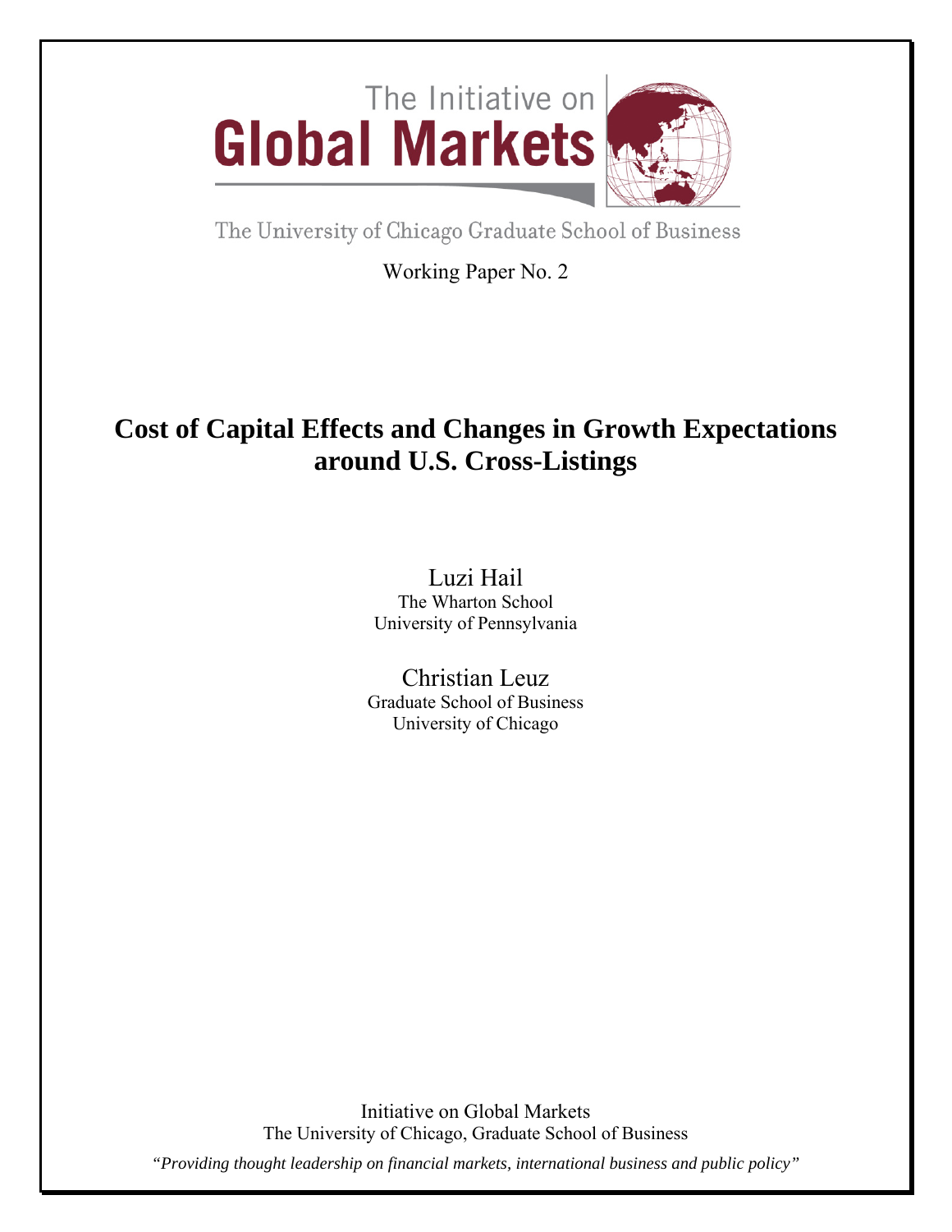The Initiative on

# Global Markets

The University of Chicago Graduate School of Business

Working Paper No. 2

# Cost of Capital Effects and Changes in Growth Expectations around U.S. Cross-Listings

Luzi Hail
The Wharton School
University of Pennsylvania

Christian Leuz
Graduate School of Business
University of Chicago

Initiative on Global Markets
The University of Chicago, Graduate School of Business

*"Providing thought leadership on financial markets, international business and public policy"*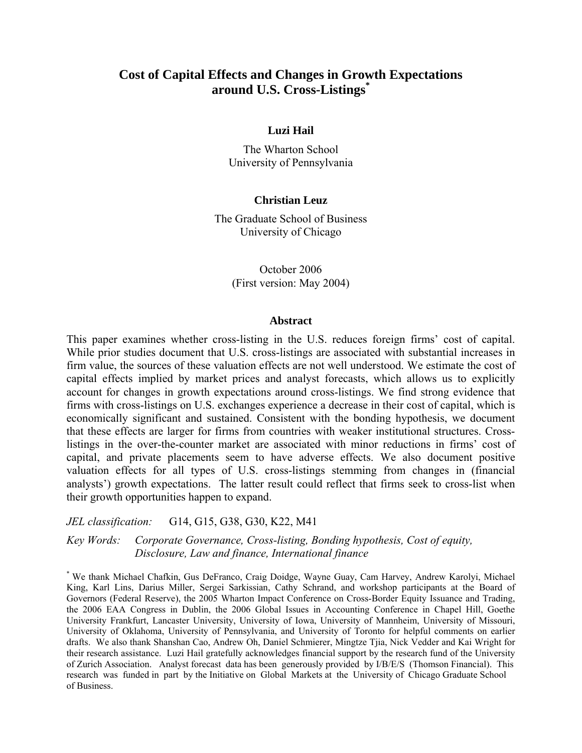# Cost of Capital Effects and Changes in Growth Expectations around U.S. Cross-Listings[*]

**Luzi Hail**

The Wharton School
University of Pennsylvania

**Christian Leuz**

The Graduate School of Business
University of Chicago

October 2006
(First version: May 2004)

## Abstract

This paper examines whether cross-listing in the U.S. reduces foreign firms' cost of capital. While prior studies document that U.S. cross-listings are associated with substantial increases in firm value, the sources of these valuation effects are not well understood. We estimate the cost of capital effects implied by market prices and analyst forecasts, which allows us to explicitly account for changes in growth expectations around cross-listings. We find strong evidence that firms with cross-listings on U.S. exchanges experience a decrease in their cost of capital, which is economically significant and sustained. Consistent with the bonding hypothesis, we document that these effects are larger for firms from countries with weaker institutional structures. Cross-listings in the over-the-counter market are associated with minor reductions in firms' cost of capital, and private placements seem to have adverse effects. We also document positive valuation effects for all types of U.S. cross-listings stemming from changes in (financial analysts') growth expectations. The latter result could reflect that firms seek to cross-list when their growth opportunities happen to expand.

*JEL classification:* G14, G15, G38, G30, K22, M41

*Key Words:* *Corporate Governance, Cross-listing, Bonding hypothesis, Cost of equity, Disclosure, Law and finance, International finance*

[*] We thank Michael Chafkin, Gus DeFranco, Craig Doidge, Wayne Guay, Cam Harvey, Andrew Karolyi, Michael King, Karl Lins, Darius Miller, Sergei Sarkissian, Cathy Schrand, and workshop participants at the Board of Governors (Federal Reserve), the 2005 Wharton Impact Conference on Cross-Border Equity Issuance and Trading, the 2006 EAA Congress in Dublin, the 2006 Global Issues in Accounting Conference in Chapel Hill, Goethe University Frankfurt, Lancaster University, University of Iowa, University of Mannheim, University of Missouri, University of Oklahoma, University of Pennsylvania, and University of Toronto for helpful comments on earlier drafts. We also thank Shanshan Cao, Andrew Oh, Daniel Schmierer, Mingtze Tjia, Nick Vedder and Kai Wright for their research assistance. Luzi Hail gratefully acknowledges financial support by the research fund of the University of Zurich Association. Analyst forecast data has been generously provided by I/B/E/S (Thomson Financial). This research was funded in part by the Initiative on Global Markets at the University of Chicago Graduate School of Business.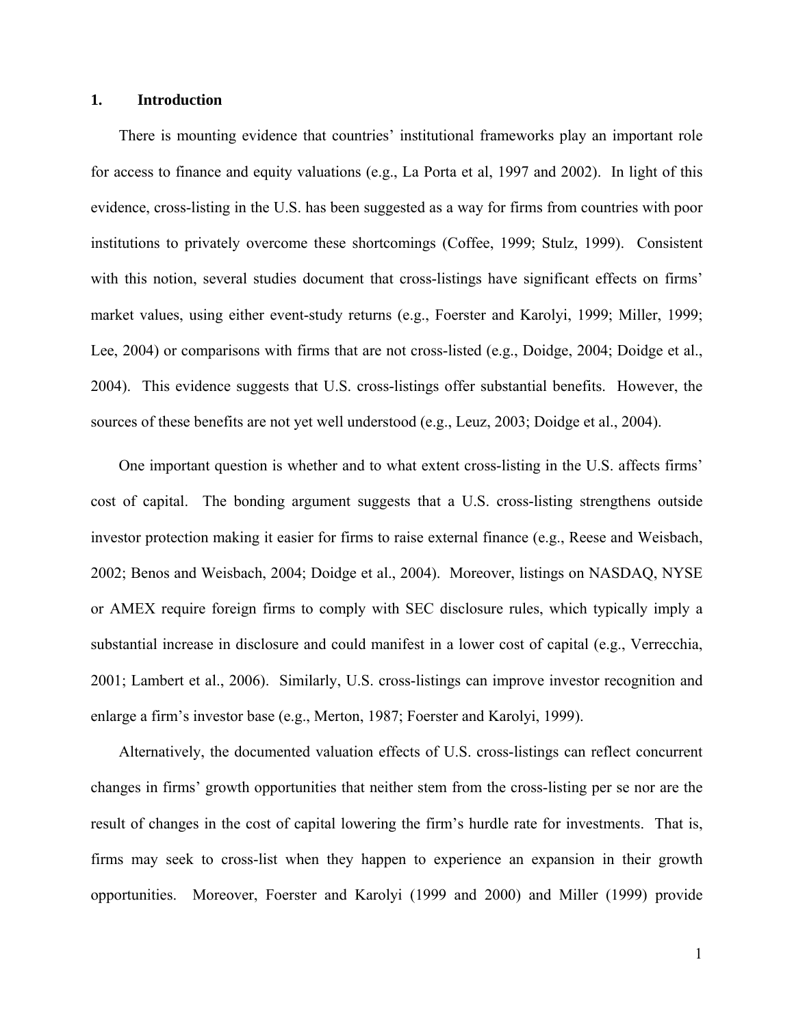## 1. Introduction

There is mounting evidence that countries' institutional frameworks play an important role for access to finance and equity valuations (e.g., La Porta et al, 1997 and 2002). In light of this evidence, cross-listing in the U.S. has been suggested as a way for firms from countries with poor institutions to privately overcome these shortcomings (Coffee, 1999; Stulz, 1999). Consistent with this notion, several studies document that cross-listings have significant effects on firms' market values, using either event-study returns (e.g., Foerster and Karolyi, 1999; Miller, 1999; Lee, 2004) or comparisons with firms that are not cross-listed (e.g., Doidge, 2004; Doidge et al., 2004). This evidence suggests that U.S. cross-listings offer substantial benefits. However, the sources of these benefits are not yet well understood (e.g., Leuz, 2003; Doidge et al., 2004).

One important question is whether and to what extent cross-listing in the U.S. affects firms' cost of capital. The bonding argument suggests that a U.S. cross-listing strengthens outside investor protection making it easier for firms to raise external finance (e.g., Reese and Weisbach, 2002; Benos and Weisbach, 2004; Doidge et al., 2004). Moreover, listings on NASDAQ, NYSE or AMEX require foreign firms to comply with SEC disclosure rules, which typically imply a substantial increase in disclosure and could manifest in a lower cost of capital (e.g., Verrecchia, 2001; Lambert et al., 2006). Similarly, U.S. cross-listings can improve investor recognition and enlarge a firm's investor base (e.g., Merton, 1987; Foerster and Karolyi, 1999).

Alternatively, the documented valuation effects of U.S. cross-listings can reflect concurrent changes in firms' growth opportunities that neither stem from the cross-listing per se nor are the result of changes in the cost of capital lowering the firm's hurdle rate for investments. That is, firms may seek to cross-list when they happen to experience an expansion in their growth opportunities. Moreover, Foerster and Karolyi (1999 and 2000) and Miller (1999) provide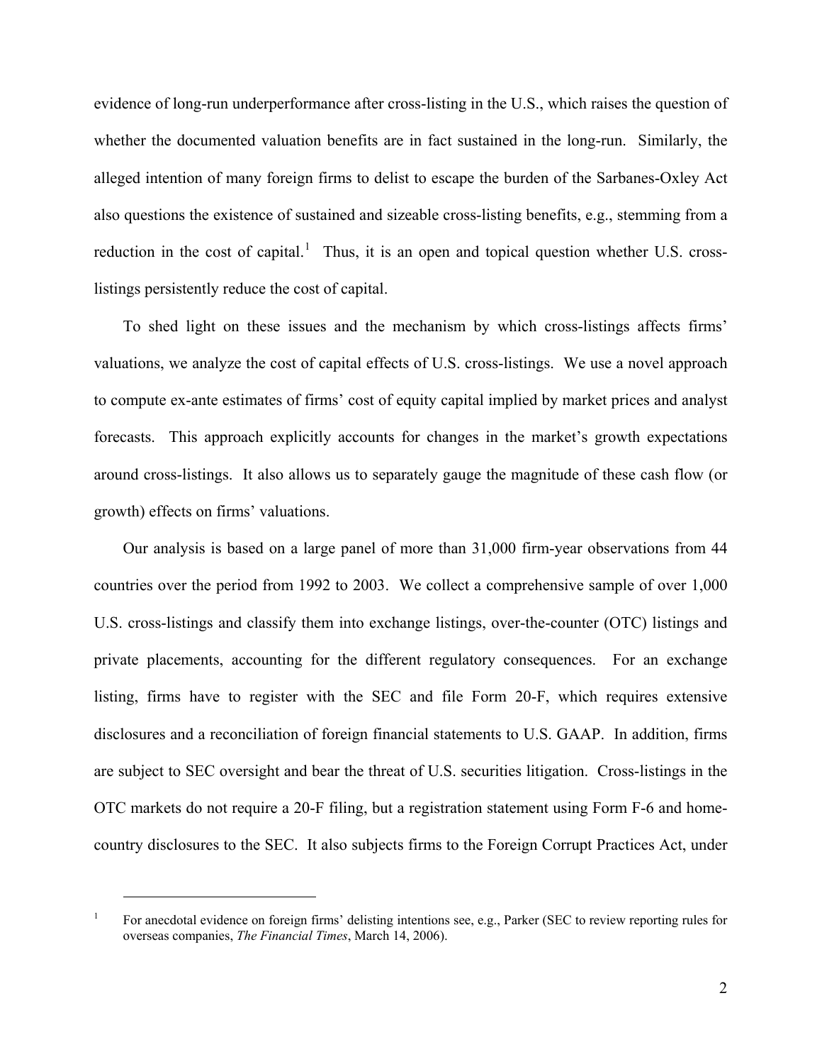evidence of long-run underperformance after cross-listing in the U.S., which raises the question of whether the documented valuation benefits are in fact sustained in the long-run. Similarly, the alleged intention of many foreign firms to delist to escape the burden of the Sarbanes-Oxley Act also questions the existence of sustained and sizeable cross-listing benefits, e.g., stemming from a reduction in the cost of capital.[1] Thus, it is an open and topical question whether U.S. cross-listings persistently reduce the cost of capital.

To shed light on these issues and the mechanism by which cross-listings affects firms' valuations, we analyze the cost of capital effects of U.S. cross-listings. We use a novel approach to compute ex-ante estimates of firms' cost of equity capital implied by market prices and analyst forecasts. This approach explicitly accounts for changes in the market's growth expectations around cross-listings. It also allows us to separately gauge the magnitude of these cash flow (or growth) effects on firms' valuations.

Our analysis is based on a large panel of more than 31,000 firm-year observations from 44 countries over the period from 1992 to 2003. We collect a comprehensive sample of over 1,000 U.S. cross-listings and classify them into exchange listings, over-the-counter (OTC) listings and private placements, accounting for the different regulatory consequences. For an exchange listing, firms have to register with the SEC and file Form 20-F, which requires extensive disclosures and a reconciliation of foreign financial statements to U.S. GAAP. In addition, firms are subject to SEC oversight and bear the threat of U.S. securities litigation. Cross-listings in the OTC markets do not require a 20-F filing, but a registration statement using Form F-6 and home-country disclosures to the SEC. It also subjects firms to the Foreign Corrupt Practices Act, under

---

[1] For anecdotal evidence on foreign firms' delisting intentions see, e.g., Parker (SEC to review reporting rules for overseas companies, *The Financial Times*, March 14, 2006).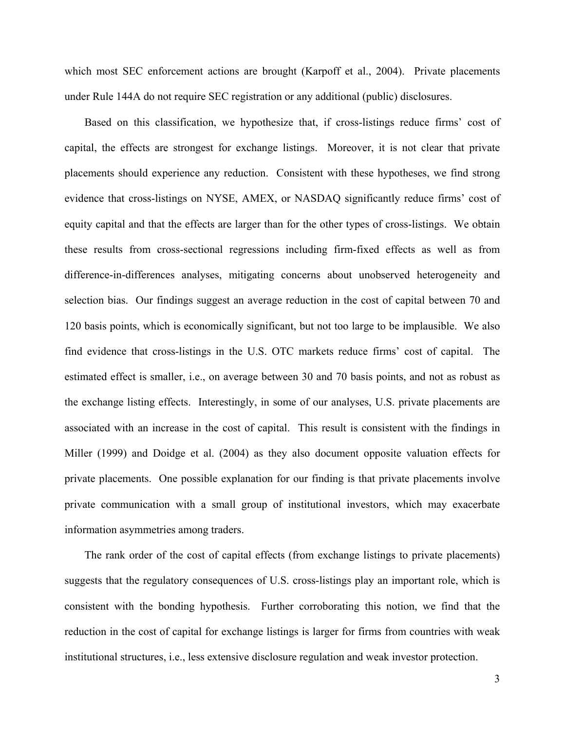which most SEC enforcement actions are brought (Karpoff et al., 2004). Private placements under Rule 144A do not require SEC registration or any additional (public) disclosures.

Based on this classification, we hypothesize that, if cross-listings reduce firms' cost of capital, the effects are strongest for exchange listings. Moreover, it is not clear that private placements should experience any reduction. Consistent with these hypotheses, we find strong evidence that cross-listings on NYSE, AMEX, or NASDAQ significantly reduce firms' cost of equity capital and that the effects are larger than for the other types of cross-listings. We obtain these results from cross-sectional regressions including firm-fixed effects as well as from difference-in-differences analyses, mitigating concerns about unobserved heterogeneity and selection bias. Our findings suggest an average reduction in the cost of capital between 70 and 120 basis points, which is economically significant, but not too large to be implausible. We also find evidence that cross-listings in the U.S. OTC markets reduce firms' cost of capital. The estimated effect is smaller, i.e., on average between 30 and 70 basis points, and not as robust as the exchange listing effects. Interestingly, in some of our analyses, U.S. private placements are associated with an increase in the cost of capital. This result is consistent with the findings in Miller (1999) and Doidge et al. (2004) as they also document opposite valuation effects for private placements. One possible explanation for our finding is that private placements involve private communication with a small group of institutional investors, which may exacerbate information asymmetries among traders.

The rank order of the cost of capital effects (from exchange listings to private placements) suggests that the regulatory consequences of U.S. cross-listings play an important role, which is consistent with the bonding hypothesis. Further corroborating this notion, we find that the reduction in the cost of capital for exchange listings is larger for firms from countries with weak institutional structures, i.e., less extensive disclosure regulation and weak investor protection.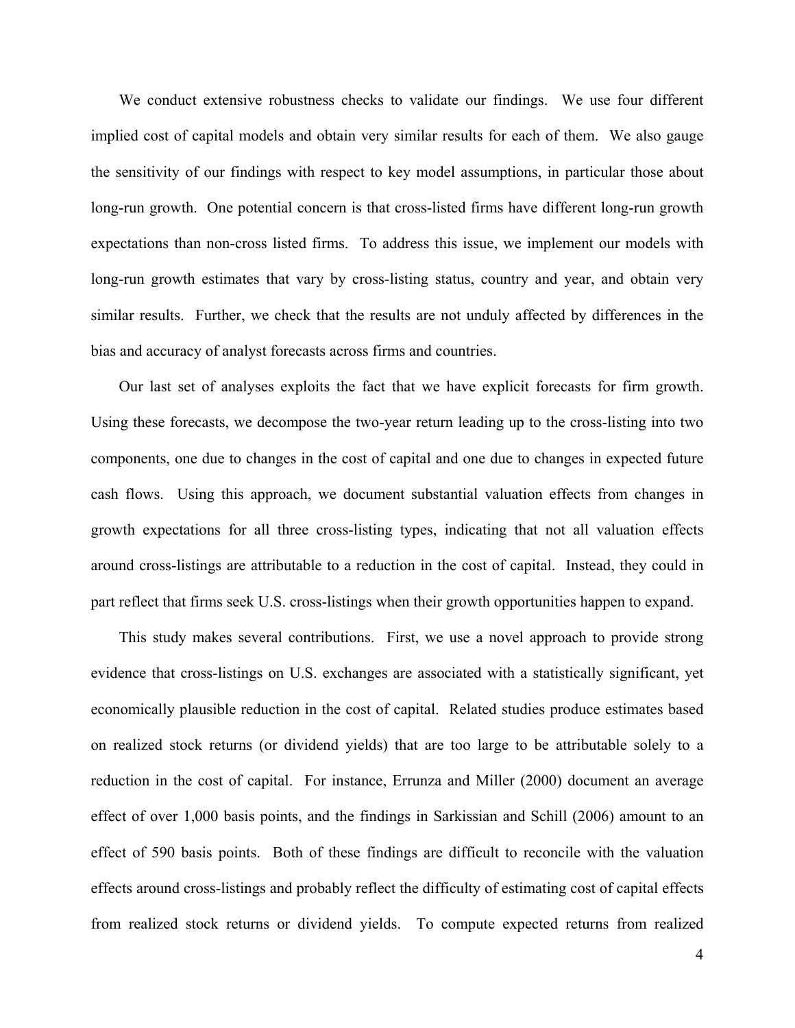We conduct extensive robustness checks to validate our findings. We use four different implied cost of capital models and obtain very similar results for each of them. We also gauge the sensitivity of our findings with respect to key model assumptions, in particular those about long-run growth. One potential concern is that cross-listed firms have different long-run growth expectations than non-cross listed firms. To address this issue, we implement our models with long-run growth estimates that vary by cross-listing status, country and year, and obtain very similar results. Further, we check that the results are not unduly affected by differences in the bias and accuracy of analyst forecasts across firms and countries.

Our last set of analyses exploits the fact that we have explicit forecasts for firm growth. Using these forecasts, we decompose the two-year return leading up to the cross-listing into two components, one due to changes in the cost of capital and one due to changes in expected future cash flows. Using this approach, we document substantial valuation effects from changes in growth expectations for all three cross-listing types, indicating that not all valuation effects around cross-listings are attributable to a reduction in the cost of capital. Instead, they could in part reflect that firms seek U.S. cross-listings when their growth opportunities happen to expand.

This study makes several contributions. First, we use a novel approach to provide strong evidence that cross-listings on U.S. exchanges are associated with a statistically significant, yet economically plausible reduction in the cost of capital. Related studies produce estimates based on realized stock returns (or dividend yields) that are too large to be attributable solely to a reduction in the cost of capital. For instance, Errunza and Miller (2000) document an average effect of over 1,000 basis points, and the findings in Sarkissian and Schill (2006) amount to an effect of 590 basis points. Both of these findings are difficult to reconcile with the valuation effects around cross-listings and probably reflect the difficulty of estimating cost of capital effects from realized stock returns or dividend yields. To compute expected returns from realized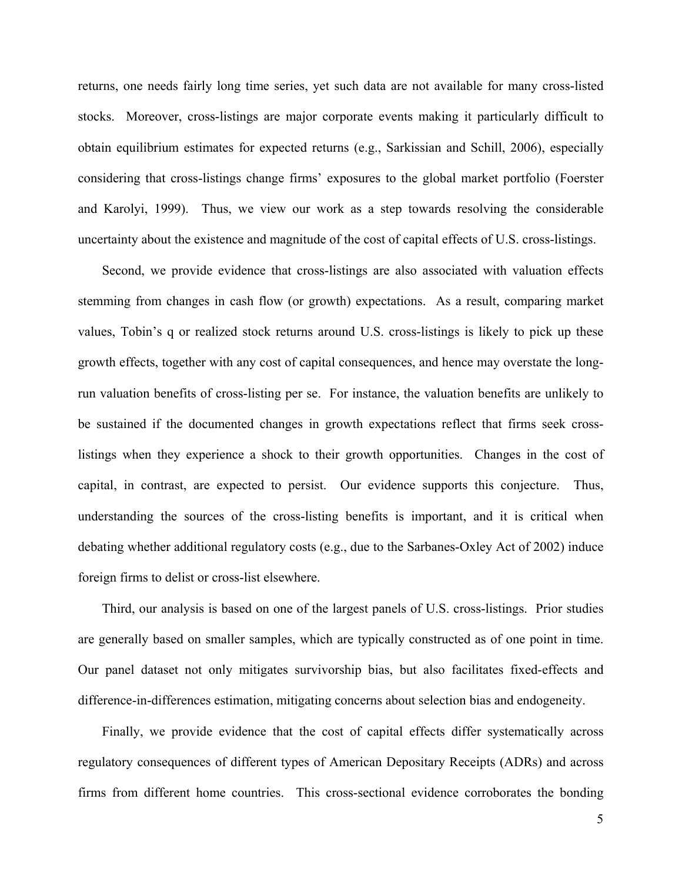returns, one needs fairly long time series, yet such data are not available for many cross-listed stocks. Moreover, cross-listings are major corporate events making it particularly difficult to obtain equilibrium estimates for expected returns (e.g., Sarkissian and Schill, 2006), especially considering that cross-listings change firms' exposures to the global market portfolio (Foerster and Karolyi, 1999). Thus, we view our work as a step towards resolving the considerable uncertainty about the existence and magnitude of the cost of capital effects of U.S. cross-listings.

Second, we provide evidence that cross-listings are also associated with valuation effects stemming from changes in cash flow (or growth) expectations. As a result, comparing market values, Tobin's q or realized stock returns around U.S. cross-listings is likely to pick up these growth effects, together with any cost of capital consequences, and hence may overstate the long-run valuation benefits of cross-listing per se. For instance, the valuation benefits are unlikely to be sustained if the documented changes in growth expectations reflect that firms seek cross-listings when they experience a shock to their growth opportunities. Changes in the cost of capital, in contrast, are expected to persist. Our evidence supports this conjecture. Thus, understanding the sources of the cross-listing benefits is important, and it is critical when debating whether additional regulatory costs (e.g., due to the Sarbanes-Oxley Act of 2002) induce foreign firms to delist or cross-list elsewhere.

Third, our analysis is based on one of the largest panels of U.S. cross-listings. Prior studies are generally based on smaller samples, which are typically constructed as of one point in time. Our panel dataset not only mitigates survivorship bias, but also facilitates fixed-effects and difference-in-differences estimation, mitigating concerns about selection bias and endogeneity.

Finally, we provide evidence that the cost of capital effects differ systematically across regulatory consequences of different types of American Depositary Receipts (ADRs) and across firms from different home countries. This cross-sectional evidence corroborates the bonding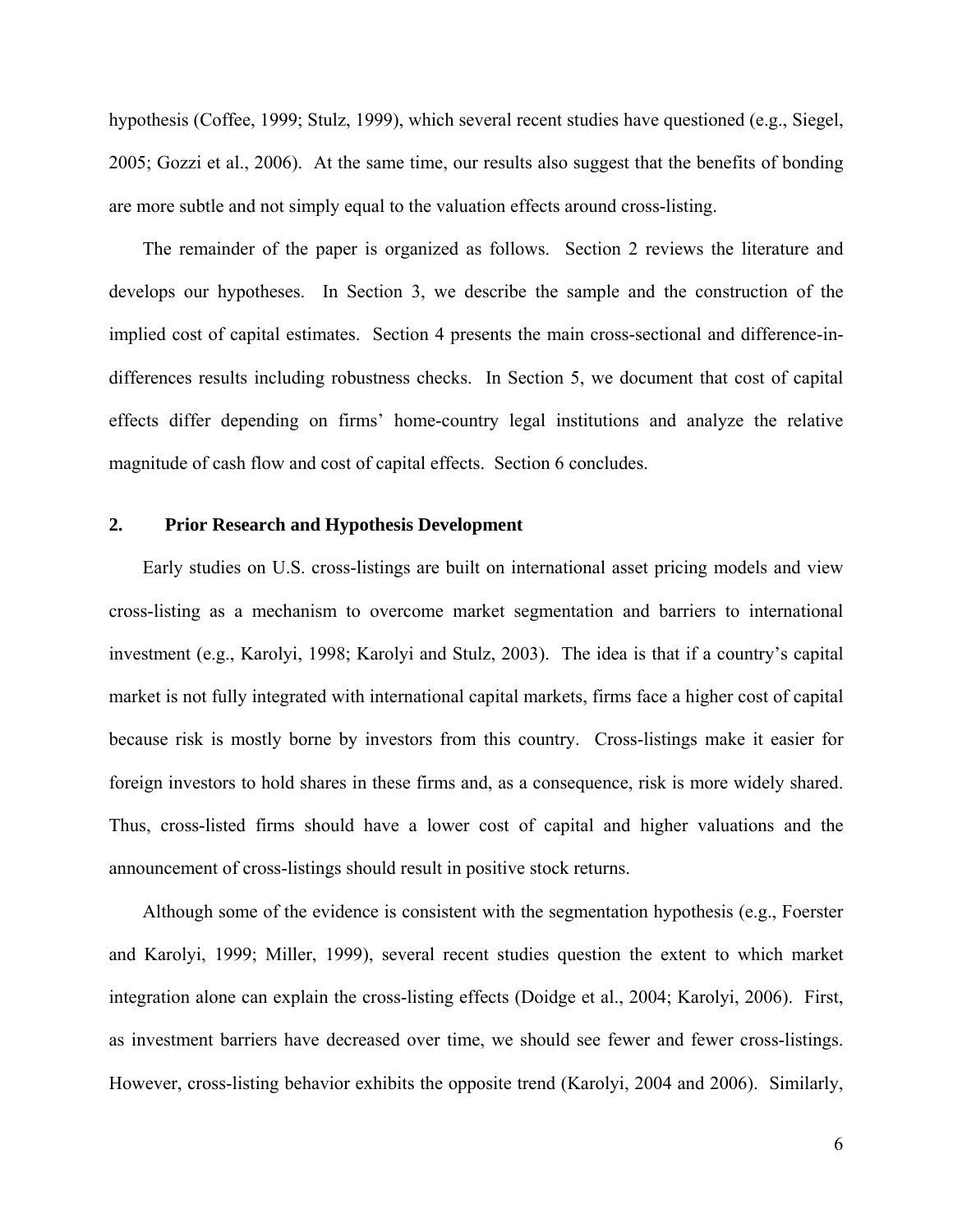hypothesis (Coffee, 1999; Stulz, 1999), which several recent studies have questioned (e.g., Siegel, 2005; Gozzi et al., 2006). At the same time, our results also suggest that the benefits of bonding are more subtle and not simply equal to the valuation effects around cross-listing.

The remainder of the paper is organized as follows. Section 2 reviews the literature and develops our hypotheses. In Section 3, we describe the sample and the construction of the implied cost of capital estimates. Section 4 presents the main cross-sectional and difference-in-differences results including robustness checks. In Section 5, we document that cost of capital effects differ depending on firms' home-country legal institutions and analyze the relative magnitude of cash flow and cost of capital effects. Section 6 concludes.

## 2. Prior Research and Hypothesis Development

Early studies on U.S. cross-listings are built on international asset pricing models and view cross-listing as a mechanism to overcome market segmentation and barriers to international investment (e.g., Karolyi, 1998; Karolyi and Stulz, 2003). The idea is that if a country's capital market is not fully integrated with international capital markets, firms face a higher cost of capital because risk is mostly borne by investors from this country. Cross-listings make it easier for foreign investors to hold shares in these firms and, as a consequence, risk is more widely shared. Thus, cross-listed firms should have a lower cost of capital and higher valuations and the announcement of cross-listings should result in positive stock returns.

Although some of the evidence is consistent with the segmentation hypothesis (e.g., Foerster and Karolyi, 1999; Miller, 1999), several recent studies question the extent to which market integration alone can explain the cross-listing effects (Doidge et al., 2004; Karolyi, 2006). First, as investment barriers have decreased over time, we should see fewer and fewer cross-listings. However, cross-listing behavior exhibits the opposite trend (Karolyi, 2004 and 2006). Similarly,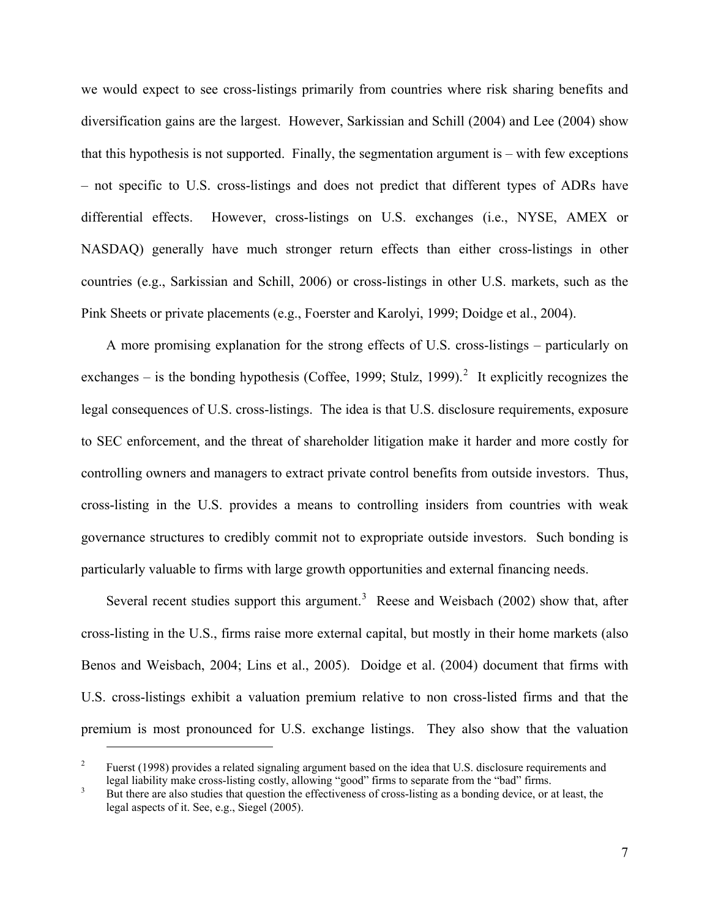we would expect to see cross-listings primarily from countries where risk sharing benefits and diversification gains are the largest. However, Sarkissian and Schill (2004) and Lee (2004) show that this hypothesis is not supported. Finally, the segmentation argument is – with few exceptions – not specific to U.S. cross-listings and does not predict that different types of ADRs have differential effects. However, cross-listings on U.S. exchanges (i.e., NYSE, AMEX or NASDAQ) generally have much stronger return effects than either cross-listings in other countries (e.g., Sarkissian and Schill, 2006) or cross-listings in other U.S. markets, such as the Pink Sheets or private placements (e.g., Foerster and Karolyi, 1999; Doidge et al., 2004).

A more promising explanation for the strong effects of U.S. cross-listings – particularly on exchanges – is the bonding hypothesis (Coffee, 1999; Stulz, 1999).[2] It explicitly recognizes the legal consequences of U.S. cross-listings. The idea is that U.S. disclosure requirements, exposure to SEC enforcement, and the threat of shareholder litigation make it harder and more costly for controlling owners and managers to extract private control benefits from outside investors. Thus, cross-listing in the U.S. provides a means to controlling insiders from countries with weak governance structures to credibly commit not to expropriate outside investors. Such bonding is particularly valuable to firms with large growth opportunities and external financing needs.

Several recent studies support this argument.[3] Reese and Weisbach (2002) show that, after cross-listing in the U.S., firms raise more external capital, but mostly in their home markets (also Benos and Weisbach, 2004; Lins et al., 2005). Doidge et al. (2004) document that firms with U.S. cross-listings exhibit a valuation premium relative to non cross-listed firms and that the premium is most pronounced for U.S. exchange listings. They also show that the valuation

---

[2] Fuerst (1998) provides a related signaling argument based on the idea that U.S. disclosure requirements and legal liability make cross-listing costly, allowing "good" firms to separate from the "bad" firms.

[3] But there are also studies that question the effectiveness of cross-listing as a bonding device, or at least, the legal aspects of it. See, e.g., Siegel (2005).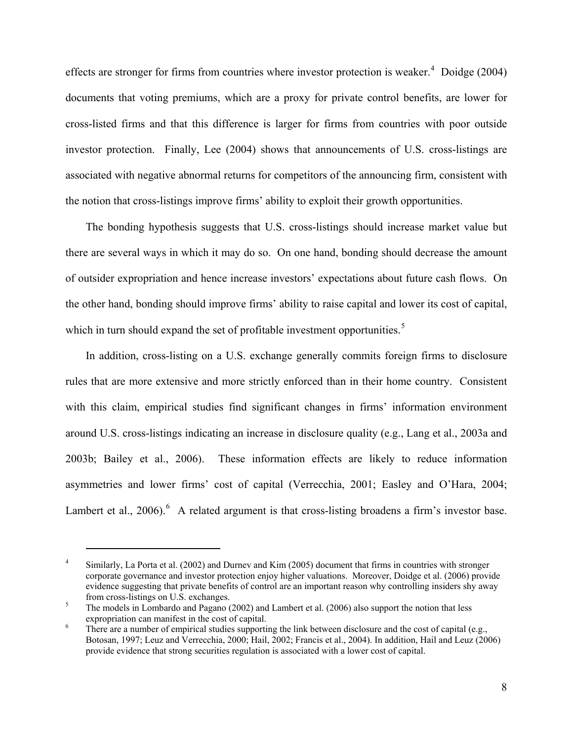effects are stronger for firms from countries where investor protection is weaker.[4] Doidge (2004) documents that voting premiums, which are a proxy for private control benefits, are lower for cross-listed firms and that this difference is larger for firms from countries with poor outside investor protection. Finally, Lee (2004) shows that announcements of U.S. cross-listings are associated with negative abnormal returns for competitors of the announcing firm, consistent with the notion that cross-listings improve firms' ability to exploit their growth opportunities.

The bonding hypothesis suggests that U.S. cross-listings should increase market value but there are several ways in which it may do so. On one hand, bonding should decrease the amount of outsider expropriation and hence increase investors' expectations about future cash flows. On the other hand, bonding should improve firms' ability to raise capital and lower its cost of capital, which in turn should expand the set of profitable investment opportunities.[5]

In addition, cross-listing on a U.S. exchange generally commits foreign firms to disclosure rules that are more extensive and more strictly enforced than in their home country. Consistent with this claim, empirical studies find significant changes in firms' information environment around U.S. cross-listings indicating an increase in disclosure quality (e.g., Lang et al., 2003a and 2003b; Bailey et al., 2006). These information effects are likely to reduce information asymmetries and lower firms' cost of capital (Verrecchia, 2001; Easley and O'Hara, 2004; Lambert et al., 2006).[6] A related argument is that cross-listing broadens a firm's investor base.

---

[4] Similarly, La Porta et al. (2002) and Durnev and Kim (2005) document that firms in countries with stronger corporate governance and investor protection enjoy higher valuations. Moreover, Doidge et al. (2006) provide evidence suggesting that private benefits of control are an important reason why controlling insiders shy away from cross-listings on U.S. exchanges.

[5] The models in Lombardo and Pagano (2002) and Lambert et al. (2006) also support the notion that less expropriation can manifest in the cost of capital.

[6] There are a number of empirical studies supporting the link between disclosure and the cost of capital (e.g., Botosan, 1997; Leuz and Verrecchia, 2000; Hail, 2002; Francis et al., 2004). In addition, Hail and Leuz (2006) provide evidence that strong securities regulation is associated with a lower cost of capital.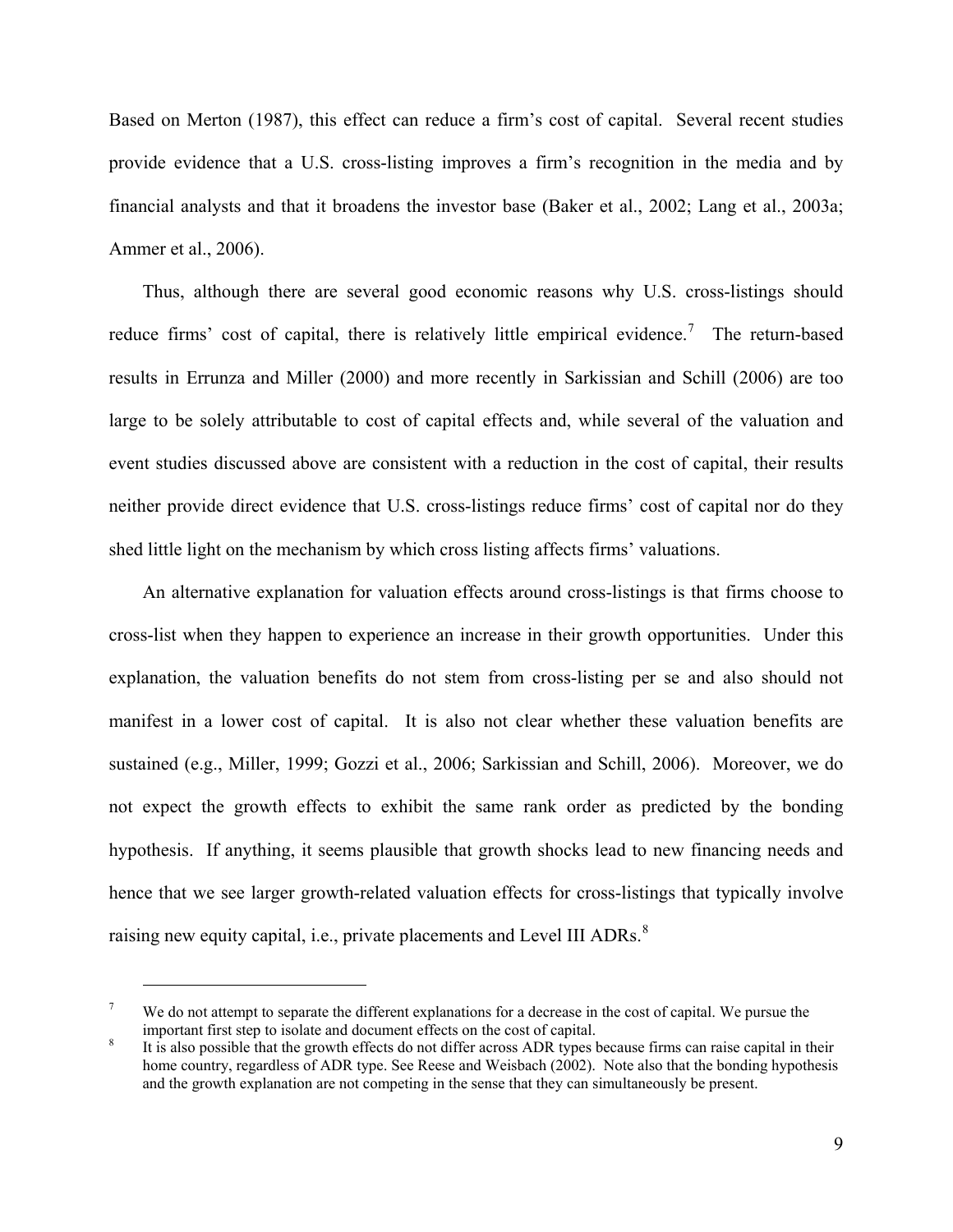Based on Merton (1987), this effect can reduce a firm's cost of capital. Several recent studies provide evidence that a U.S. cross-listing improves a firm's recognition in the media and by financial analysts and that it broadens the investor base (Baker et al., 2002; Lang et al., 2003a; Ammer et al., 2006).

Thus, although there are several good economic reasons why U.S. cross-listings should reduce firms' cost of capital, there is relatively little empirical evidence.[7] The return-based results in Errunza and Miller (2000) and more recently in Sarkissian and Schill (2006) are too large to be solely attributable to cost of capital effects and, while several of the valuation and event studies discussed above are consistent with a reduction in the cost of capital, their results neither provide direct evidence that U.S. cross-listings reduce firms' cost of capital nor do they shed little light on the mechanism by which cross listing affects firms' valuations.

An alternative explanation for valuation effects around cross-listings is that firms choose to cross-list when they happen to experience an increase in their growth opportunities. Under this explanation, the valuation benefits do not stem from cross-listing per se and also should not manifest in a lower cost of capital. It is also not clear whether these valuation benefits are sustained (e.g., Miller, 1999; Gozzi et al., 2006; Sarkissian and Schill, 2006). Moreover, we do not expect the growth effects to exhibit the same rank order as predicted by the bonding hypothesis. If anything, it seems plausible that growth shocks lead to new financing needs and hence that we see larger growth-related valuation effects for cross-listings that typically involve raising new equity capital, i.e., private placements and Level III ADRs.[8]

---

[7] We do not attempt to separate the different explanations for a decrease in the cost of capital. We pursue the important first step to isolate and document effects on the cost of capital.

[8] It is also possible that the growth effects do not differ across ADR types because firms can raise capital in their home country, regardless of ADR type. See Reese and Weisbach (2002). Note also that the bonding hypothesis and the growth explanation are not competing in the sense that they can simultaneously be present.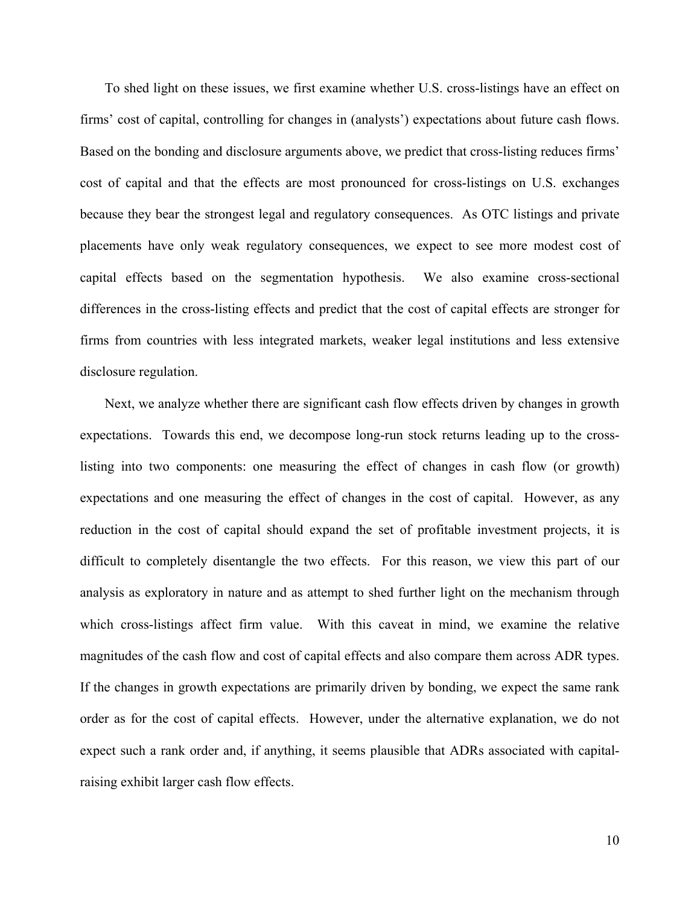To shed light on these issues, we first examine whether U.S. cross-listings have an effect on firms' cost of capital, controlling for changes in (analysts') expectations about future cash flows. Based on the bonding and disclosure arguments above, we predict that cross-listing reduces firms' cost of capital and that the effects are most pronounced for cross-listings on U.S. exchanges because they bear the strongest legal and regulatory consequences. As OTC listings and private placements have only weak regulatory consequences, we expect to see more modest cost of capital effects based on the segmentation hypothesis. We also examine cross-sectional differences in the cross-listing effects and predict that the cost of capital effects are stronger for firms from countries with less integrated markets, weaker legal institutions and less extensive disclosure regulation.

Next, we analyze whether there are significant cash flow effects driven by changes in growth expectations. Towards this end, we decompose long-run stock returns leading up to the cross-listing into two components: one measuring the effect of changes in cash flow (or growth) expectations and one measuring the effect of changes in the cost of capital. However, as any reduction in the cost of capital should expand the set of profitable investment projects, it is difficult to completely disentangle the two effects. For this reason, we view this part of our analysis as exploratory in nature and as attempt to shed further light on the mechanism through which cross-listings affect firm value. With this caveat in mind, we examine the relative magnitudes of the cash flow and cost of capital effects and also compare them across ADR types. If the changes in growth expectations are primarily driven by bonding, we expect the same rank order as for the cost of capital effects. However, under the alternative explanation, we do not expect such a rank order and, if anything, it seems plausible that ADRs associated with capital-raising exhibit larger cash flow effects.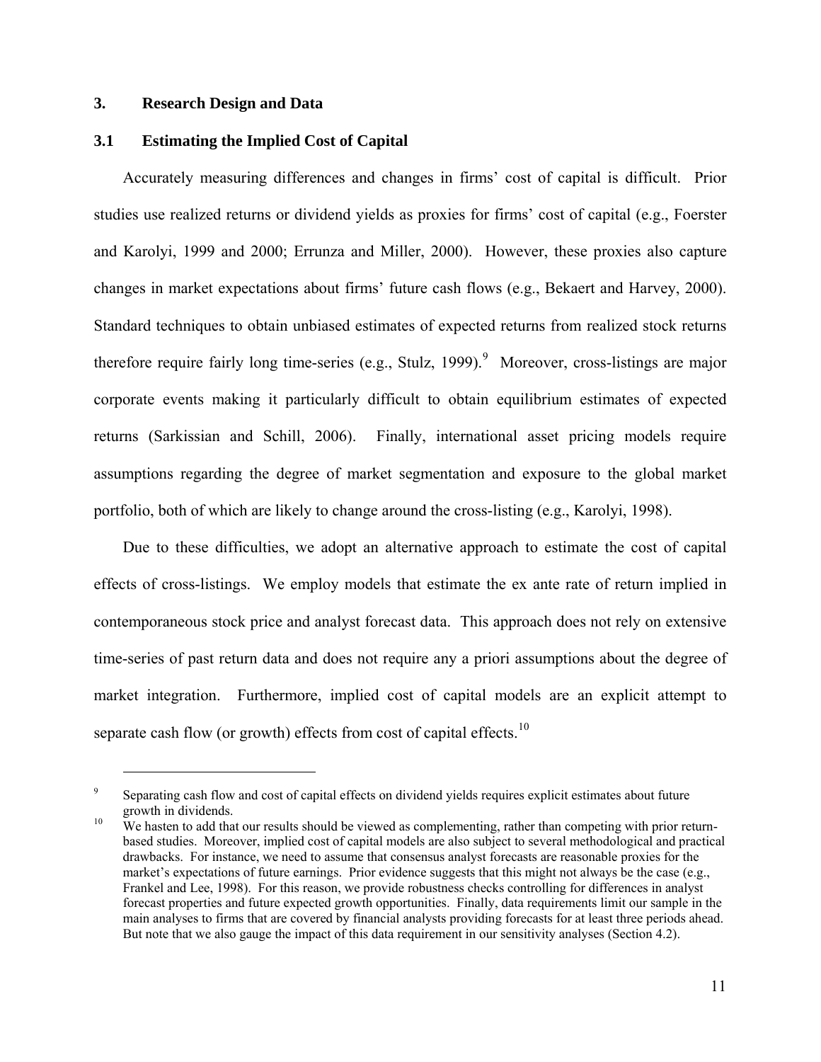## 3. Research Design and Data

### 3.1 Estimating the Implied Cost of Capital

Accurately measuring differences and changes in firms' cost of capital is difficult. Prior studies use realized returns or dividend yields as proxies for firms' cost of capital (e.g., Foerster and Karolyi, 1999 and 2000; Errunza and Miller, 2000). However, these proxies also capture changes in market expectations about firms' future cash flows (e.g., Bekaert and Harvey, 2000). Standard techniques to obtain unbiased estimates of expected returns from realized stock returns therefore require fairly long time-series (e.g., Stulz, 1999).[9] Moreover, cross-listings are major corporate events making it particularly difficult to obtain equilibrium estimates of expected returns (Sarkissian and Schill, 2006). Finally, international asset pricing models require assumptions regarding the degree of market segmentation and exposure to the global market portfolio, both of which are likely to change around the cross-listing (e.g., Karolyi, 1998).

Due to these difficulties, we adopt an alternative approach to estimate the cost of capital effects of cross-listings. We employ models that estimate the ex ante rate of return implied in contemporaneous stock price and analyst forecast data. This approach does not rely on extensive time-series of past return data and does not require any a priori assumptions about the degree of market integration. Furthermore, implied cost of capital models are an explicit attempt to separate cash flow (or growth) effects from cost of capital effects.[10]

---

[9] Separating cash flow and cost of capital effects on dividend yields requires explicit estimates about future growth in dividends.

[10] We hasten to add that our results should be viewed as complementing, rather than competing with prior return-based studies. Moreover, implied cost of capital models are also subject to several methodological and practical drawbacks. For instance, we need to assume that consensus analyst forecasts are reasonable proxies for the market's expectations of future earnings. Prior evidence suggests that this might not always be the case (e.g., Frankel and Lee, 1998). For this reason, we provide robustness checks controlling for differences in analyst forecast properties and future expected growth opportunities. Finally, data requirements limit our sample in the main analyses to firms that are covered by financial analysts providing forecasts for at least three periods ahead. But note that we also gauge the impact of this data requirement in our sensitivity analyses (Section 4.2).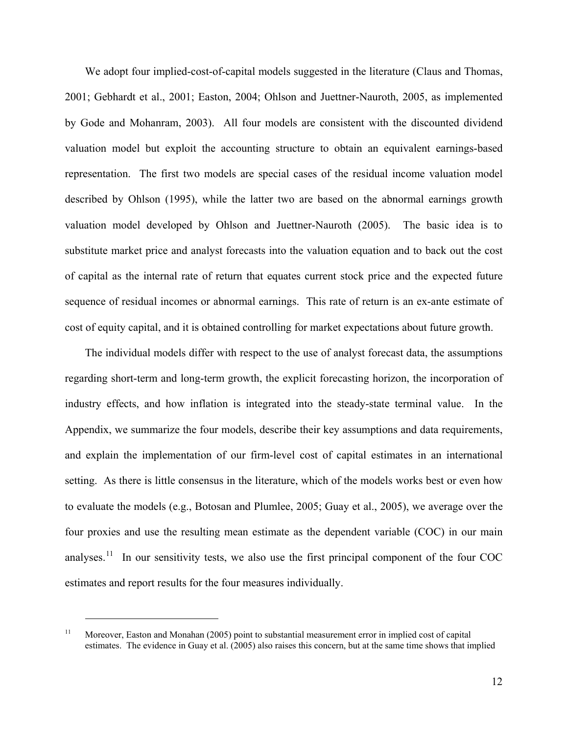We adopt four implied-cost-of-capital models suggested in the literature (Claus and Thomas, 2001; Gebhardt et al., 2001; Easton, 2004; Ohlson and Juettner-Nauroth, 2005, as implemented by Gode and Mohanram, 2003). All four models are consistent with the discounted dividend valuation model but exploit the accounting structure to obtain an equivalent earnings-based representation. The first two models are special cases of the residual income valuation model described by Ohlson (1995), while the latter two are based on the abnormal earnings growth valuation model developed by Ohlson and Juettner-Nauroth (2005). The basic idea is to substitute market price and analyst forecasts into the valuation equation and to back out the cost of capital as the internal rate of return that equates current stock price and the expected future sequence of residual incomes or abnormal earnings. This rate of return is an ex-ante estimate of cost of equity capital, and it is obtained controlling for market expectations about future growth.

The individual models differ with respect to the use of analyst forecast data, the assumptions regarding short-term and long-term growth, the explicit forecasting horizon, the incorporation of industry effects, and how inflation is integrated into the steady-state terminal value. In the Appendix, we summarize the four models, describe their key assumptions and data requirements, and explain the implementation of our firm-level cost of capital estimates in an international setting. As there is little consensus in the literature, which of the models works best or even how to evaluate the models (e.g., Botosan and Plumlee, 2005; Guay et al., 2005), we average over the four proxies and use the resulting mean estimate as the dependent variable (COC) in our main analyses.[11] In our sensitivity tests, we also use the first principal component of the four COC estimates and report results for the four measures individually.

[11] Moreover, Easton and Monahan (2005) point to substantial measurement error in implied cost of capital estimates. The evidence in Guay et al. (2005) also raises this concern, but at the same time shows that implied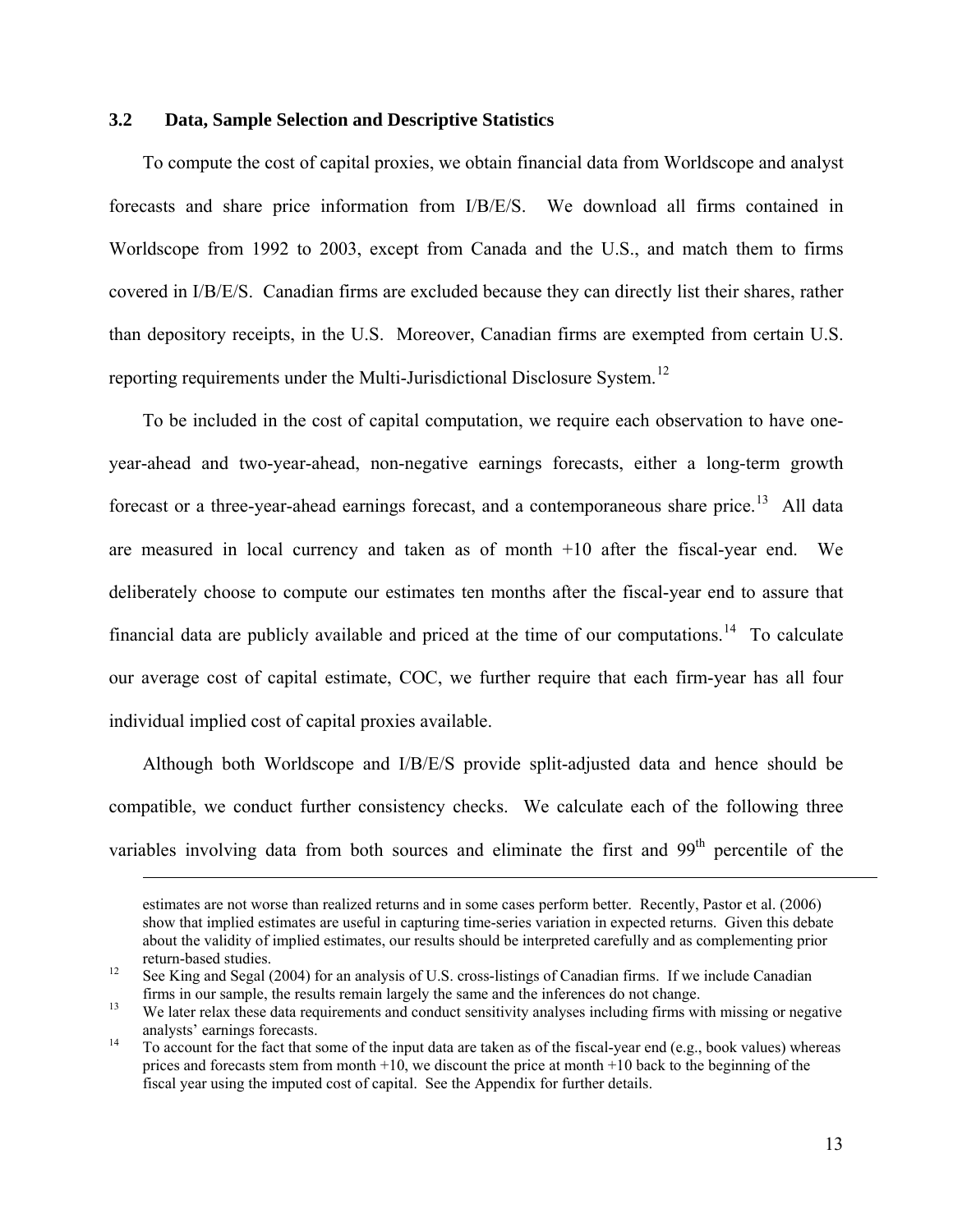### 3.2 Data, Sample Selection and Descriptive Statistics

To compute the cost of capital proxies, we obtain financial data from Worldscope and analyst forecasts and share price information from I/B/E/S. We download all firms contained in Worldscope from 1992 to 2003, except from Canada and the U.S., and match them to firms covered in I/B/E/S. Canadian firms are excluded because they can directly list their shares, rather than depository receipts, in the U.S. Moreover, Canadian firms are exempted from certain U.S. reporting requirements under the Multi-Jurisdictional Disclosure System.[12]

To be included in the cost of capital computation, we require each observation to have one-year-ahead and two-year-ahead, non-negative earnings forecasts, either a long-term growth forecast or a three-year-ahead earnings forecast, and a contemporaneous share price.[13] All data are measured in local currency and taken as of month +10 after the fiscal-year end. We deliberately choose to compute our estimates ten months after the fiscal-year end to assure that financial data are publicly available and priced at the time of our computations.[14] To calculate our average cost of capital estimate, COC, we further require that each firm-year has all four individual implied cost of capital proxies available.

Although both Worldscope and I/B/E/S provide split-adjusted data and hence should be compatible, we conduct further consistency checks. We calculate each of the following three variables involving data from both sources and eliminate the first and 99th percentile of the

---

estimates are not worse than realized returns and in some cases perform better. Recently, Pastor et al. (2006) show that implied estimates are useful in capturing time-series variation in expected returns. Given this debate about the validity of implied estimates, our results should be interpreted carefully and as complementing prior return-based studies.

[12] See King and Segal (2004) for an analysis of U.S. cross-listings of Canadian firms. If we include Canadian firms in our sample, the results remain largely the same and the inferences do not change.

[13] We later relax these data requirements and conduct sensitivity analyses including firms with missing or negative analysts' earnings forecasts.

[14] To account for the fact that some of the input data are taken as of the fiscal-year end (e.g., book values) whereas prices and forecasts stem from month +10, we discount the price at month +10 back to the beginning of the fiscal year using the imputed cost of capital. See the Appendix for further details.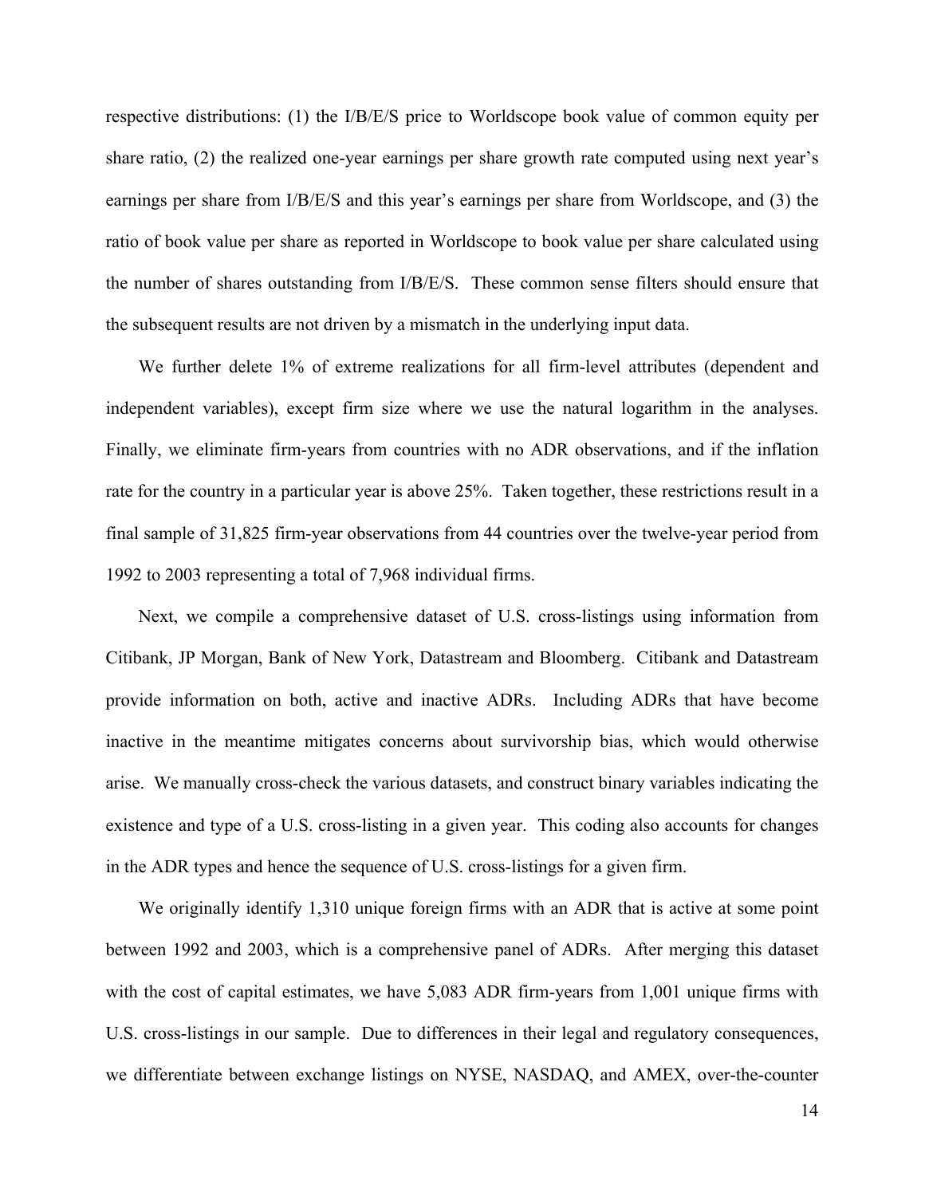respective distributions: (1) the I/B/E/S price to Worldscope book value of common equity per share ratio, (2) the realized one-year earnings per share growth rate computed using next year's earnings per share from I/B/E/S and this year's earnings per share from Worldscope, and (3) the ratio of book value per share as reported in Worldscope to book value per share calculated using the number of shares outstanding from I/B/E/S. These common sense filters should ensure that the subsequent results are not driven by a mismatch in the underlying input data.

We further delete 1% of extreme realizations for all firm-level attributes (dependent and independent variables), except firm size where we use the natural logarithm in the analyses. Finally, we eliminate firm-years from countries with no ADR observations, and if the inflation rate for the country in a particular year is above 25%. Taken together, these restrictions result in a final sample of 31,825 firm-year observations from 44 countries over the twelve-year period from 1992 to 2003 representing a total of 7,968 individual firms.

Next, we compile a comprehensive dataset of U.S. cross-listings using information from Citibank, JP Morgan, Bank of New York, Datastream and Bloomberg. Citibank and Datastream provide information on both, active and inactive ADRs. Including ADRs that have become inactive in the meantime mitigates concerns about survivorship bias, which would otherwise arise. We manually cross-check the various datasets, and construct binary variables indicating the existence and type of a U.S. cross-listing in a given year. This coding also accounts for changes in the ADR types and hence the sequence of U.S. cross-listings for a given firm.

We originally identify 1,310 unique foreign firms with an ADR that is active at some point between 1992 and 2003, which is a comprehensive panel of ADRs. After merging this dataset with the cost of capital estimates, we have 5,083 ADR firm-years from 1,001 unique firms with U.S. cross-listings in our sample. Due to differences in their legal and regulatory consequences, we differentiate between exchange listings on NYSE, NASDAQ, and AMEX, over-the-counter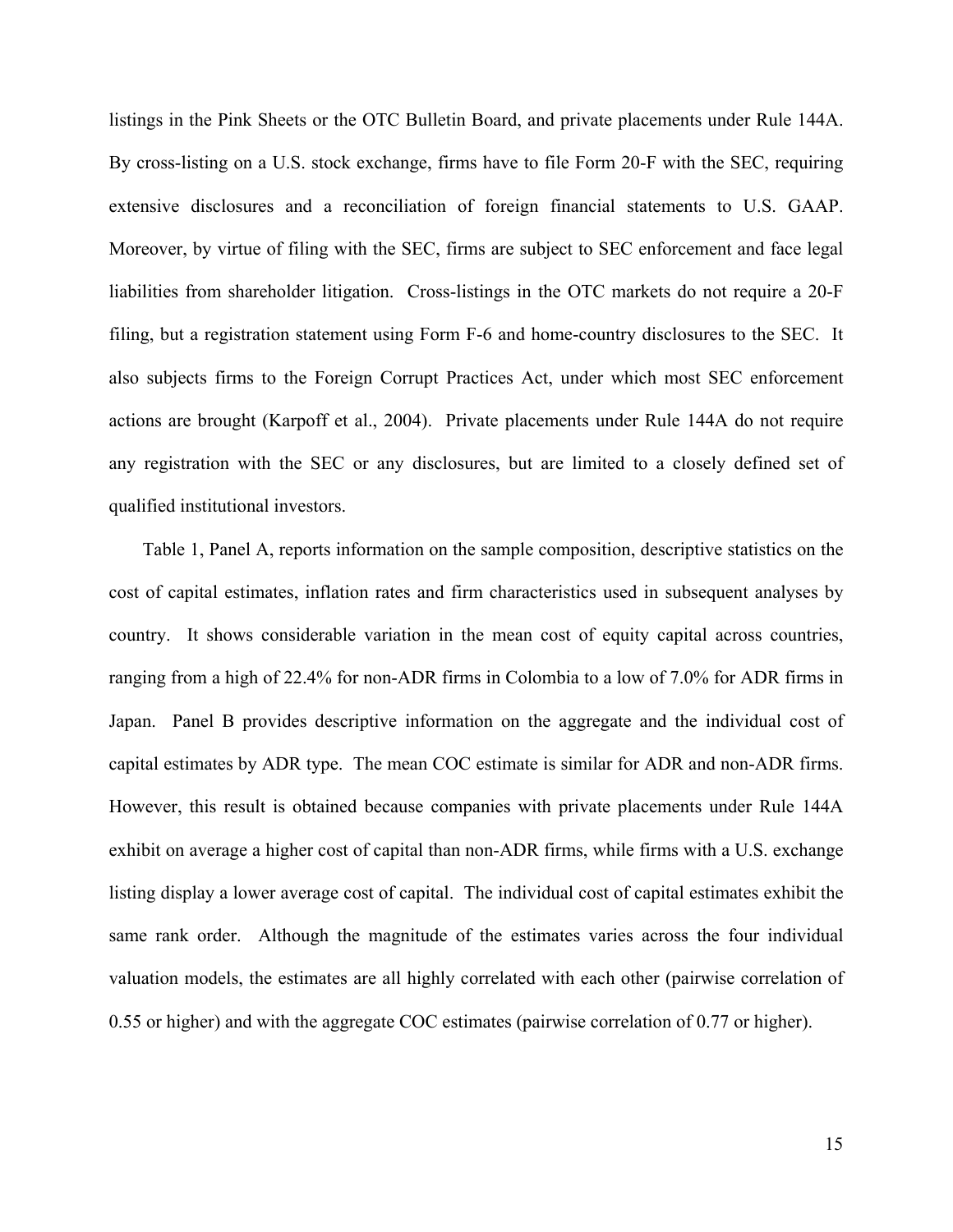listings in the Pink Sheets or the OTC Bulletin Board, and private placements under Rule 144A. By cross-listing on a U.S. stock exchange, firms have to file Form 20-F with the SEC, requiring extensive disclosures and a reconciliation of foreign financial statements to U.S. GAAP. Moreover, by virtue of filing with the SEC, firms are subject to SEC enforcement and face legal liabilities from shareholder litigation. Cross-listings in the OTC markets do not require a 20-F filing, but a registration statement using Form F-6 and home-country disclosures to the SEC. It also subjects firms to the Foreign Corrupt Practices Act, under which most SEC enforcement actions are brought (Karpoff et al., 2004). Private placements under Rule 144A do not require any registration with the SEC or any disclosures, but are limited to a closely defined set of qualified institutional investors.

Table 1, Panel A, reports information on the sample composition, descriptive statistics on the cost of capital estimates, inflation rates and firm characteristics used in subsequent analyses by country. It shows considerable variation in the mean cost of equity capital across countries, ranging from a high of 22.4% for non-ADR firms in Colombia to a low of 7.0% for ADR firms in Japan. Panel B provides descriptive information on the aggregate and the individual cost of capital estimates by ADR type. The mean COC estimate is similar for ADR and non-ADR firms. However, this result is obtained because companies with private placements under Rule 144A exhibit on average a higher cost of capital than non-ADR firms, while firms with a U.S. exchange listing display a lower average cost of capital. The individual cost of capital estimates exhibit the same rank order. Although the magnitude of the estimates varies across the four individual valuation models, the estimates are all highly correlated with each other (pairwise correlation of 0.55 or higher) and with the aggregate COC estimates (pairwise correlation of 0.77 or higher).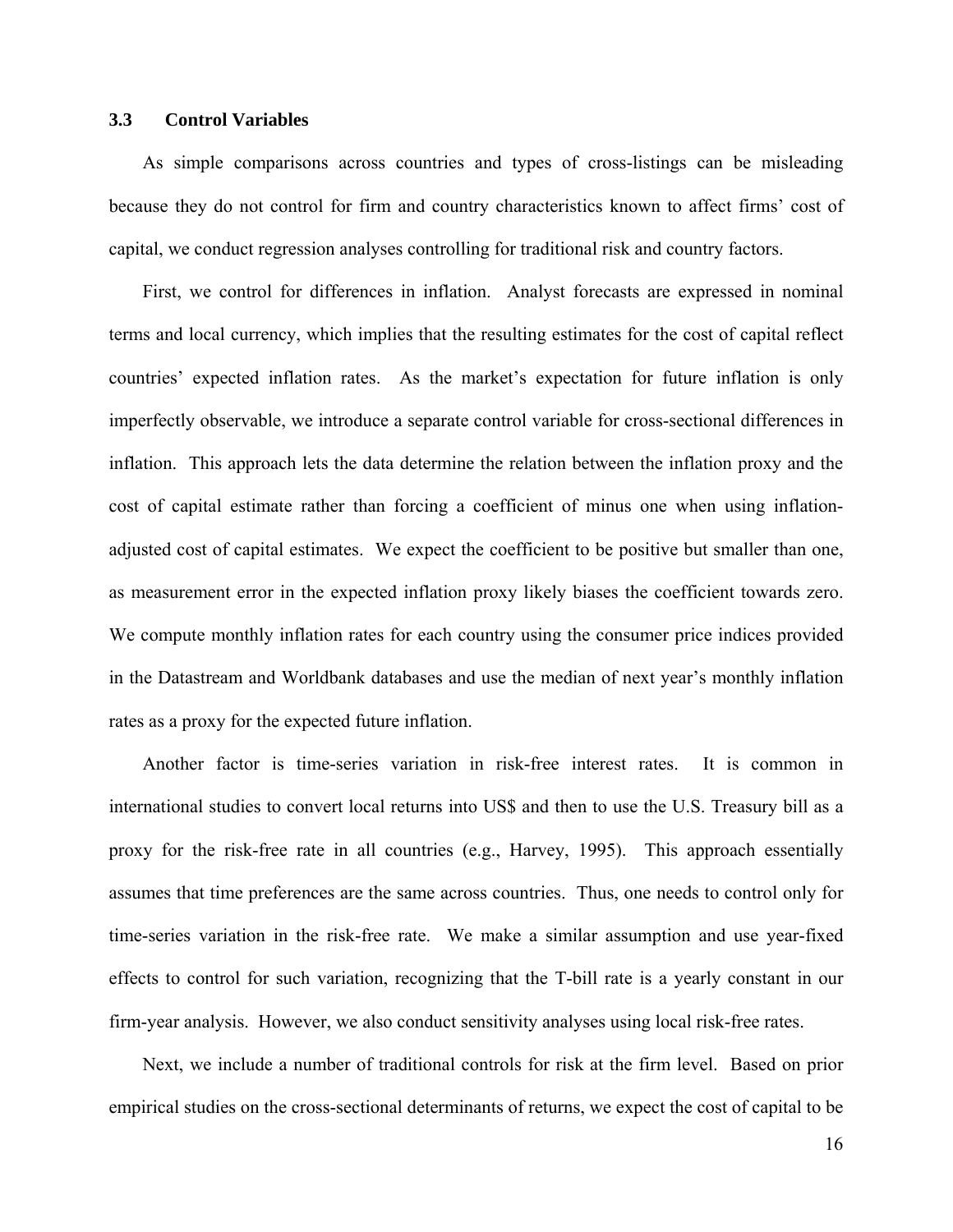### 3.3 Control Variables

As simple comparisons across countries and types of cross-listings can be misleading because they do not control for firm and country characteristics known to affect firms' cost of capital, we conduct regression analyses controlling for traditional risk and country factors.

First, we control for differences in inflation. Analyst forecasts are expressed in nominal terms and local currency, which implies that the resulting estimates for the cost of capital reflect countries' expected inflation rates. As the market's expectation for future inflation is only imperfectly observable, we introduce a separate control variable for cross-sectional differences in inflation. This approach lets the data determine the relation between the inflation proxy and the cost of capital estimate rather than forcing a coefficient of minus one when using inflation-adjusted cost of capital estimates. We expect the coefficient to be positive but smaller than one, as measurement error in the expected inflation proxy likely biases the coefficient towards zero. We compute monthly inflation rates for each country using the consumer price indices provided in the Datastream and Worldbank databases and use the median of next year's monthly inflation rates as a proxy for the expected future inflation.

Another factor is time-series variation in risk-free interest rates. It is common in international studies to convert local returns into US$ and then to use the U.S. Treasury bill as a proxy for the risk-free rate in all countries (e.g., Harvey, 1995). This approach essentially assumes that time preferences are the same across countries. Thus, one needs to control only for time-series variation in the risk-free rate. We make a similar assumption and use year-fixed effects to control for such variation, recognizing that the T-bill rate is a yearly constant in our firm-year analysis. However, we also conduct sensitivity analyses using local risk-free rates.

Next, we include a number of traditional controls for risk at the firm level. Based on prior empirical studies on the cross-sectional determinants of returns, we expect the cost of capital to be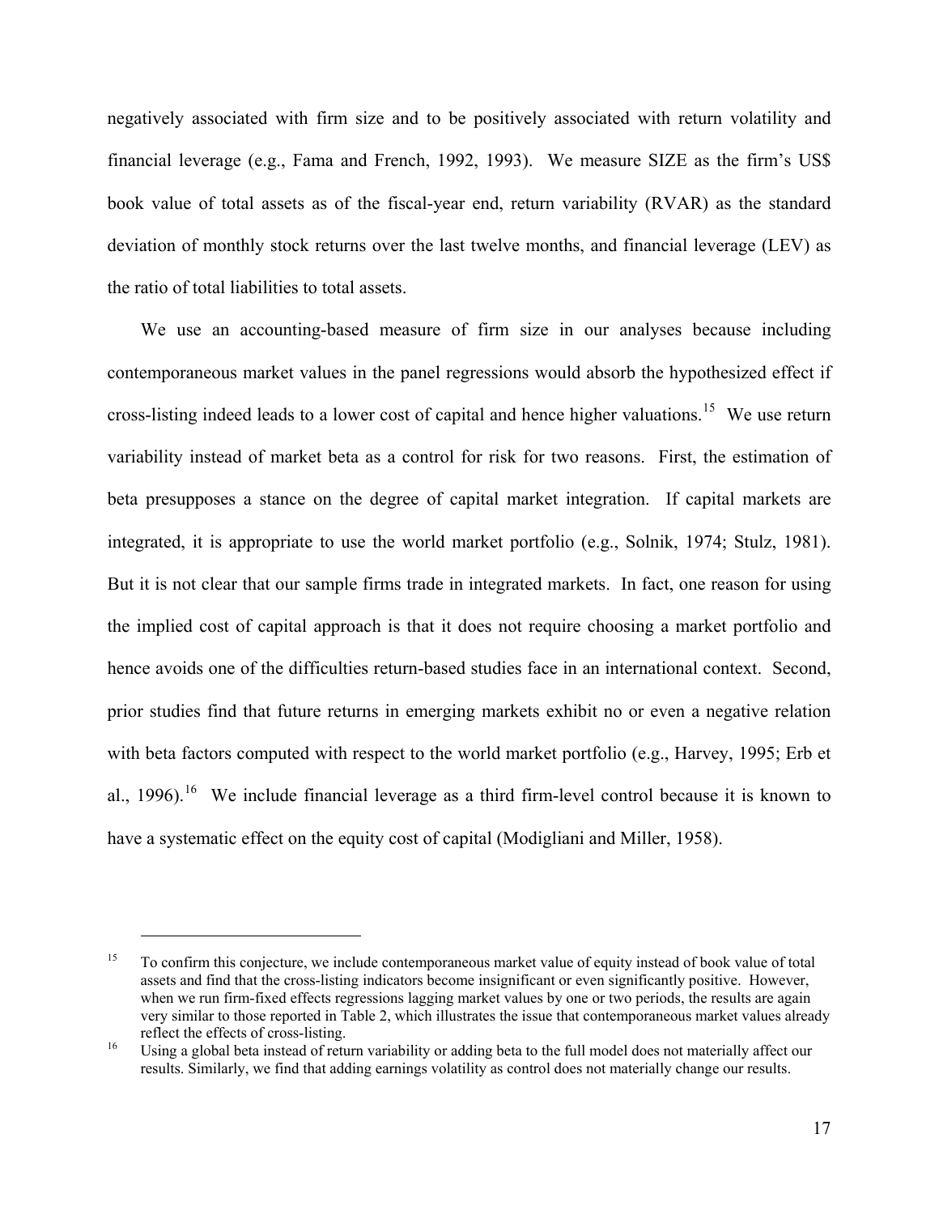negatively associated with firm size and to be positively associated with return volatility and financial leverage (e.g., Fama and French, 1992, 1993). We measure SIZE as the firm's US$ book value of total assets as of the fiscal-year end, return variability (RVAR) as the standard deviation of monthly stock returns over the last twelve months, and financial leverage (LEV) as the ratio of total liabilities to total assets.

We use an accounting-based measure of firm size in our analyses because including contemporaneous market values in the panel regressions would absorb the hypothesized effect if cross-listing indeed leads to a lower cost of capital and hence higher valuations.[15] We use return variability instead of market beta as a control for risk for two reasons. First, the estimation of beta presupposes a stance on the degree of capital market integration. If capital markets are integrated, it is appropriate to use the world market portfolio (e.g., Solnik, 1974; Stulz, 1981). But it is not clear that our sample firms trade in integrated markets. In fact, one reason for using the implied cost of capital approach is that it does not require choosing a market portfolio and hence avoids one of the difficulties return-based studies face in an international context. Second, prior studies find that future returns in emerging markets exhibit no or even a negative relation with beta factors computed with respect to the world market portfolio (e.g., Harvey, 1995; Erb et al., 1996).[16] We include financial leverage as a third firm-level control because it is known to have a systematic effect on the equity cost of capital (Modigliani and Miller, 1958).

[15] To confirm this conjecture, we include contemporaneous market value of equity instead of book value of total assets and find that the cross-listing indicators become insignificant or even significantly positive. However, when we run firm-fixed effects regressions lagging market values by one or two periods, the results are again very similar to those reported in Table 2, which illustrates the issue that contemporaneous market values already reflect the effects of cross-listing.

[16] Using a global beta instead of return variability or adding beta to the full model does not materially affect our results. Similarly, we find that adding earnings volatility as control does not materially change our results.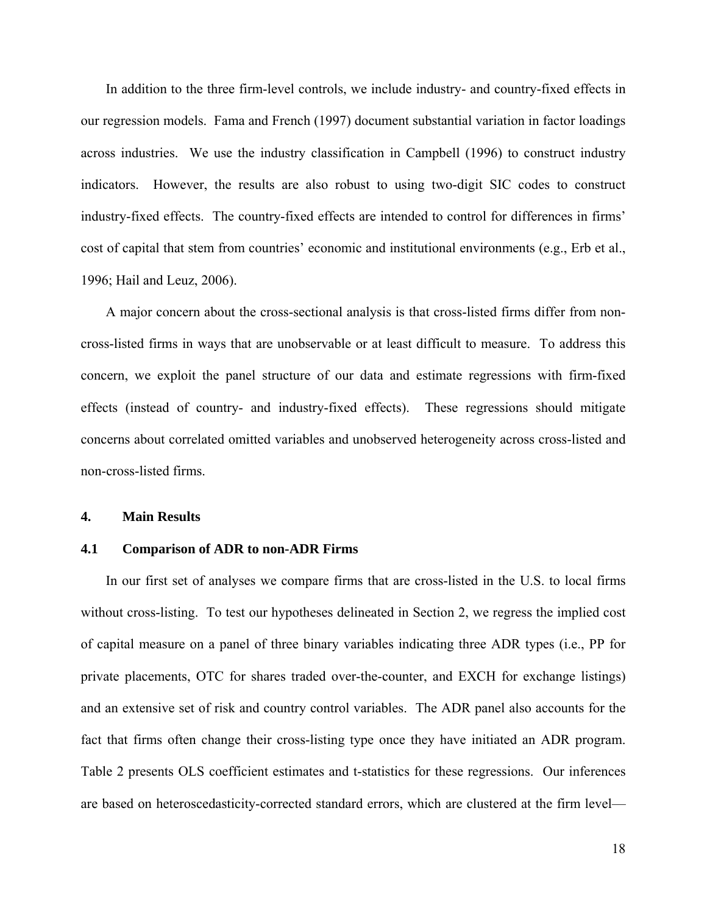In addition to the three firm-level controls, we include industry- and country-fixed effects in our regression models. Fama and French (1997) document substantial variation in factor loadings across industries. We use the industry classification in Campbell (1996) to construct industry indicators. However, the results are also robust to using two-digit SIC codes to construct industry-fixed effects. The country-fixed effects are intended to control for differences in firms' cost of capital that stem from countries' economic and institutional environments (e.g., Erb et al., 1996; Hail and Leuz, 2006).

A major concern about the cross-sectional analysis is that cross-listed firms differ from non-cross-listed firms in ways that are unobservable or at least difficult to measure. To address this concern, we exploit the panel structure of our data and estimate regressions with firm-fixed effects (instead of country- and industry-fixed effects). These regressions should mitigate concerns about correlated omitted variables and unobserved heterogeneity across cross-listed and non-cross-listed firms.

## 4. Main Results

### 4.1 Comparison of ADR to non-ADR Firms

In our first set of analyses we compare firms that are cross-listed in the U.S. to local firms without cross-listing. To test our hypotheses delineated in Section 2, we regress the implied cost of capital measure on a panel of three binary variables indicating three ADR types (i.e., PP for private placements, OTC for shares traded over-the-counter, and EXCH for exchange listings) and an extensive set of risk and country control variables. The ADR panel also accounts for the fact that firms often change their cross-listing type once they have initiated an ADR program. Table 2 presents OLS coefficient estimates and t-statistics for these regressions. Our inferences are based on heteroscedasticity-corrected standard errors, which are clustered at the firm level—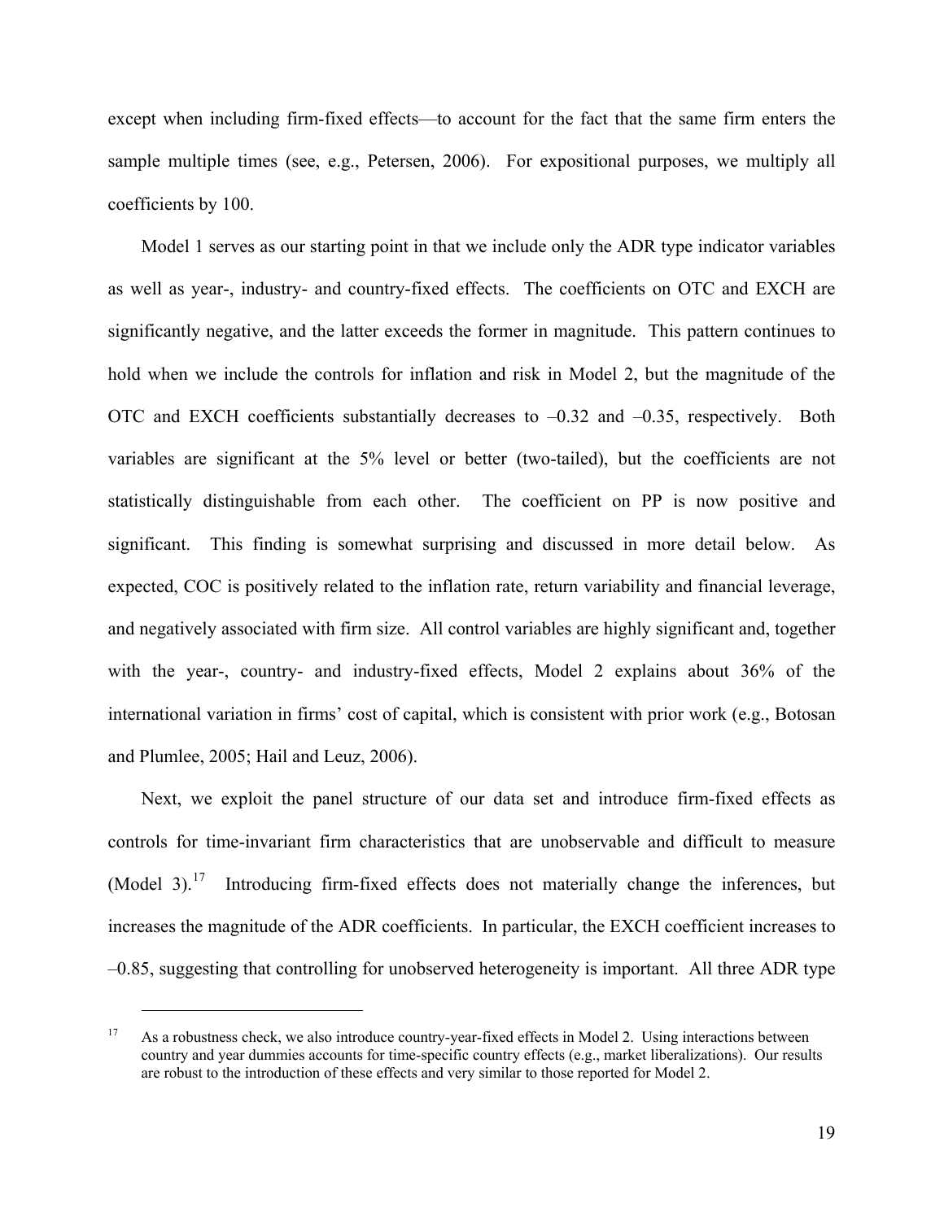except when including firm-fixed effects—to account for the fact that the same firm enters the sample multiple times (see, e.g., Petersen, 2006). For expositional purposes, we multiply all coefficients by 100.

Model 1 serves as our starting point in that we include only the ADR type indicator variables as well as year-, industry- and country-fixed effects. The coefficients on OTC and EXCH are significantly negative, and the latter exceeds the former in magnitude. This pattern continues to hold when we include the controls for inflation and risk in Model 2, but the magnitude of the OTC and EXCH coefficients substantially decreases to –0.32 and –0.35, respectively. Both variables are significant at the 5% level or better (two-tailed), but the coefficients are not statistically distinguishable from each other. The coefficient on PP is now positive and significant. This finding is somewhat surprising and discussed in more detail below. As expected, COC is positively related to the inflation rate, return variability and financial leverage, and negatively associated with firm size. All control variables are highly significant and, together with the year-, country- and industry-fixed effects, Model 2 explains about 36% of the international variation in firms' cost of capital, which is consistent with prior work (e.g., Botosan and Plumlee, 2005; Hail and Leuz, 2006).

Next, we exploit the panel structure of our data set and introduce firm-fixed effects as controls for time-invariant firm characteristics that are unobservable and difficult to measure (Model 3).[17] Introducing firm-fixed effects does not materially change the inferences, but increases the magnitude of the ADR coefficients. In particular, the EXCH coefficient increases to –0.85, suggesting that controlling for unobserved heterogeneity is important. All three ADR type

[17] As a robustness check, we also introduce country-year-fixed effects in Model 2. Using interactions between country and year dummies accounts for time-specific country effects (e.g., market liberalizations). Our results are robust to the introduction of these effects and very similar to those reported for Model 2.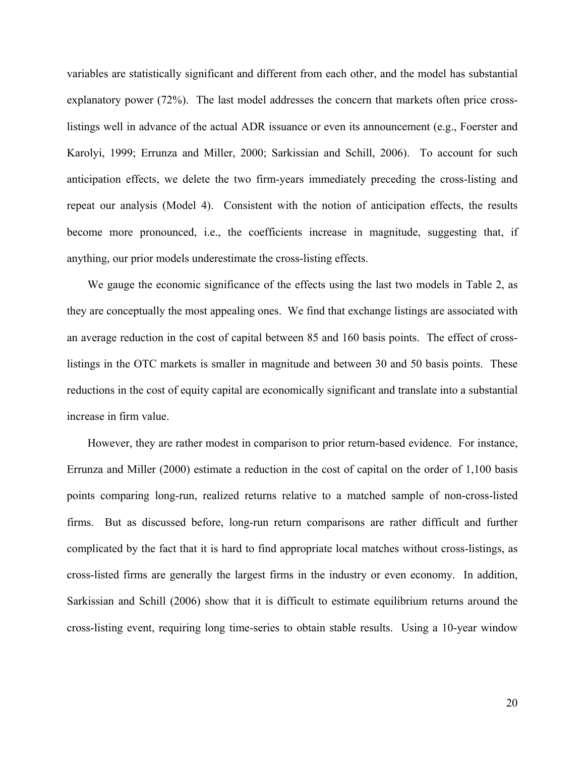variables are statistically significant and different from each other, and the model has substantial explanatory power (72%). The last model addresses the concern that markets often price cross-listings well in advance of the actual ADR issuance or even its announcement (e.g., Foerster and Karolyi, 1999; Errunza and Miller, 2000; Sarkissian and Schill, 2006). To account for such anticipation effects, we delete the two firm-years immediately preceding the cross-listing and repeat our analysis (Model 4). Consistent with the notion of anticipation effects, the results become more pronounced, i.e., the coefficients increase in magnitude, suggesting that, if anything, our prior models underestimate the cross-listing effects.

We gauge the economic significance of the effects using the last two models in Table 2, as they are conceptually the most appealing ones. We find that exchange listings are associated with an average reduction in the cost of capital between 85 and 160 basis points. The effect of cross-listings in the OTC markets is smaller in magnitude and between 30 and 50 basis points. These reductions in the cost of equity capital are economically significant and translate into a substantial increase in firm value.

However, they are rather modest in comparison to prior return-based evidence. For instance, Errunza and Miller (2000) estimate a reduction in the cost of capital on the order of 1,100 basis points comparing long-run, realized returns relative to a matched sample of non-cross-listed firms. But as discussed before, long-run return comparisons are rather difficult and further complicated by the fact that it is hard to find appropriate local matches without cross-listings, as cross-listed firms are generally the largest firms in the industry or even economy. In addition, Sarkissian and Schill (2006) show that it is difficult to estimate equilibrium returns around the cross-listing event, requiring long time-series to obtain stable results. Using a 10-year window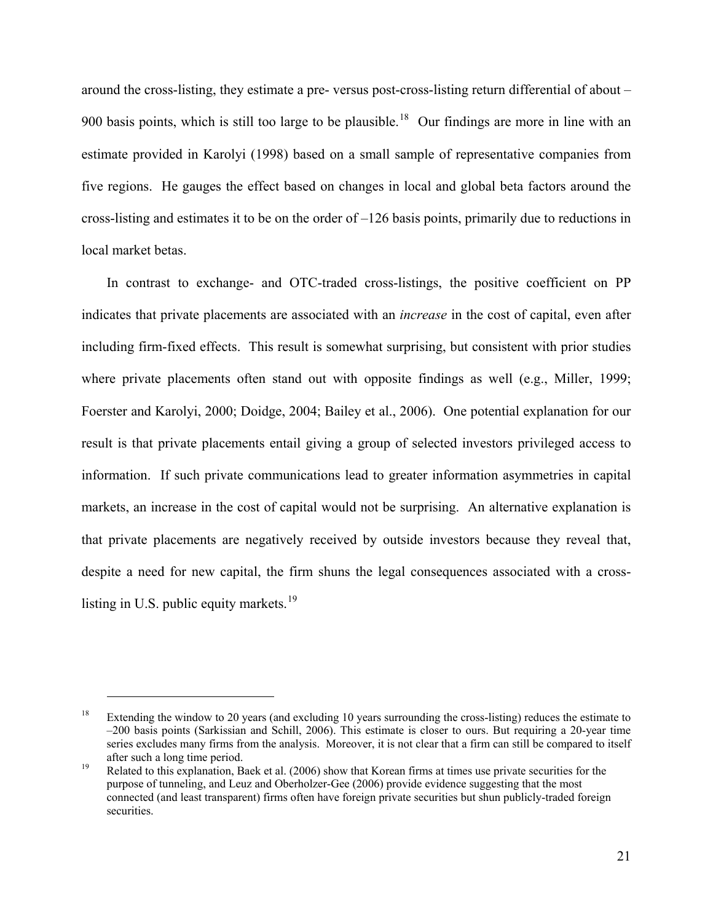around the cross-listing, they estimate a pre- versus post-cross-listing return differential of about –900 basis points, which is still too large to be plausible.[18] Our findings are more in line with an estimate provided in Karolyi (1998) based on a small sample of representative companies from five regions. He gauges the effect based on changes in local and global beta factors around the cross-listing and estimates it to be on the order of –126 basis points, primarily due to reductions in local market betas.

In contrast to exchange- and OTC-traded cross-listings, the positive coefficient on PP indicates that private placements are associated with an *increase* in the cost of capital, even after including firm-fixed effects. This result is somewhat surprising, but consistent with prior studies where private placements often stand out with opposite findings as well (e.g., Miller, 1999; Foerster and Karolyi, 2000; Doidge, 2004; Bailey et al., 2006). One potential explanation for our result is that private placements entail giving a group of selected investors privileged access to information. If such private communications lead to greater information asymmetries in capital markets, an increase in the cost of capital would not be surprising. An alternative explanation is that private placements are negatively received by outside investors because they reveal that, despite a need for new capital, the firm shuns the legal consequences associated with a cross-listing in U.S. public equity markets.[19]

---

[18] Extending the window to 20 years (and excluding 10 years surrounding the cross-listing) reduces the estimate to –200 basis points (Sarkissian and Schill, 2006). This estimate is closer to ours. But requiring a 20-year time series excludes many firms from the analysis. Moreover, it is not clear that a firm can still be compared to itself after such a long time period.

[19] Related to this explanation, Baek et al. (2006) show that Korean firms at times use private securities for the purpose of tunneling, and Leuz and Oberholzer-Gee (2006) provide evidence suggesting that the most connected (and least transparent) firms often have foreign private securities but shun publicly-traded foreign securities.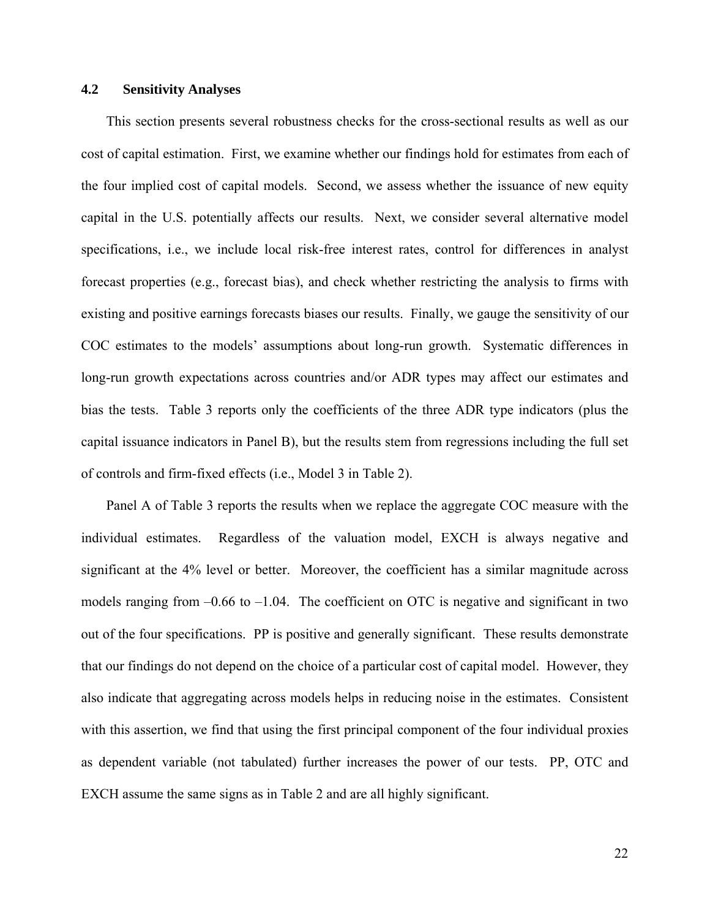### 4.2 Sensitivity Analyses

This section presents several robustness checks for the cross-sectional results as well as our cost of capital estimation. First, we examine whether our findings hold for estimates from each of the four implied cost of capital models. Second, we assess whether the issuance of new equity capital in the U.S. potentially affects our results. Next, we consider several alternative model specifications, i.e., we include local risk-free interest rates, control for differences in analyst forecast properties (e.g., forecast bias), and check whether restricting the analysis to firms with existing and positive earnings forecasts biases our results. Finally, we gauge the sensitivity of our COC estimates to the models' assumptions about long-run growth. Systematic differences in long-run growth expectations across countries and/or ADR types may affect our estimates and bias the tests. Table 3 reports only the coefficients of the three ADR type indicators (plus the capital issuance indicators in Panel B), but the results stem from regressions including the full set of controls and firm-fixed effects (i.e., Model 3 in Table 2).

Panel A of Table 3 reports the results when we replace the aggregate COC measure with the individual estimates. Regardless of the valuation model, EXCH is always negative and significant at the 4% level or better. Moreover, the coefficient has a similar magnitude across models ranging from –0.66 to –1.04. The coefficient on OTC is negative and significant in two out of the four specifications. PP is positive and generally significant. These results demonstrate that our findings do not depend on the choice of a particular cost of capital model. However, they also indicate that aggregating across models helps in reducing noise in the estimates. Consistent with this assertion, we find that using the first principal component of the four individual proxies as dependent variable (not tabulated) further increases the power of our tests. PP, OTC and EXCH assume the same signs as in Table 2 and are all highly significant.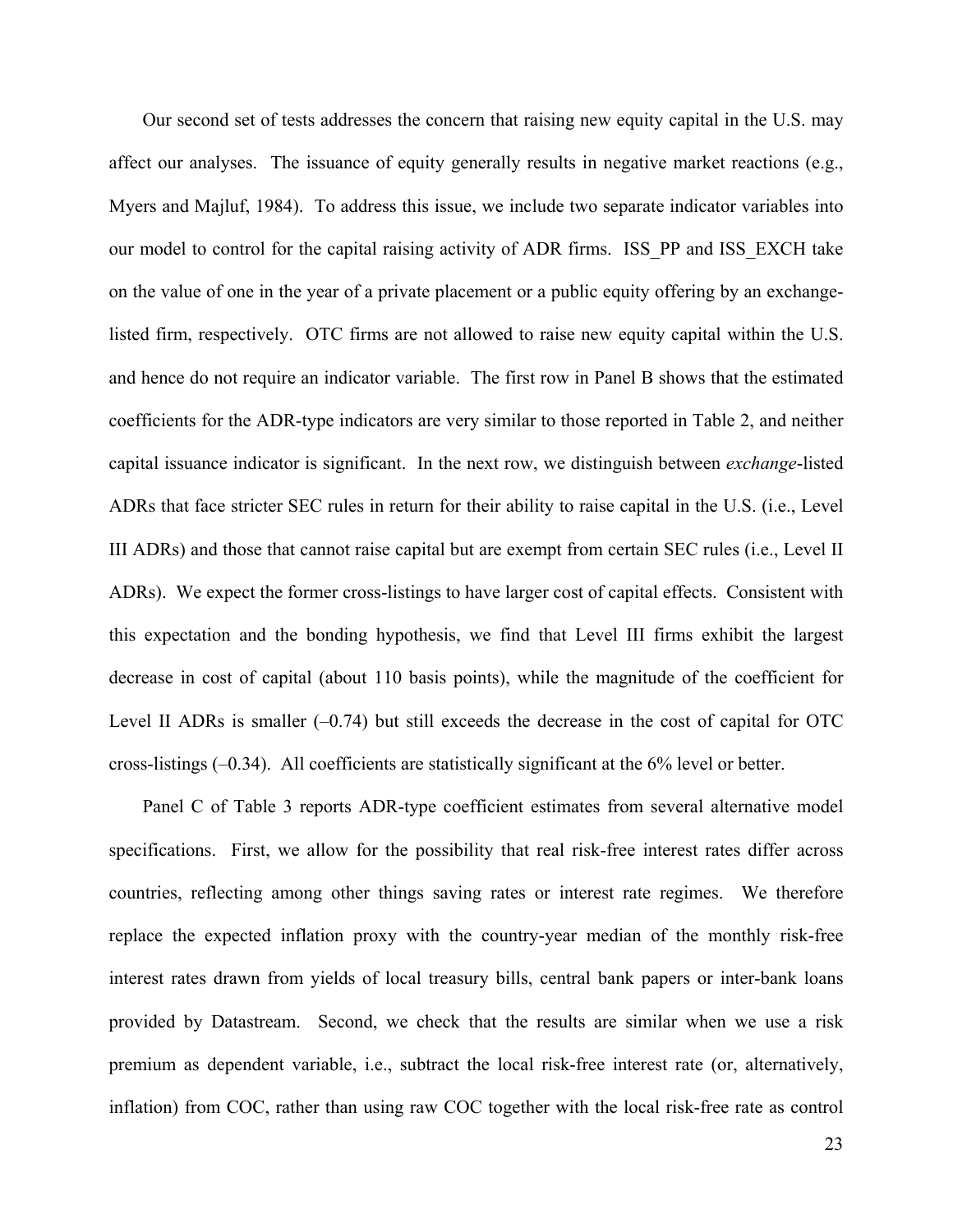Our second set of tests addresses the concern that raising new equity capital in the U.S. may affect our analyses. The issuance of equity generally results in negative market reactions (e.g., Myers and Majluf, 1984). To address this issue, we include two separate indicator variables into our model to control for the capital raising activity of ADR firms. ISS_PP and ISS_EXCH take on the value of one in the year of a private placement or a public equity offering by an exchange-listed firm, respectively. OTC firms are not allowed to raise new equity capital within the U.S. and hence do not require an indicator variable. The first row in Panel B shows that the estimated coefficients for the ADR-type indicators are very similar to those reported in Table 2, and neither capital issuance indicator is significant. In the next row, we distinguish between *exchange*-listed ADRs that face stricter SEC rules in return for their ability to raise capital in the U.S. (i.e., Level III ADRs) and those that cannot raise capital but are exempt from certain SEC rules (i.e., Level II ADRs). We expect the former cross-listings to have larger cost of capital effects. Consistent with this expectation and the bonding hypothesis, we find that Level III firms exhibit the largest decrease in cost of capital (about 110 basis points), while the magnitude of the coefficient for Level II ADRs is smaller (–0.74) but still exceeds the decrease in the cost of capital for OTC cross-listings (–0.34). All coefficients are statistically significant at the 6% level or better.

Panel C of Table 3 reports ADR-type coefficient estimates from several alternative model specifications. First, we allow for the possibility that real risk-free interest rates differ across countries, reflecting among other things saving rates or interest rate regimes. We therefore replace the expected inflation proxy with the country-year median of the monthly risk-free interest rates drawn from yields of local treasury bills, central bank papers or inter-bank loans provided by Datastream. Second, we check that the results are similar when we use a risk premium as dependent variable, i.e., subtract the local risk-free interest rate (or, alternatively, inflation) from COC, rather than using raw COC together with the local risk-free rate as control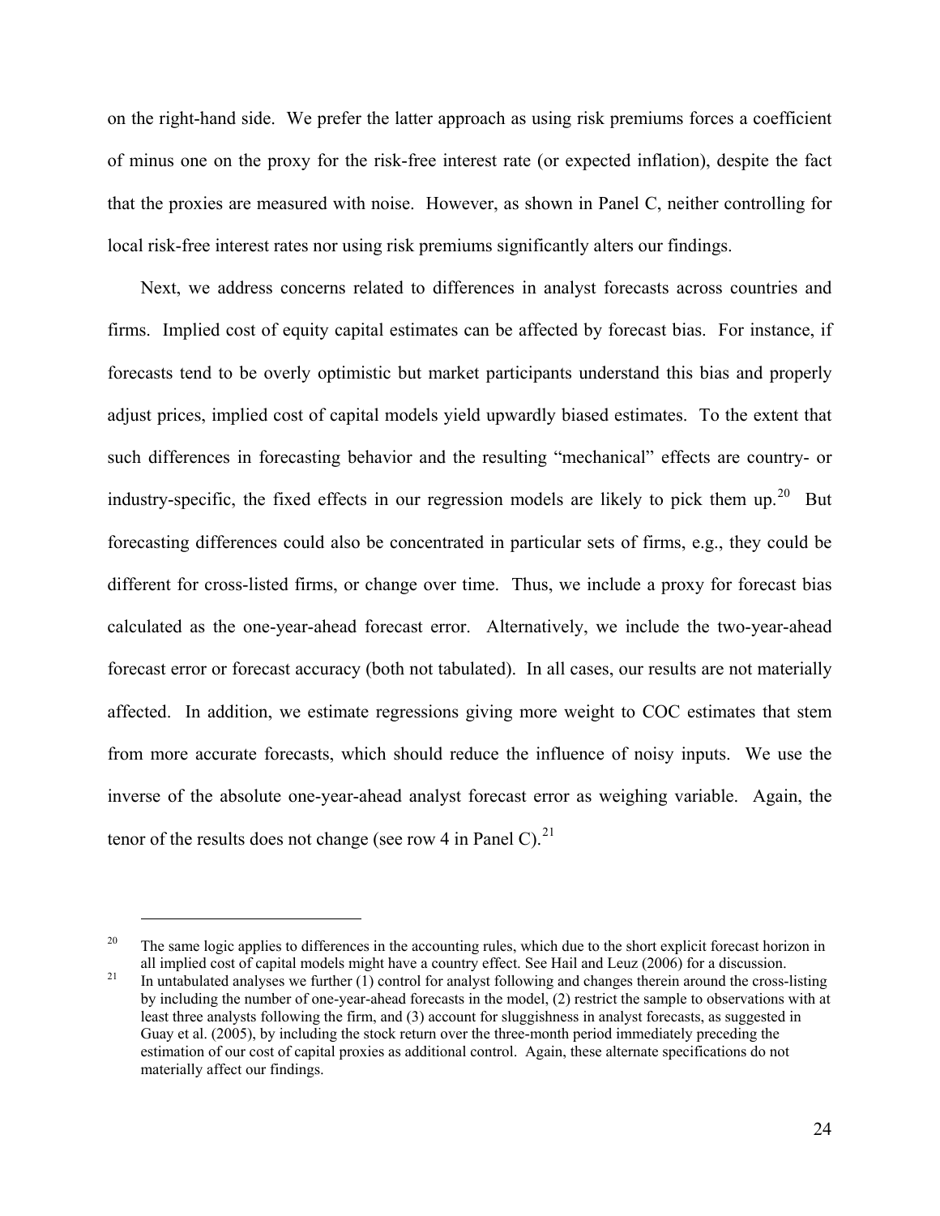on the right-hand side. We prefer the latter approach as using risk premiums forces a coefficient of minus one on the proxy for the risk-free interest rate (or expected inflation), despite the fact that the proxies are measured with noise. However, as shown in Panel C, neither controlling for local risk-free interest rates nor using risk premiums significantly alters our findings.

Next, we address concerns related to differences in analyst forecasts across countries and firms. Implied cost of equity capital estimates can be affected by forecast bias. For instance, if forecasts tend to be overly optimistic but market participants understand this bias and properly adjust prices, implied cost of capital models yield upwardly biased estimates. To the extent that such differences in forecasting behavior and the resulting "mechanical" effects are country- or industry-specific, the fixed effects in our regression models are likely to pick them up.[20] But forecasting differences could also be concentrated in particular sets of firms, e.g., they could be different for cross-listed firms, or change over time. Thus, we include a proxy for forecast bias calculated as the one-year-ahead forecast error. Alternatively, we include the two-year-ahead forecast error or forecast accuracy (both not tabulated). In all cases, our results are not materially affected. In addition, we estimate regressions giving more weight to COC estimates that stem from more accurate forecasts, which should reduce the influence of noisy inputs. We use the inverse of the absolute one-year-ahead analyst forecast error as weighing variable. Again, the tenor of the results does not change (see row 4 in Panel C).[21]

---

[20] The same logic applies to differences in the accounting rules, which due to the short explicit forecast horizon in all implied cost of capital models might have a country effect. See Hail and Leuz (2006) for a discussion.

[21] In untabulated analyses we further (1) control for analyst following and changes therein around the cross-listing by including the number of one-year-ahead forecasts in the model, (2) restrict the sample to observations with at least three analysts following the firm, and (3) account for sluggishness in analyst forecasts, as suggested in Guay et al. (2005), by including the stock return over the three-month period immediately preceding the estimation of our cost of capital proxies as additional control. Again, these alternate specifications do not materially affect our findings.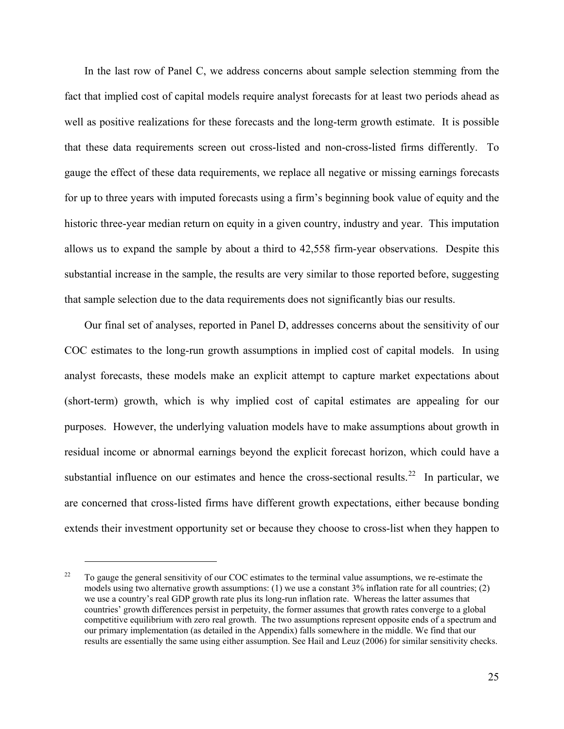In the last row of Panel C, we address concerns about sample selection stemming from the fact that implied cost of capital models require analyst forecasts for at least two periods ahead as well as positive realizations for these forecasts and the long-term growth estimate. It is possible that these data requirements screen out cross-listed and non-cross-listed firms differently. To gauge the effect of these data requirements, we replace all negative or missing earnings forecasts for up to three years with imputed forecasts using a firm's beginning book value of equity and the historic three-year median return on equity in a given country, industry and year. This imputation allows us to expand the sample by about a third to 42,558 firm-year observations. Despite this substantial increase in the sample, the results are very similar to those reported before, suggesting that sample selection due to the data requirements does not significantly bias our results.

Our final set of analyses, reported in Panel D, addresses concerns about the sensitivity of our COC estimates to the long-run growth assumptions in implied cost of capital models. In using analyst forecasts, these models make an explicit attempt to capture market expectations about (short-term) growth, which is why implied cost of capital estimates are appealing for our purposes. However, the underlying valuation models have to make assumptions about growth in residual income or abnormal earnings beyond the explicit forecast horizon, which could have a substantial influence on our estimates and hence the cross-sectional results.[22] In particular, we are concerned that cross-listed firms have different growth expectations, either because bonding extends their investment opportunity set or because they choose to cross-list when they happen to

[22] To gauge the general sensitivity of our COC estimates to the terminal value assumptions, we re-estimate the models using two alternative growth assumptions: (1) we use a constant 3% inflation rate for all countries; (2) we use a country's real GDP growth rate plus its long-run inflation rate. Whereas the latter assumes that countries' growth differences persist in perpetuity, the former assumes that growth rates converge to a global competitive equilibrium with zero real growth. The two assumptions represent opposite ends of a spectrum and our primary implementation (as detailed in the Appendix) falls somewhere in the middle. We find that our results are essentially the same using either assumption. See Hail and Leuz (2006) for similar sensitivity checks.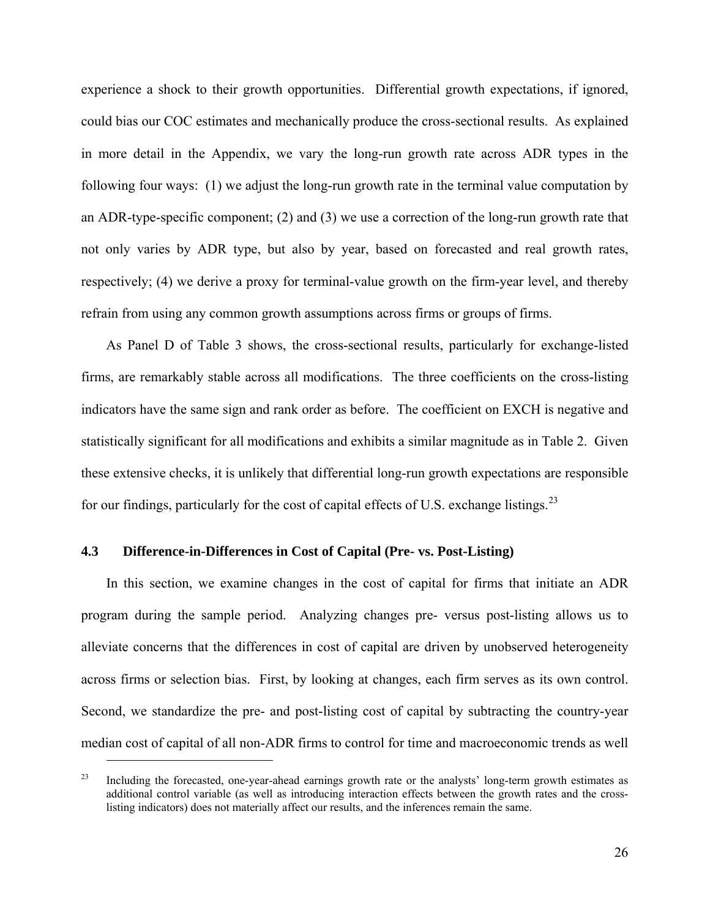experience a shock to their growth opportunities. Differential growth expectations, if ignored, could bias our COC estimates and mechanically produce the cross-sectional results. As explained in more detail in the Appendix, we vary the long-run growth rate across ADR types in the following four ways: (1) we adjust the long-run growth rate in the terminal value computation by an ADR-type-specific component; (2) and (3) we use a correction of the long-run growth rate that not only varies by ADR type, but also by year, based on forecasted and real growth rates, respectively; (4) we derive a proxy for terminal-value growth on the firm-year level, and thereby refrain from using any common growth assumptions across firms or groups of firms.

As Panel D of Table 3 shows, the cross-sectional results, particularly for exchange-listed firms, are remarkably stable across all modifications. The three coefficients on the cross-listing indicators have the same sign and rank order as before. The coefficient on EXCH is negative and statistically significant for all modifications and exhibits a similar magnitude as in Table 2. Given these extensive checks, it is unlikely that differential long-run growth expectations are responsible for our findings, particularly for the cost of capital effects of U.S. exchange listings.[23]

### 4.3 Difference-in-Differences in Cost of Capital (Pre- vs. Post-Listing)

In this section, we examine changes in the cost of capital for firms that initiate an ADR program during the sample period. Analyzing changes pre- versus post-listing allows us to alleviate concerns that the differences in cost of capital are driven by unobserved heterogeneity across firms or selection bias. First, by looking at changes, each firm serves as its own control. Second, we standardize the pre- and post-listing cost of capital by subtracting the country-year median cost of capital of all non-ADR firms to control for time and macroeconomic trends as well

---

[23] Including the forecasted, one-year-ahead earnings growth rate or the analysts' long-term growth estimates as additional control variable (as well as introducing interaction effects between the growth rates and the cross-listing indicators) does not materially affect our results, and the inferences remain the same.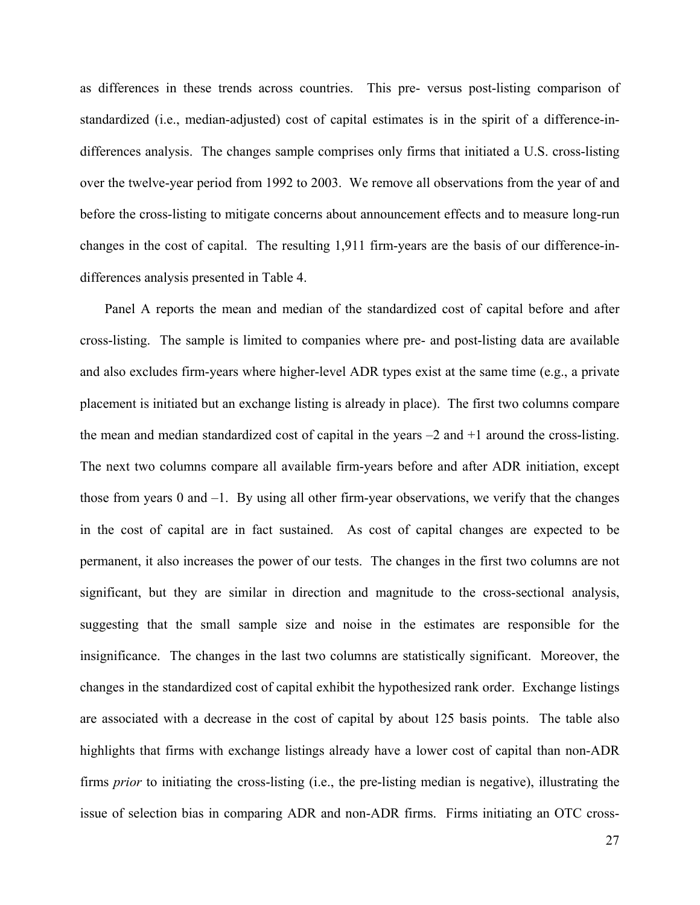as differences in these trends across countries. This pre- versus post-listing comparison of standardized (i.e., median-adjusted) cost of capital estimates is in the spirit of a difference-in-differences analysis. The changes sample comprises only firms that initiated a U.S. cross-listing over the twelve-year period from 1992 to 2003. We remove all observations from the year of and before the cross-listing to mitigate concerns about announcement effects and to measure long-run changes in the cost of capital. The resulting 1,911 firm-years are the basis of our difference-in-differences analysis presented in Table 4.

Panel A reports the mean and median of the standardized cost of capital before and after cross-listing. The sample is limited to companies where pre- and post-listing data are available and also excludes firm-years where higher-level ADR types exist at the same time (e.g., a private placement is initiated but an exchange listing is already in place). The first two columns compare the mean and median standardized cost of capital in the years –2 and +1 around the cross-listing. The next two columns compare all available firm-years before and after ADR initiation, except those from years 0 and –1. By using all other firm-year observations, we verify that the changes in the cost of capital are in fact sustained. As cost of capital changes are expected to be permanent, it also increases the power of our tests. The changes in the first two columns are not significant, but they are similar in direction and magnitude to the cross-sectional analysis, suggesting that the small sample size and noise in the estimates are responsible for the insignificance. The changes in the last two columns are statistically significant. Moreover, the changes in the standardized cost of capital exhibit the hypothesized rank order. Exchange listings are associated with a decrease in the cost of capital by about 125 basis points. The table also highlights that firms with exchange listings already have a lower cost of capital than non-ADR firms *prior* to initiating the cross-listing (i.e., the pre-listing median is negative), illustrating the issue of selection bias in comparing ADR and non-ADR firms. Firms initiating an OTC cross-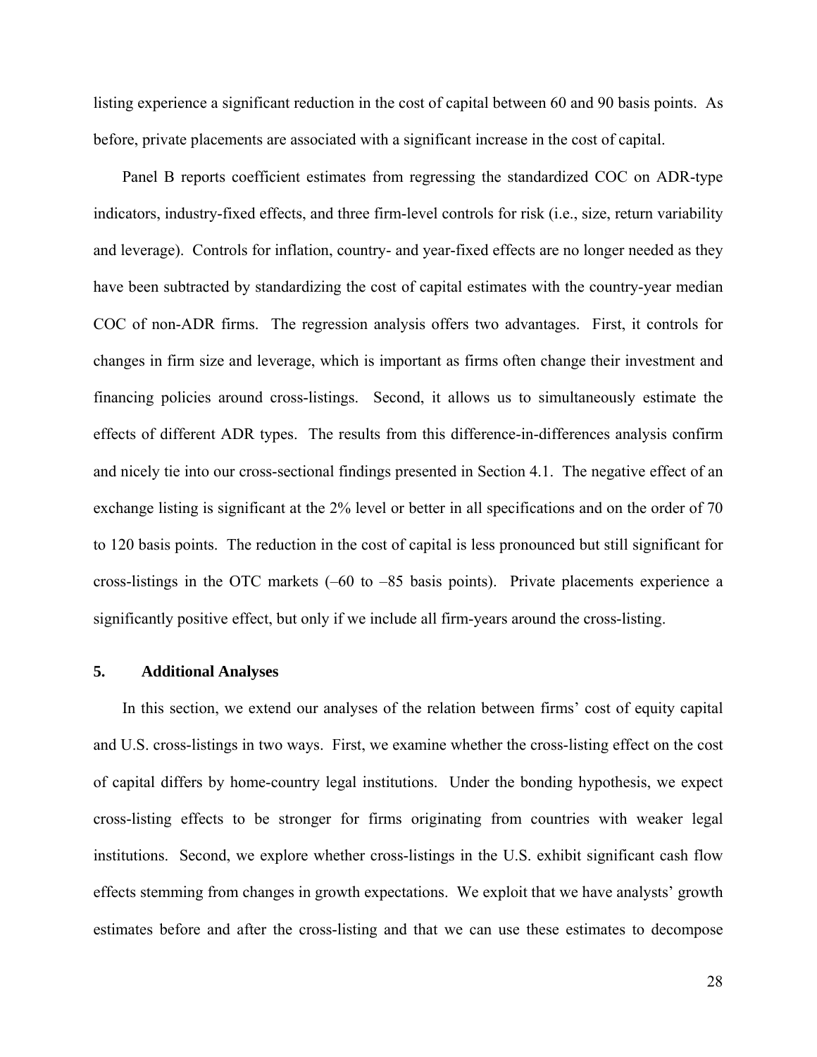listing experience a significant reduction in the cost of capital between 60 and 90 basis points. As before, private placements are associated with a significant increase in the cost of capital.

Panel B reports coefficient estimates from regressing the standardized COC on ADR-type indicators, industry-fixed effects, and three firm-level controls for risk (i.e., size, return variability and leverage). Controls for inflation, country- and year-fixed effects are no longer needed as they have been subtracted by standardizing the cost of capital estimates with the country-year median COC of non-ADR firms. The regression analysis offers two advantages. First, it controls for changes in firm size and leverage, which is important as firms often change their investment and financing policies around cross-listings. Second, it allows us to simultaneously estimate the effects of different ADR types. The results from this difference-in-differences analysis confirm and nicely tie into our cross-sectional findings presented in Section 4.1. The negative effect of an exchange listing is significant at the 2% level or better in all specifications and on the order of 70 to 120 basis points. The reduction in the cost of capital is less pronounced but still significant for cross-listings in the OTC markets (–60 to –85 basis points). Private placements experience a significantly positive effect, but only if we include all firm-years around the cross-listing.

## 5. Additional Analyses

In this section, we extend our analyses of the relation between firms' cost of equity capital and U.S. cross-listings in two ways. First, we examine whether the cross-listing effect on the cost of capital differs by home-country legal institutions. Under the bonding hypothesis, we expect cross-listing effects to be stronger for firms originating from countries with weaker legal institutions. Second, we explore whether cross-listings in the U.S. exhibit significant cash flow effects stemming from changes in growth expectations. We exploit that we have analysts' growth estimates before and after the cross-listing and that we can use these estimates to decompose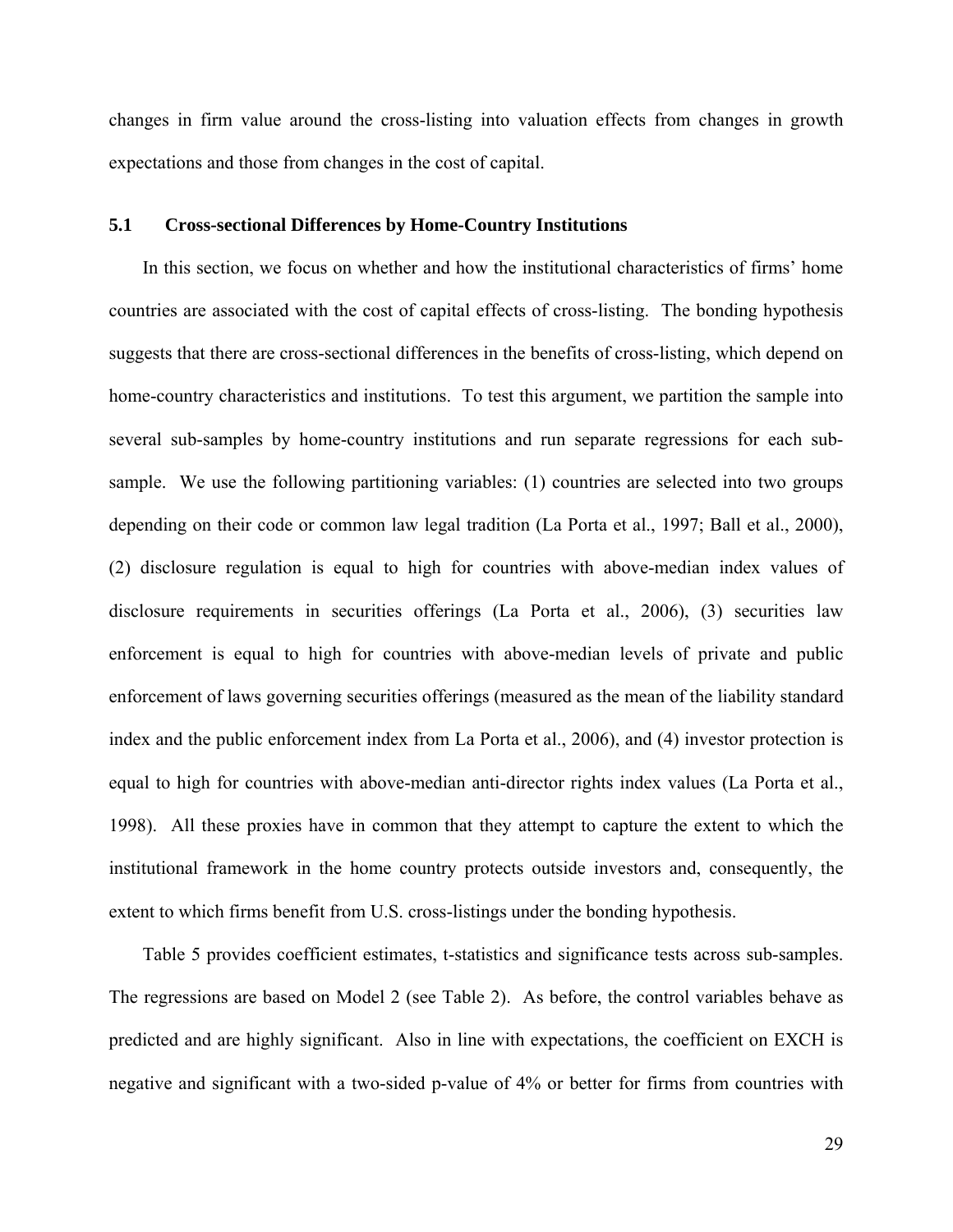changes in firm value around the cross-listing into valuation effects from changes in growth expectations and those from changes in the cost of capital.

### 5.1 Cross-sectional Differences by Home-Country Institutions

In this section, we focus on whether and how the institutional characteristics of firms' home countries are associated with the cost of capital effects of cross-listing. The bonding hypothesis suggests that there are cross-sectional differences in the benefits of cross-listing, which depend on home-country characteristics and institutions. To test this argument, we partition the sample into several sub-samples by home-country institutions and run separate regressions for each sub-sample. We use the following partitioning variables: (1) countries are selected into two groups depending on their code or common law legal tradition (La Porta et al., 1997; Ball et al., 2000), (2) disclosure regulation is equal to high for countries with above-median index values of disclosure requirements in securities offerings (La Porta et al., 2006), (3) securities law enforcement is equal to high for countries with above-median levels of private and public enforcement of laws governing securities offerings (measured as the mean of the liability standard index and the public enforcement index from La Porta et al., 2006), and (4) investor protection is equal to high for countries with above-median anti-director rights index values (La Porta et al., 1998). All these proxies have in common that they attempt to capture the extent to which the institutional framework in the home country protects outside investors and, consequently, the extent to which firms benefit from U.S. cross-listings under the bonding hypothesis.

Table 5 provides coefficient estimates, t-statistics and significance tests across sub-samples. The regressions are based on Model 2 (see Table 2). As before, the control variables behave as predicted and are highly significant. Also in line with expectations, the coefficient on EXCH is negative and significant with a two-sided p-value of 4% or better for firms from countries with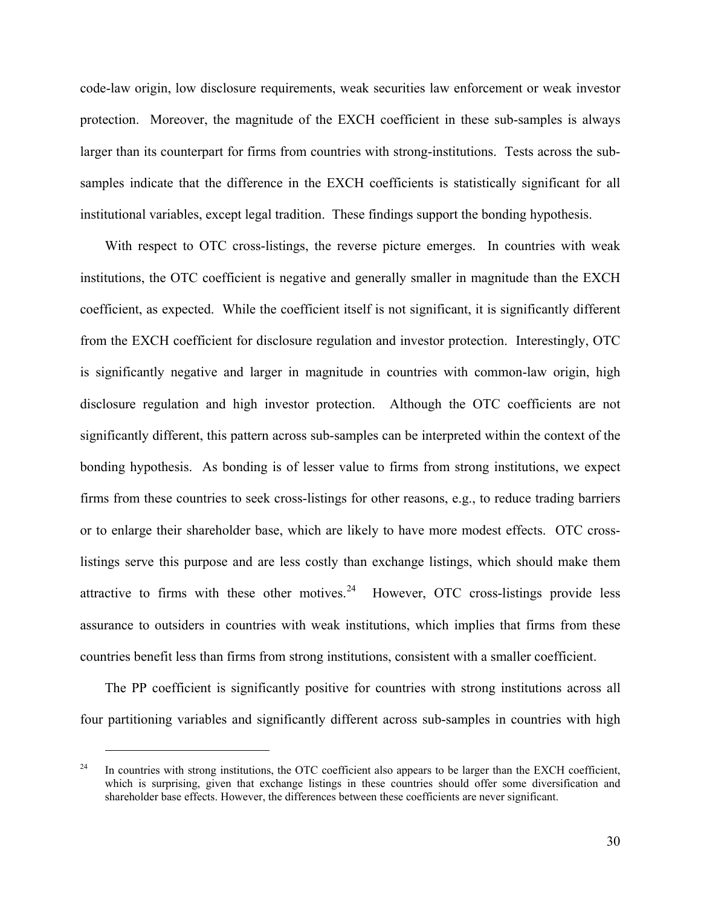code-law origin, low disclosure requirements, weak securities law enforcement or weak investor protection. Moreover, the magnitude of the EXCH coefficient in these sub-samples is always larger than its counterpart for firms from countries with strong-institutions. Tests across the sub-samples indicate that the difference in the EXCH coefficients is statistically significant for all institutional variables, except legal tradition. These findings support the bonding hypothesis.

With respect to OTC cross-listings, the reverse picture emerges. In countries with weak institutions, the OTC coefficient is negative and generally smaller in magnitude than the EXCH coefficient, as expected. While the coefficient itself is not significant, it is significantly different from the EXCH coefficient for disclosure regulation and investor protection. Interestingly, OTC is significantly negative and larger in magnitude in countries with common-law origin, high disclosure regulation and high investor protection. Although the OTC coefficients are not significantly different, this pattern across sub-samples can be interpreted within the context of the bonding hypothesis. As bonding is of lesser value to firms from strong institutions, we expect firms from these countries to seek cross-listings for other reasons, e.g., to reduce trading barriers or to enlarge their shareholder base, which are likely to have more modest effects. OTC cross-listings serve this purpose and are less costly than exchange listings, which should make them attractive to firms with these other motives.[24] However, OTC cross-listings provide less assurance to outsiders in countries with weak institutions, which implies that firms from these countries benefit less than firms from strong institutions, consistent with a smaller coefficient.

The PP coefficient is significantly positive for countries with strong institutions across all four partitioning variables and significantly different across sub-samples in countries with high

[24] In countries with strong institutions, the OTC coefficient also appears to be larger than the EXCH coefficient, which is surprising, given that exchange listings in these countries should offer some diversification and shareholder base effects. However, the differences between these coefficients are never significant.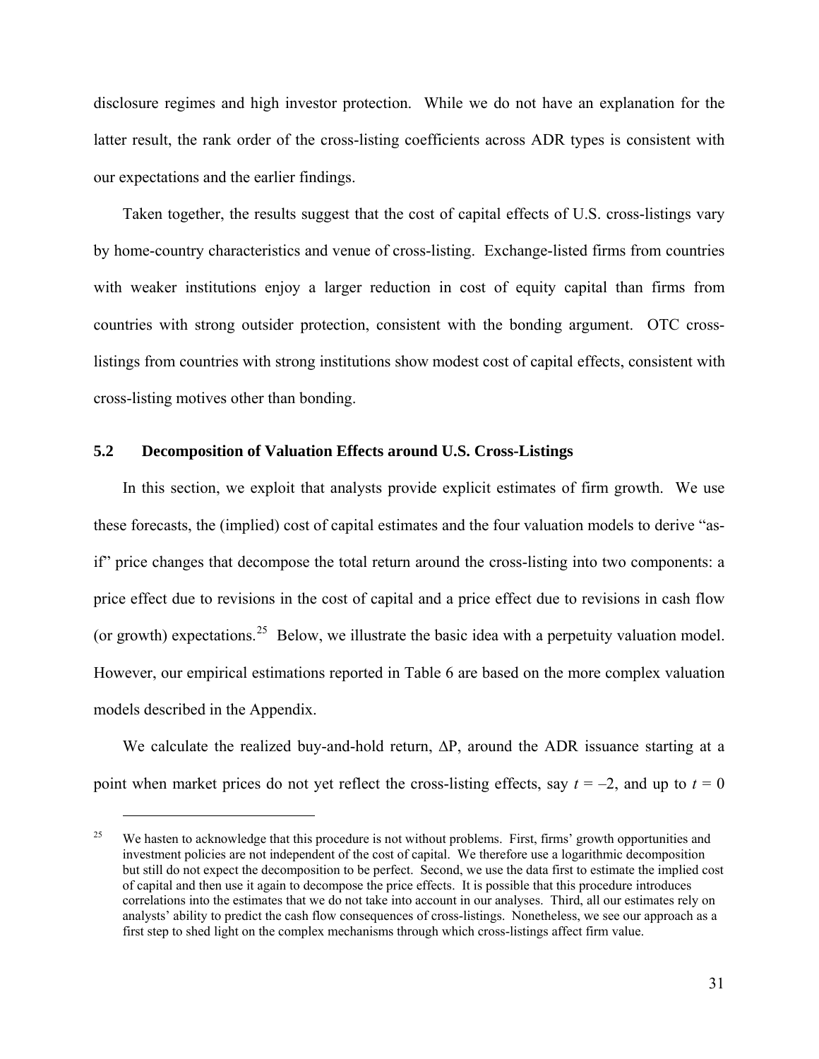disclosure regimes and high investor protection. While we do not have an explanation for the latter result, the rank order of the cross-listing coefficients across ADR types is consistent with our expectations and the earlier findings.

Taken together, the results suggest that the cost of capital effects of U.S. cross-listings vary by home-country characteristics and venue of cross-listing. Exchange-listed firms from countries with weaker institutions enjoy a larger reduction in cost of equity capital than firms from countries with strong outsider protection, consistent with the bonding argument. OTC cross-listings from countries with strong institutions show modest cost of capital effects, consistent with cross-listing motives other than bonding.

## 5.2 Decomposition of Valuation Effects around U.S. Cross-Listings

In this section, we exploit that analysts provide explicit estimates of firm growth. We use these forecasts, the (implied) cost of capital estimates and the four valuation models to derive "as-if" price changes that decompose the total return around the cross-listing into two components: a price effect due to revisions in the cost of capital and a price effect due to revisions in cash flow (or growth) expectations.[25] Below, we illustrate the basic idea with a perpetuity valuation model. However, our empirical estimations reported in Table 6 are based on the more complex valuation models described in the Appendix.

We calculate the realized buy-and-hold return, $\Delta P$, around the ADR issuance starting at a point when market prices do not yet reflect the cross-listing effects, say $t = -2$, and up to $t = 0$

[25] We hasten to acknowledge that this procedure is not without problems. First, firms' growth opportunities and investment policies are not independent of the cost of capital. We therefore use a logarithmic decomposition but still do not expect the decomposition to be perfect. Second, we use the data first to estimate the implied cost of capital and then use it again to decompose the price effects. It is possible that this procedure introduces correlations into the estimates that we do not take into account in our analyses. Third, all our estimates rely on analysts' ability to predict the cash flow consequences of cross-listings. Nonetheless, we see our approach as a first step to shed light on the complex mechanisms through which cross-listings affect firm value.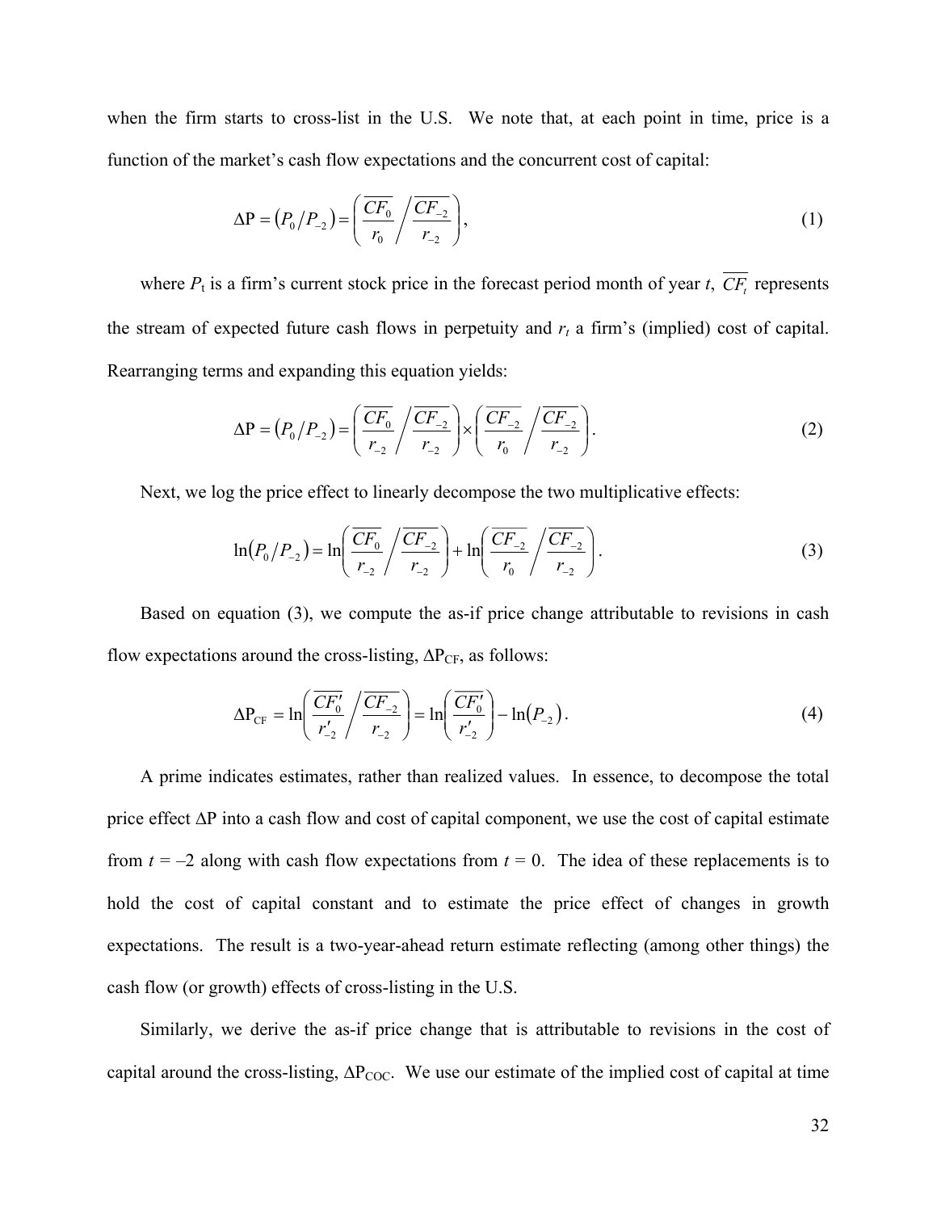when the firm starts to cross-list in the U.S. We note that, at each point in time, price is a function of the market's cash flow expectations and the concurrent cost of capital:

$$\Delta \text{P} = \left(P_0 / P_{-2}\right) = \left( \frac{\overline{CF_0}}{r_0} \bigg/ \frac{\overline{CF_{-2}}}{r_{-2}} \right), \tag{1}$$

where $P_t$ is a firm's current stock price in the forecast period month of year $t$, $\overline{CF_t}$ represents the stream of expected future cash flows in perpetuity and $r_t$ a firm's (implied) cost of capital. Rearranging terms and expanding this equation yields:

$$\Delta \text{P} = \left(P_0 / P_{-2}\right) = \left( \frac{\overline{CF_0}}{r_{-2}} \bigg/ \frac{\overline{CF_{-2}}}{r_{-2}} \right) \times \left( \frac{\overline{CF_{-2}}}{r_0} \bigg/ \frac{\overline{CF_{-2}}}{r_{-2}} \right). \tag{2}$$

Next, we log the price effect to linearly decompose the two multiplicative effects:

$$\ln\left(P_0 / P_{-2}\right) = \ln\left( \frac{\overline{CF_0}}{r_{-2}} \bigg/ \frac{\overline{CF_{-2}}}{r_{-2}} \right) + \ln\left( \frac{\overline{CF_{-2}}}{r_0} \bigg/ \frac{\overline{CF_{-2}}}{r_{-2}} \right). \tag{3}$$

Based on equation (3), we compute the as-if price change attributable to revisions in cash flow expectations around the cross-listing, $\Delta \text{P}_{\text{CF}}$, as follows:

$$\Delta \text{P}_{\text{CF}} = \ln\left( \frac{\overline{CF_0'}}{r_{-2}'} \bigg/ \frac{\overline{CF_{-2}}}{r_{-2}} \right) = \ln\left( \frac{\overline{CF_0'}}{r_{-2}'} \right) - \ln\left(P_{-2}\right). \tag{4}$$

A prime indicates estimates, rather than realized values. In essence, to decompose the total price effect $\Delta$P into a cash flow and cost of capital component, we use the cost of capital estimate from $t = -2$ along with cash flow expectations from $t = 0$. The idea of these replacements is to hold the cost of capital constant and to estimate the price effect of changes in growth expectations. The result is a two-year-ahead return estimate reflecting (among other things) the cash flow (or growth) effects of cross-listing in the U.S.

Similarly, we derive the as-if price change that is attributable to revisions in the cost of capital around the cross-listing, $\Delta \text{P}_{\text{COC}}$. We use our estimate of the implied cost of capital at time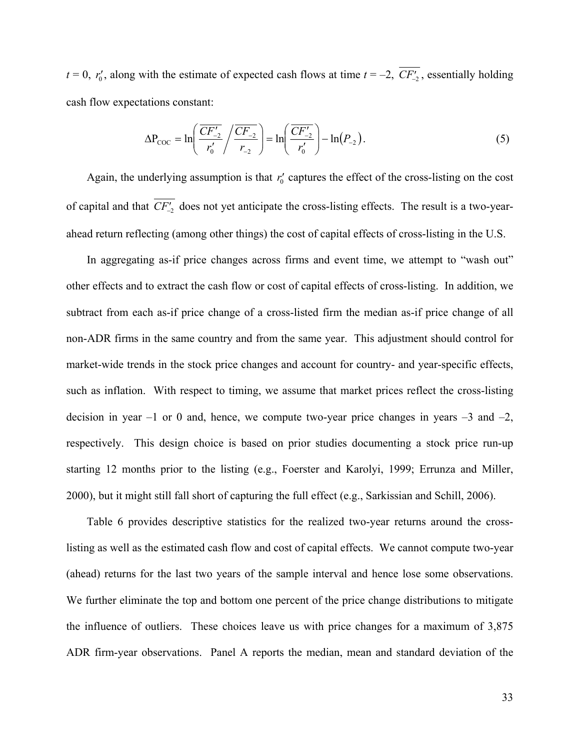$t = 0$, $r'_0$, along with the estimate of expected cash flows at time $t = -2$, $\overline{CF'_{-2}}$, essentially holding cash flow expectations constant:

$$\Delta \mathrm{P}_{\mathrm{COC}} = \ln\left( \frac{\overline{CF'_{-2}}}{r'_0} \bigg/ \frac{\overline{CF_{-2}}}{r_{-2}} \right) = \ln\left( \frac{\overline{CF'_{-2}}}{r'_0} \right) - \ln\left(P_{-2}\right). \tag{5}$$

Again, the underlying assumption is that $r'_0$ captures the effect of the cross-listing on the cost of capital and that $\overline{CF'_{-2}}$ does not yet anticipate the cross-listing effects. The result is a two-year-ahead return reflecting (among other things) the cost of capital effects of cross-listing in the U.S.

In aggregating as-if price changes across firms and event time, we attempt to "wash out" other effects and to extract the cash flow or cost of capital effects of cross-listing. In addition, we subtract from each as-if price change of a cross-listed firm the median as-if price change of all non-ADR firms in the same country and from the same year. This adjustment should control for market-wide trends in the stock price changes and account for country- and year-specific effects, such as inflation. With respect to timing, we assume that market prices reflect the cross-listing decision in year –1 or 0 and, hence, we compute two-year price changes in years –3 and –2, respectively. This design choice is based on prior studies documenting a stock price run-up starting 12 months prior to the listing (e.g., Foerster and Karolyi, 1999; Errunza and Miller, 2000), but it might still fall short of capturing the full effect (e.g., Sarkissian and Schill, 2006).

Table 6 provides descriptive statistics for the realized two-year returns around the cross-listing as well as the estimated cash flow and cost of capital effects. We cannot compute two-year (ahead) returns for the last two years of the sample interval and hence lose some observations. We further eliminate the top and bottom one percent of the price change distributions to mitigate the influence of outliers. These choices leave us with price changes for a maximum of 3,875 ADR firm-year observations. Panel A reports the median, mean and standard deviation of the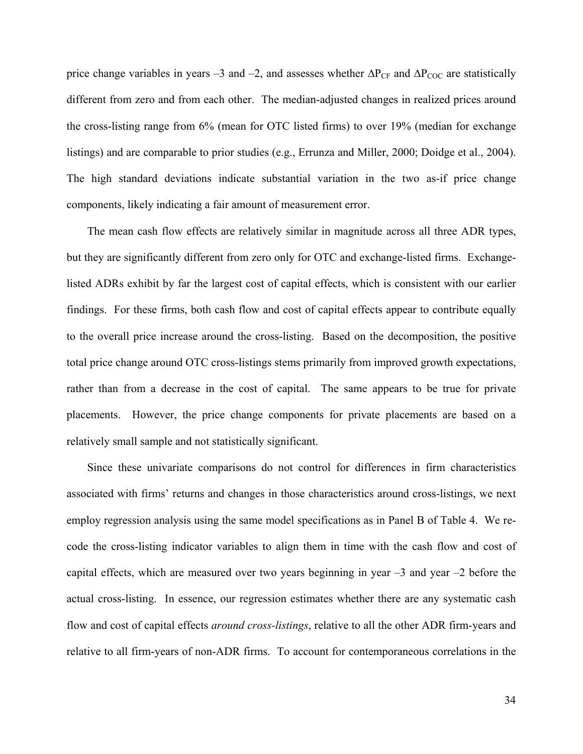price change variables in years –3 and –2, and assesses whether $\Delta P_{CF}$ and $\Delta P_{COC}$ are statistically different from zero and from each other. The median-adjusted changes in realized prices around the cross-listing range from 6% (mean for OTC listed firms) to over 19% (median for exchange listings) and are comparable to prior studies (e.g., Errunza and Miller, 2000; Doidge et al., 2004). The high standard deviations indicate substantial variation in the two as-if price change components, likely indicating a fair amount of measurement error.

The mean cash flow effects are relatively similar in magnitude across all three ADR types, but they are significantly different from zero only for OTC and exchange-listed firms. Exchange-listed ADRs exhibit by far the largest cost of capital effects, which is consistent with our earlier findings. For these firms, both cash flow and cost of capital effects appear to contribute equally to the overall price increase around the cross-listing. Based on the decomposition, the positive total price change around OTC cross-listings stems primarily from improved growth expectations, rather than from a decrease in the cost of capital. The same appears to be true for private placements. However, the price change components for private placements are based on a relatively small sample and not statistically significant.

Since these univariate comparisons do not control for differences in firm characteristics associated with firms' returns and changes in those characteristics around cross-listings, we next employ regression analysis using the same model specifications as in Panel B of Table 4. We re-code the cross-listing indicator variables to align them in time with the cash flow and cost of capital effects, which are measured over two years beginning in year –3 and year –2 before the actual cross-listing. In essence, our regression estimates whether there are any systematic cash flow and cost of capital effects *around cross-listings*, relative to all the other ADR firm-years and relative to all firm-years of non-ADR firms. To account for contemporaneous correlations in the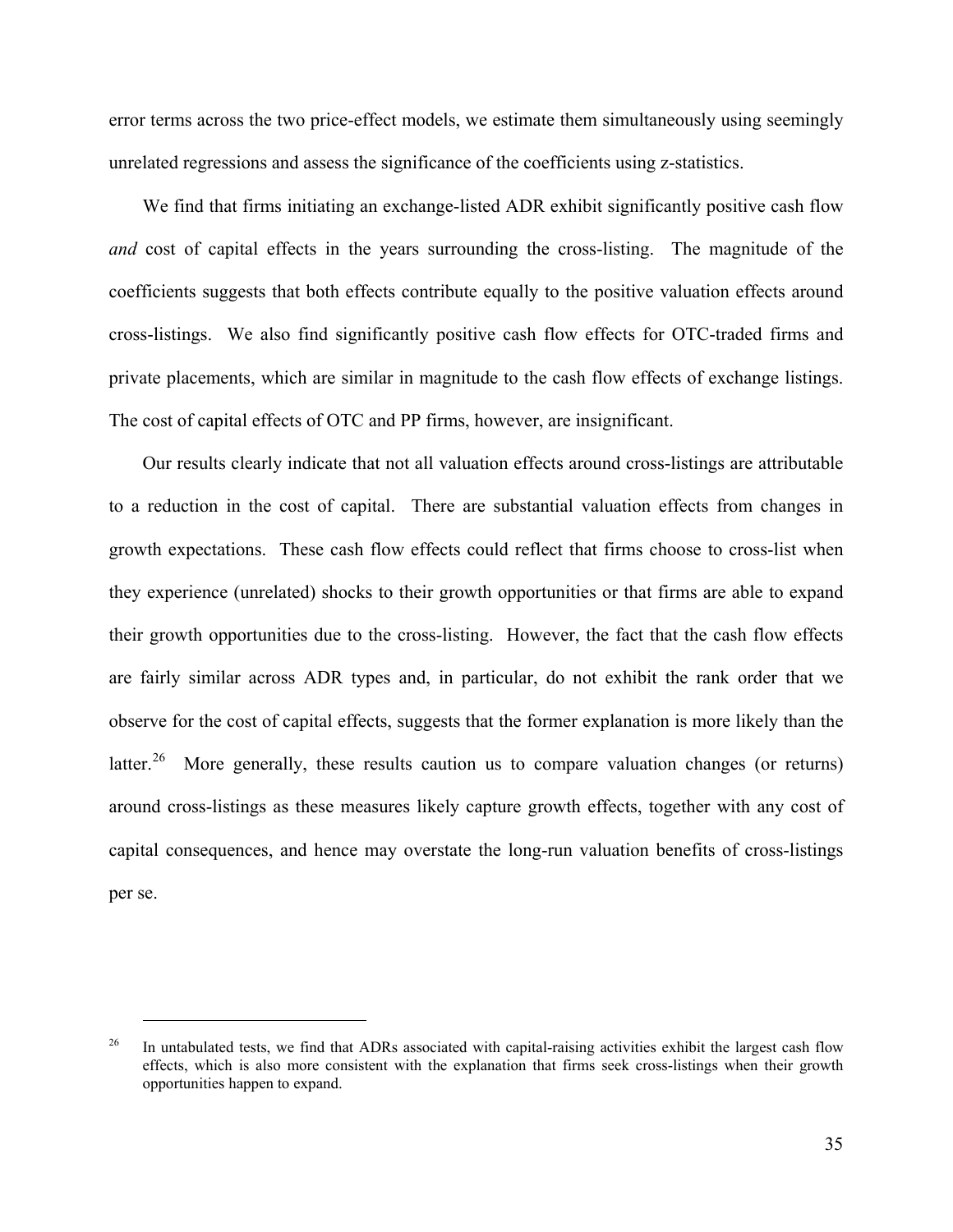error terms across the two price-effect models, we estimate them simultaneously using seemingly unrelated regressions and assess the significance of the coefficients using z-statistics.

We find that firms initiating an exchange-listed ADR exhibit significantly positive cash flow *and* cost of capital effects in the years surrounding the cross-listing. The magnitude of the coefficients suggests that both effects contribute equally to the positive valuation effects around cross-listings. We also find significantly positive cash flow effects for OTC-traded firms and private placements, which are similar in magnitude to the cash flow effects of exchange listings. The cost of capital effects of OTC and PP firms, however, are insignificant.

Our results clearly indicate that not all valuation effects around cross-listings are attributable to a reduction in the cost of capital. There are substantial valuation effects from changes in growth expectations. These cash flow effects could reflect that firms choose to cross-list when they experience (unrelated) shocks to their growth opportunities or that firms are able to expand their growth opportunities due to the cross-listing. However, the fact that the cash flow effects are fairly similar across ADR types and, in particular, do not exhibit the rank order that we observe for the cost of capital effects, suggests that the former explanation is more likely than the latter.[26] More generally, these results caution us to compare valuation changes (or returns) around cross-listings as these measures likely capture growth effects, together with any cost of capital consequences, and hence may overstate the long-run valuation benefits of cross-listings per se.

---

[26] In untabulated tests, we find that ADRs associated with capital-raising activities exhibit the largest cash flow effects, which is also more consistent with the explanation that firms seek cross-listings when their growth opportunities happen to expand.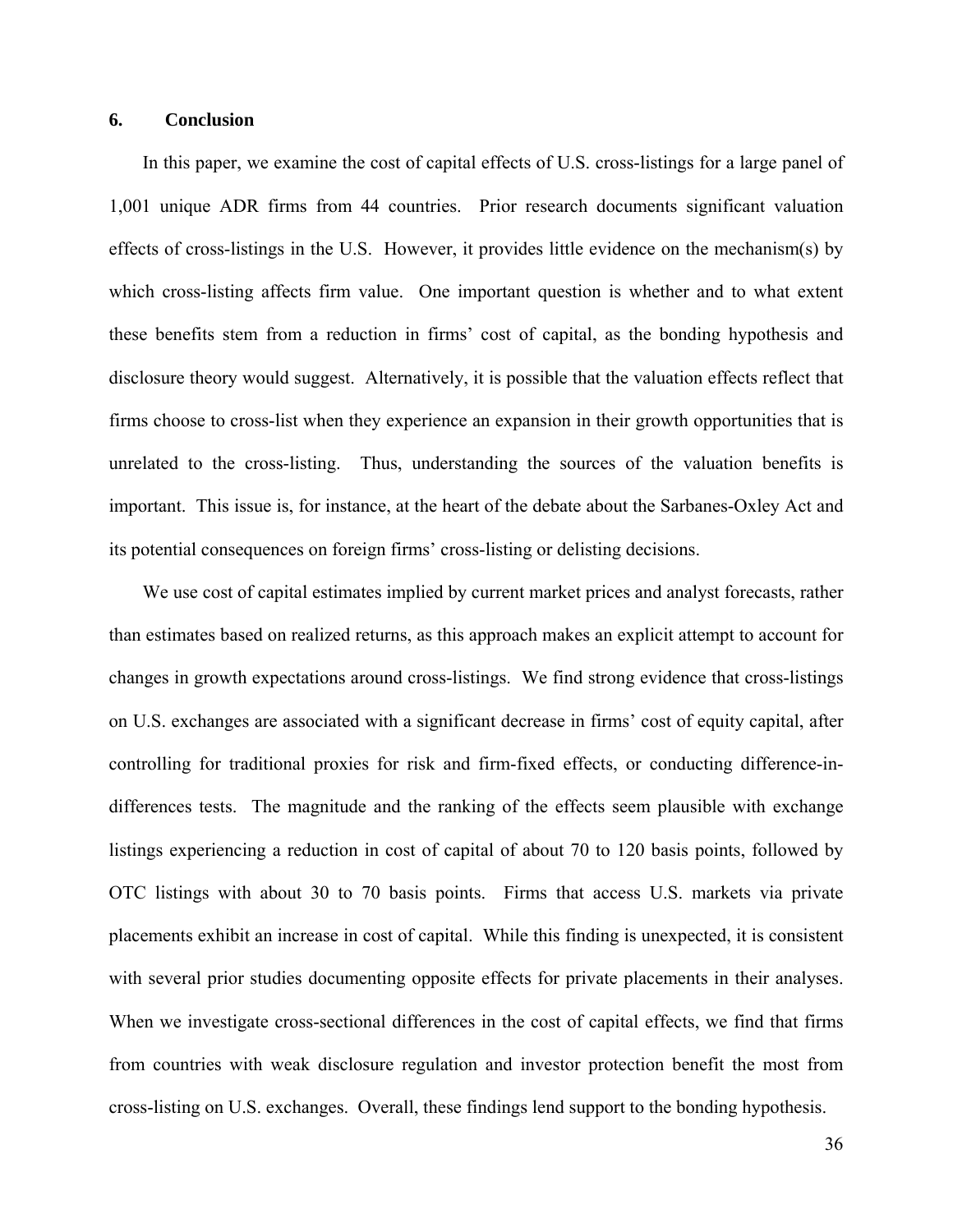## 6. Conclusion

In this paper, we examine the cost of capital effects of U.S. cross-listings for a large panel of 1,001 unique ADR firms from 44 countries. Prior research documents significant valuation effects of cross-listings in the U.S. However, it provides little evidence on the mechanism(s) by which cross-listing affects firm value. One important question is whether and to what extent these benefits stem from a reduction in firms' cost of capital, as the bonding hypothesis and disclosure theory would suggest. Alternatively, it is possible that the valuation effects reflect that firms choose to cross-list when they experience an expansion in their growth opportunities that is unrelated to the cross-listing. Thus, understanding the sources of the valuation benefits is important. This issue is, for instance, at the heart of the debate about the Sarbanes-Oxley Act and its potential consequences on foreign firms' cross-listing or delisting decisions.

We use cost of capital estimates implied by current market prices and analyst forecasts, rather than estimates based on realized returns, as this approach makes an explicit attempt to account for changes in growth expectations around cross-listings. We find strong evidence that cross-listings on U.S. exchanges are associated with a significant decrease in firms' cost of equity capital, after controlling for traditional proxies for risk and firm-fixed effects, or conducting difference-in-differences tests. The magnitude and the ranking of the effects seem plausible with exchange listings experiencing a reduction in cost of capital of about 70 to 120 basis points, followed by OTC listings with about 30 to 70 basis points. Firms that access U.S. markets via private placements exhibit an increase in cost of capital. While this finding is unexpected, it is consistent with several prior studies documenting opposite effects for private placements in their analyses. When we investigate cross-sectional differences in the cost of capital effects, we find that firms from countries with weak disclosure regulation and investor protection benefit the most from cross-listing on U.S. exchanges. Overall, these findings lend support to the bonding hypothesis.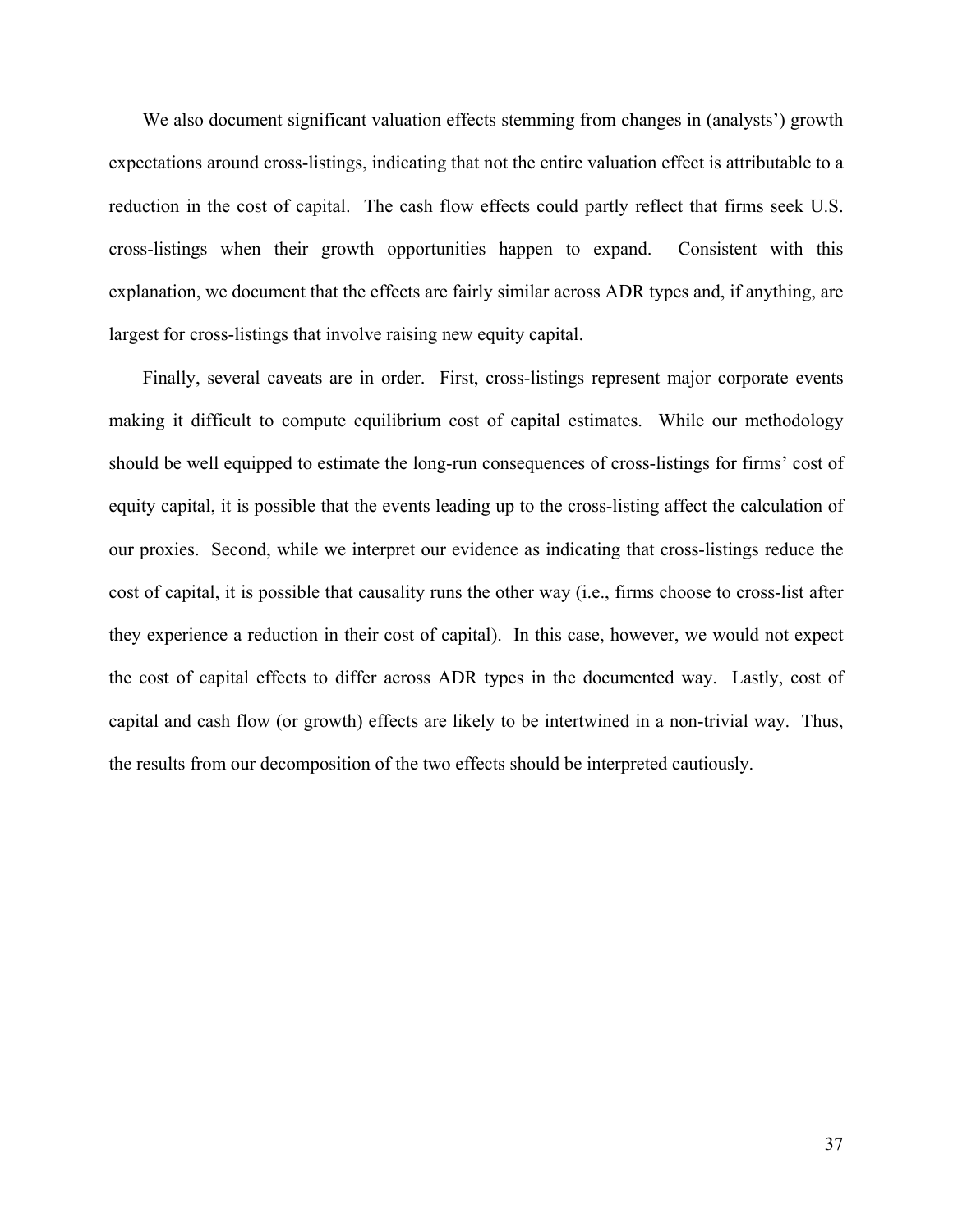We also document significant valuation effects stemming from changes in (analysts') growth expectations around cross-listings, indicating that not the entire valuation effect is attributable to a reduction in the cost of capital. The cash flow effects could partly reflect that firms seek U.S. cross-listings when their growth opportunities happen to expand. Consistent with this explanation, we document that the effects are fairly similar across ADR types and, if anything, are largest for cross-listings that involve raising new equity capital.

Finally, several caveats are in order. First, cross-listings represent major corporate events making it difficult to compute equilibrium cost of capital estimates. While our methodology should be well equipped to estimate the long-run consequences of cross-listings for firms' cost of equity capital, it is possible that the events leading up to the cross-listing affect the calculation of our proxies. Second, while we interpret our evidence as indicating that cross-listings reduce the cost of capital, it is possible that causality runs the other way (i.e., firms choose to cross-list after they experience a reduction in their cost of capital). In this case, however, we would not expect the cost of capital effects to differ across ADR types in the documented way. Lastly, cost of capital and cash flow (or growth) effects are likely to be intertwined in a non-trivial way. Thus, the results from our decomposition of the two effects should be interpreted cautiously.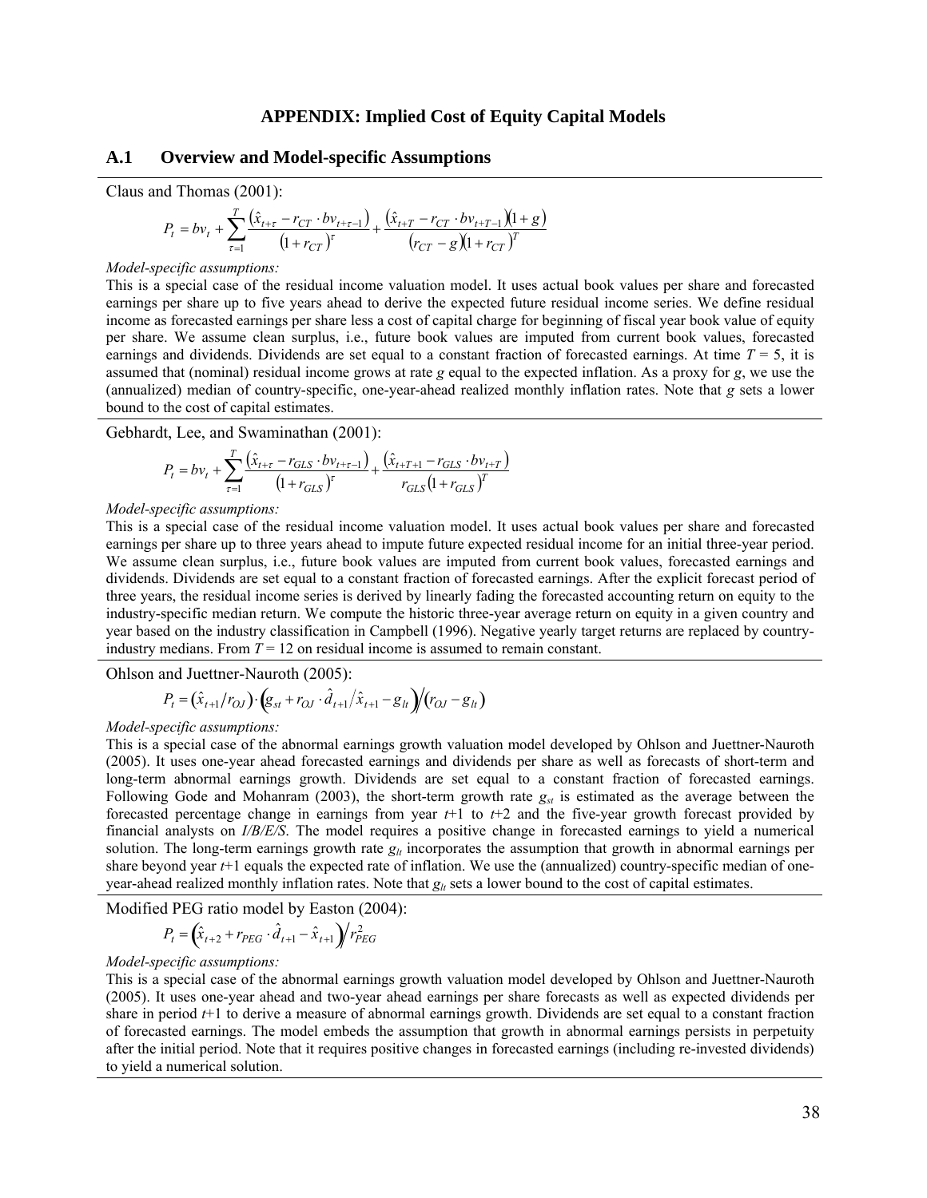# APPENDIX: Implied Cost of Equity Capital Models

## A.1 Overview and Model-specific Assumptions

Claus and Thomas (2001):

$$P_t = bv_t + \sum_{\tau=1}^{T} \frac{\left(\hat{x}_{t+\tau} - r_{CT} \cdot bv_{t+\tau-1}\right)}{\left(1 + r_{CT}\right)^{\tau}} + \frac{\left(\hat{x}_{t+T} - r_{CT} \cdot bv_{t+T-1}\right)\left(1 + g\right)}{\left(r_{CT} - g\right)\left(1 + r_{CT}\right)^{T}}$$

*Model-specific assumptions:*

This is a special case of the residual income valuation model. It uses actual book values per share and forecasted earnings per share up to five years ahead to derive the expected future residual income series. We define residual income as forecasted earnings per share less a cost of capital charge for beginning of fiscal year book value of equity per share. We assume clean surplus, i.e., future book values are imputed from current book values, forecasted earnings and dividends. Dividends are set equal to a constant fraction of forecasted earnings. At time $T = 5$, it is assumed that (nominal) residual income grows at rate $g$ equal to the expected inflation. As a proxy for $g$, we use the (annualized) median of country-specific, one-year-ahead realized monthly inflation rates. Note that $g$ sets a lower bound to the cost of capital estimates.

Gebhardt, Lee, and Swaminathan (2001):

$$P_t = bv_t + \sum_{\tau=1}^{T} \frac{\left(\hat{x}_{t+\tau} - r_{GLS} \cdot bv_{t+\tau-1}\right)}{\left(1 + r_{GLS}\right)^{\tau}} + \frac{\left(\hat{x}_{t+T+1} - r_{GLS} \cdot bv_{t+T}\right)}{r_{GLS}\left(1 + r_{GLS}\right)^{T}}$$

*Model-specific assumptions:*

This is a special case of the residual income valuation model. It uses actual book values per share and forecasted earnings per share up to three years ahead to impute future expected residual income for an initial three-year period. We assume clean surplus, i.e., future book values are imputed from current book values, forecasted earnings and dividends. Dividends are set equal to a constant fraction of forecasted earnings. After the explicit forecast period of three years, the residual income series is derived by linearly fading the forecasted accounting return on equity to the industry-specific median return. We compute the historic three-year average return on equity in a given country and year based on the industry classification in Campbell (1996). Negative yearly target returns are replaced by country-industry medians. From $T = 12$ on residual income is assumed to remain constant.

Ohlson and Juettner-Nauroth (2005):

$$P_t = \left(\hat{x}_{t+1} / r_{OJ}\right) \cdot \left(g_{st} + r_{OJ} \cdot \hat{d}_{t+1} / \hat{x}_{t+1} - g_{lt}\right) / \left(r_{OJ} - g_{lt}\right)$$

*Model-specific assumptions:*

This is a special case of the abnormal earnings growth valuation model developed by Ohlson and Juettner-Nauroth (2005). It uses one-year ahead forecasted earnings and dividends per share as well as forecasts of short-term and long-term abnormal earnings growth. Dividends are set equal to a constant fraction of forecasted earnings. Following Gode and Mohanram (2003), the short-term growth rate $g_{st}$ is estimated as the average between the forecasted percentage change in earnings from year $t$+1 to $t$+2 and the five-year growth forecast provided by financial analysts on *I/B/E/S*. The model requires a positive change in forecasted earnings to yield a numerical solution. The long-term earnings growth rate $g_{lt}$ incorporates the assumption that growth in abnormal earnings per share beyond year $t$+1 equals the expected rate of inflation. We use the (annualized) country-specific median of one-year-ahead realized monthly inflation rates. Note that $g_{lt}$ sets a lower bound to the cost of capital estimates.

Modified PEG ratio model by Easton (2004):

$$P_t = \left(\hat{x}_{t+2} + r_{PEG} \cdot \hat{d}_{t+1} - \hat{x}_{t+1}\right) / r_{PEG}^{2}$$

*Model-specific assumptions:*

This is a special case of the abnormal earnings growth valuation model developed by Ohlson and Juettner-Nauroth (2005). It uses one-year ahead and two-year ahead earnings per share forecasts as well as expected dividends per share in period $t$+1 to derive a measure of abnormal earnings growth. Dividends are set equal to a constant fraction of forecasted earnings. The model embeds the assumption that growth in abnormal earnings persists in perpetuity after the initial period. Note that it requires positive changes in forecasted earnings (including re-invested dividends) to yield a numerical solution.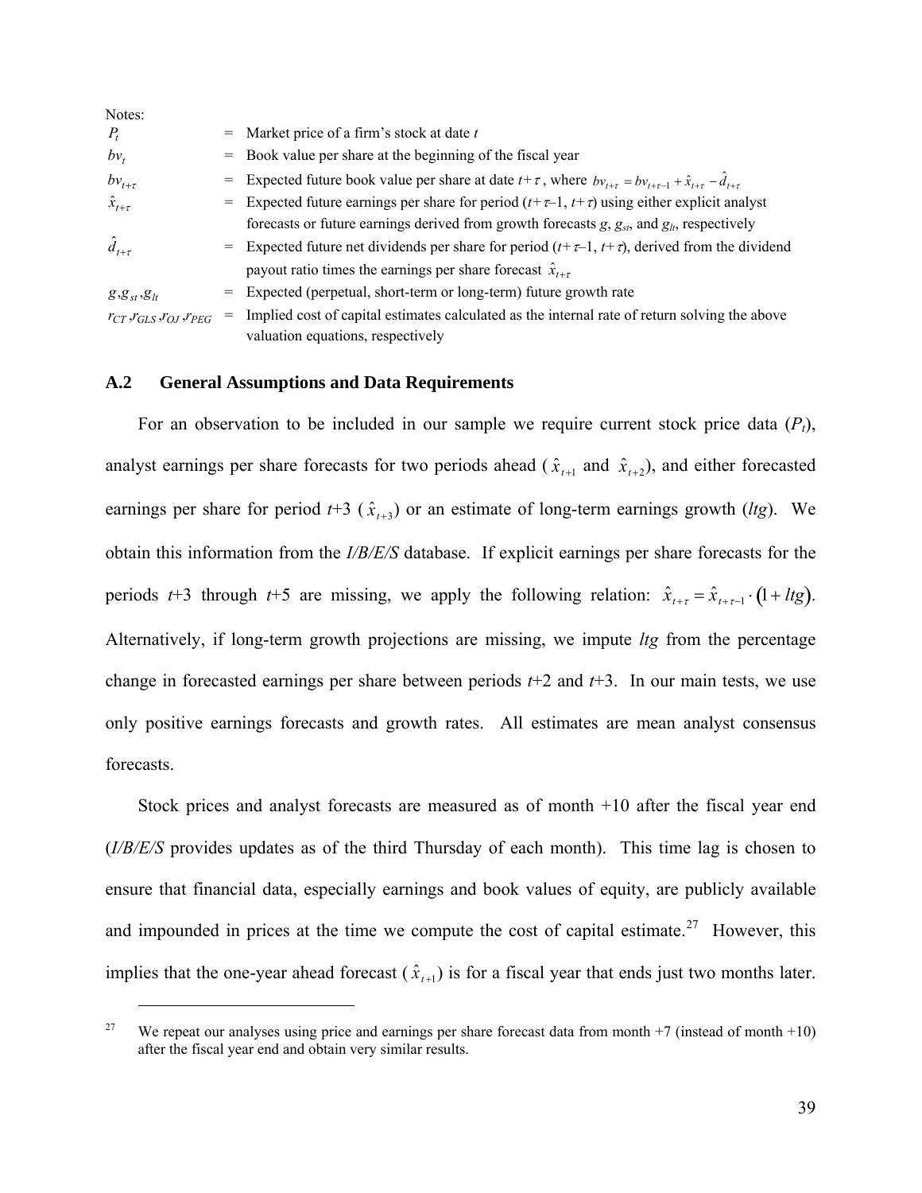Notes:

| | | |
|---|---|---|
| $P_t$ | = | Market price of a firm's stock at date $t$ |
| $bv_t$ | = | Book value per share at the beginning of the fiscal year |
| $bv_{t+\tau}$ | = | Expected future book value per share at date $t+\tau$, where $bv_{t+\tau} = bv_{t+\tau-1} + \hat{x}_{t+\tau} - \hat{d}_{t+\tau}$ |
| $\hat{x}_{t+\tau}$ | = | Expected future earnings per share for period ($t+\tau$–1, $t+\tau$) using either explicit analyst forecasts or future earnings derived from growth forecasts $g$, $g_{st}$, and $g_{lt}$, respectively |
| $\hat{d}_{t+\tau}$ | = | Expected future net dividends per share for period ($t+\tau$–1, $t+\tau$), derived from the dividend payout ratio times the earnings per share forecast $\hat{x}_{t+\tau}$ |
| $g, g_{st}, g_{lt}$ | = | Expected (perpetual, short-term or long-term) future growth rate |
| $r_{CT}, r_{GLS}, r_{OJ}, r_{PEG}$ | = | Implied cost of capital estimates calculated as the internal rate of return solving the above valuation equations, respectively |

## A.2 General Assumptions and Data Requirements

For an observation to be included in our sample we require current stock price data ($P_t$), analyst earnings per share forecasts for two periods ahead ($\hat{x}_{t+1}$ and $\hat{x}_{t+2}$), and either forecasted earnings per share for period $t$+3 ($\hat{x}_{t+3}$) or an estimate of long-term earnings growth ($ltg$). We obtain this information from the *I/B/E/S* database. If explicit earnings per share forecasts for the periods $t$+3 through $t$+5 are missing, we apply the following relation: $\hat{x}_{t+\tau} = \hat{x}_{t+\tau-1} \cdot (1 + ltg)$. Alternatively, if long-term growth projections are missing, we impute $ltg$ from the percentage change in forecasted earnings per share between periods $t$+2 and $t$+3. In our main tests, we use only positive earnings forecasts and growth rates. All estimates are mean analyst consensus forecasts.

Stock prices and analyst forecasts are measured as of month +10 after the fiscal year end (*I/B/E/S* provides updates as of the third Thursday of each month). This time lag is chosen to ensure that financial data, especially earnings and book values of equity, are publicly available and impounded in prices at the time we compute the cost of capital estimate.[27] However, this implies that the one-year ahead forecast ($\hat{x}_{t+1}$) is for a fiscal year that ends just two months later.

[27] We repeat our analyses using price and earnings per share forecast data from month +7 (instead of month +10) after the fiscal year end and obtain very similar results.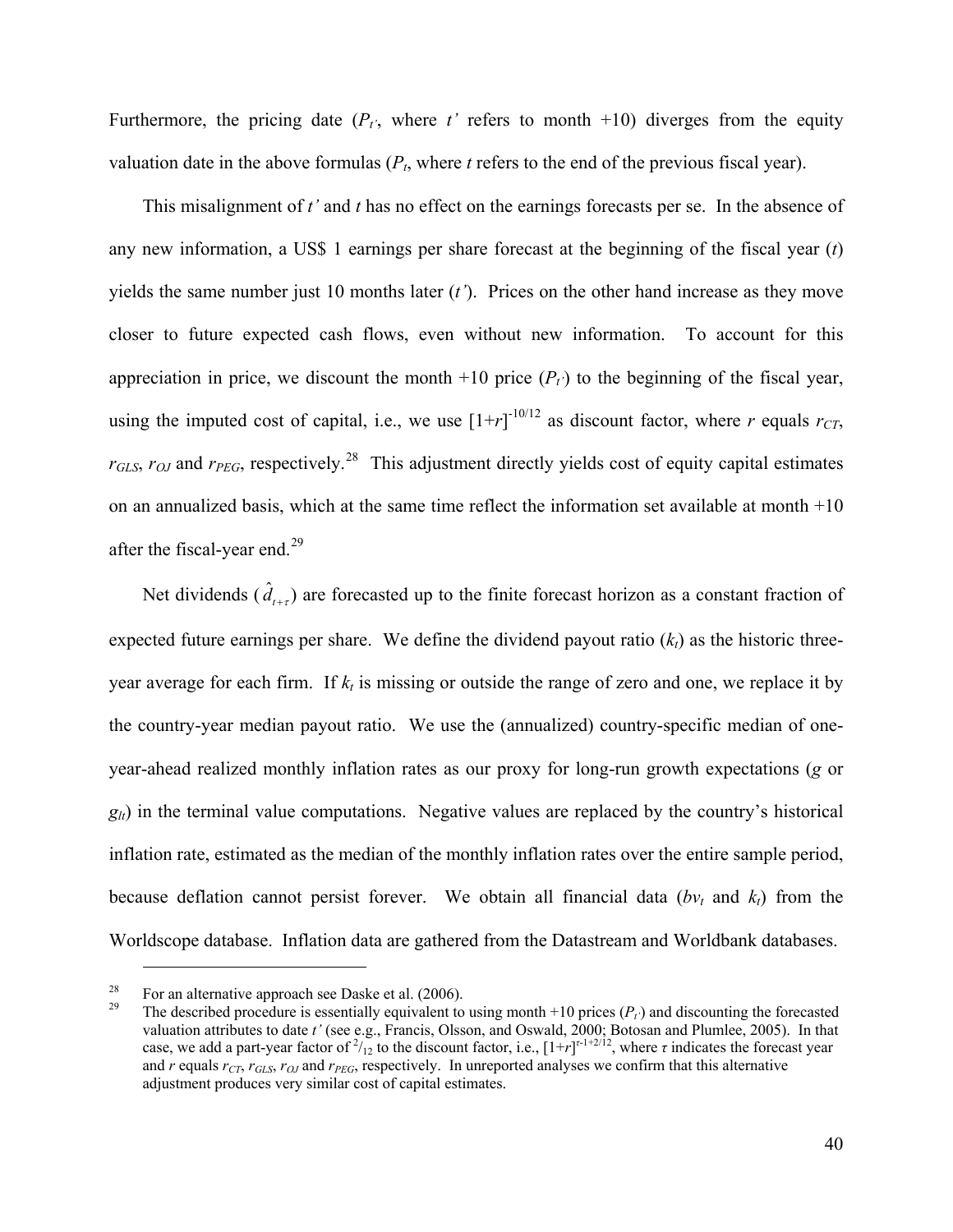Furthermore, the pricing date ($P_{t'}$, where $t'$ refers to month +10) diverges from the equity valuation date in the above formulas ($P_t$, where $t$ refers to the end of the previous fiscal year).

This misalignment of $t'$ and $t$ has no effect on the earnings forecasts per se. In the absence of any new information, a US$ 1 earnings per share forecast at the beginning of the fiscal year ($t$) yields the same number just 10 months later ($t'$). Prices on the other hand increase as they move closer to future expected cash flows, even without new information. To account for this appreciation in price, we discount the month +10 price ($P_{t'}$) to the beginning of the fiscal year, using the imputed cost of capital, i.e., we use $[1+r]^{-10/12}$ as discount factor, where $r$ equals $r_{CT}$, $r_{GLS}$, $r_{OJ}$ and $r_{PEG}$, respectively.[28] This adjustment directly yields cost of equity capital estimates on an annualized basis, which at the same time reflect the information set available at month +10 after the fiscal-year end.[29]

Net dividends ($\hat{d}_{t+\tau}$) are forecasted up to the finite forecast horizon as a constant fraction of expected future earnings per share. We define the dividend payout ratio ($k_t$) as the historic three-year average for each firm. If $k_t$ is missing or outside the range of zero and one, we replace it by the country-year median payout ratio. We use the (annualized) country-specific median of one-year-ahead realized monthly inflation rates as our proxy for long-run growth expectations ($g$ or $g_{lt}$) in the terminal value computations. Negative values are replaced by the country's historical inflation rate, estimated as the median of the monthly inflation rates over the entire sample period, because deflation cannot persist forever. We obtain all financial data ($bv_t$ and $k_t$) from the Worldscope database. Inflation data are gathered from the Datastream and Worldbank databases.

---

[28] For an alternative approach see Daske et al. (2006).

[29] The described procedure is essentially equivalent to using month +10 prices ($P_{t'}$) and discounting the forecasted valuation attributes to date $t'$ (see e.g., Francis, Olsson, and Oswald, 2000; Botosan and Plumlee, 2005). In that case, we add a part-year factor of $^2/_{12}$ to the discount factor, i.e., $[1+r]^{\tau-1+2/12}$, where $\tau$ indicates the forecast year and $r$ equals $r_{CT}$, $r_{GLS}$, $r_{OJ}$ and $r_{PEG}$, respectively. In unreported analyses we confirm that this alternative adjustment produces very similar cost of capital estimates.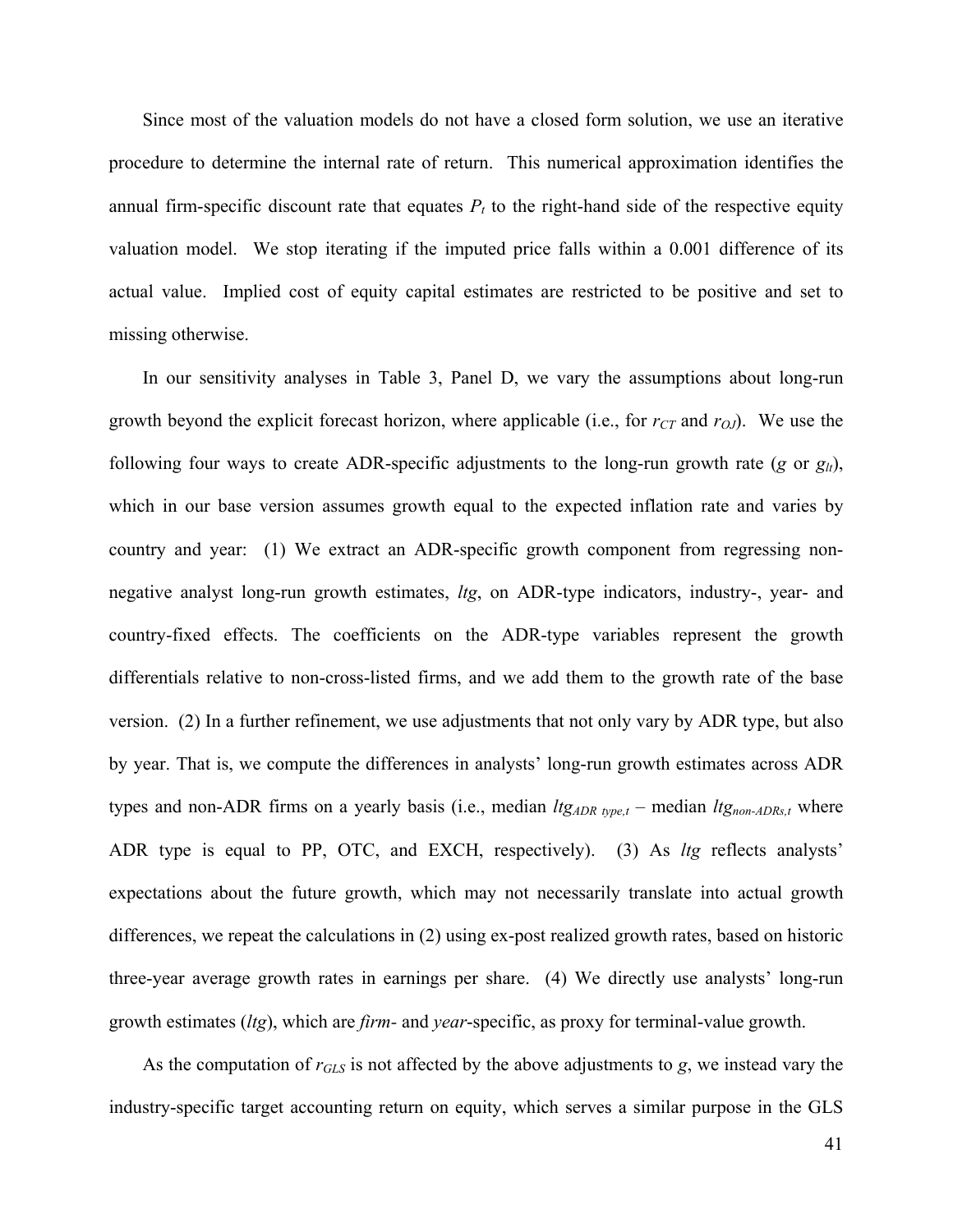Since most of the valuation models do not have a closed form solution, we use an iterative procedure to determine the internal rate of return. This numerical approximation identifies the annual firm-specific discount rate that equates $P_t$ to the right-hand side of the respective equity valuation model. We stop iterating if the imputed price falls within a 0.001 difference of its actual value. Implied cost of equity capital estimates are restricted to be positive and set to missing otherwise.

In our sensitivity analyses in Table 3, Panel D, we vary the assumptions about long-run growth beyond the explicit forecast horizon, where applicable (i.e., for $r_{CT}$ and $r_{OJ}$). We use the following four ways to create ADR-specific adjustments to the long-run growth rate ($g$ or $g_{lt}$), which in our base version assumes growth equal to the expected inflation rate and varies by country and year: (1) We extract an ADR-specific growth component from regressing non-negative analyst long-run growth estimates, *ltg*, on ADR-type indicators, industry-, year- and country-fixed effects. The coefficients on the ADR-type variables represent the growth differentials relative to non-cross-listed firms, and we add them to the growth rate of the base version. (2) In a further refinement, we use adjustments that not only vary by ADR type, but also by year. That is, we compute the differences in analysts' long-run growth estimates across ADR types and non-ADR firms on a yearly basis (i.e., median $ltg_{ADR\ type,t}$ – median $ltg_{non\text{-}ADRs,t}$ where ADR type is equal to PP, OTC, and EXCH, respectively). (3) As *ltg* reflects analysts' expectations about the future growth, which may not necessarily translate into actual growth differences, we repeat the calculations in (2) using ex-post realized growth rates, based on historic three-year average growth rates in earnings per share. (4) We directly use analysts' long-run growth estimates (*ltg*), which are *firm-* and *year*-specific, as proxy for terminal-value growth.

As the computation of $r_{GLS}$ is not affected by the above adjustments to $g$, we instead vary the industry-specific target accounting return on equity, which serves a similar purpose in the GLS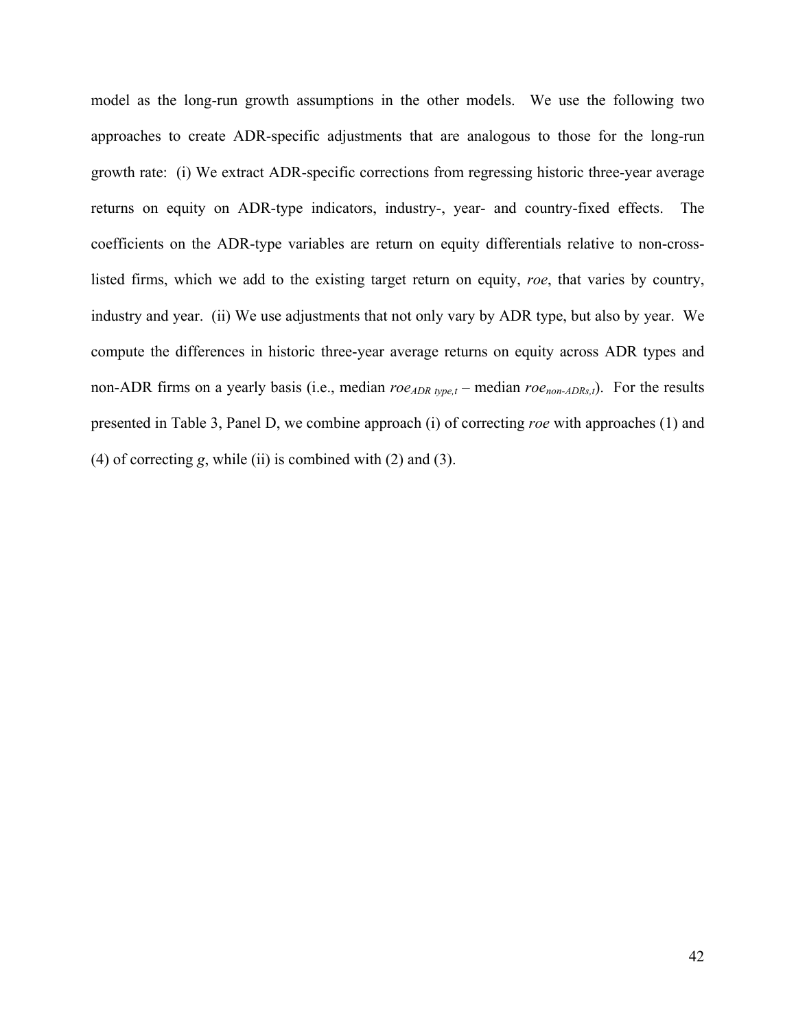model as the long-run growth assumptions in the other models. We use the following two approaches to create ADR-specific adjustments that are analogous to those for the long-run growth rate: (i) We extract ADR-specific corrections from regressing historic three-year average returns on equity on ADR-type indicators, industry-, year- and country-fixed effects. The coefficients on the ADR-type variables are return on equity differentials relative to non-cross-listed firms, which we add to the existing target return on equity, *roe*, that varies by country, industry and year. (ii) We use adjustments that not only vary by ADR type, but also by year. We compute the differences in historic three-year average returns on equity across ADR types and non-ADR firms on a yearly basis (i.e., median $roe_{ADR\ type,t}$ – median $roe_{non\text{-}ADRs,t}$). For the results presented in Table 3, Panel D, we combine approach (i) of correcting *roe* with approaches (1) and (4) of correcting *g*, while (ii) is combined with (2) and (3).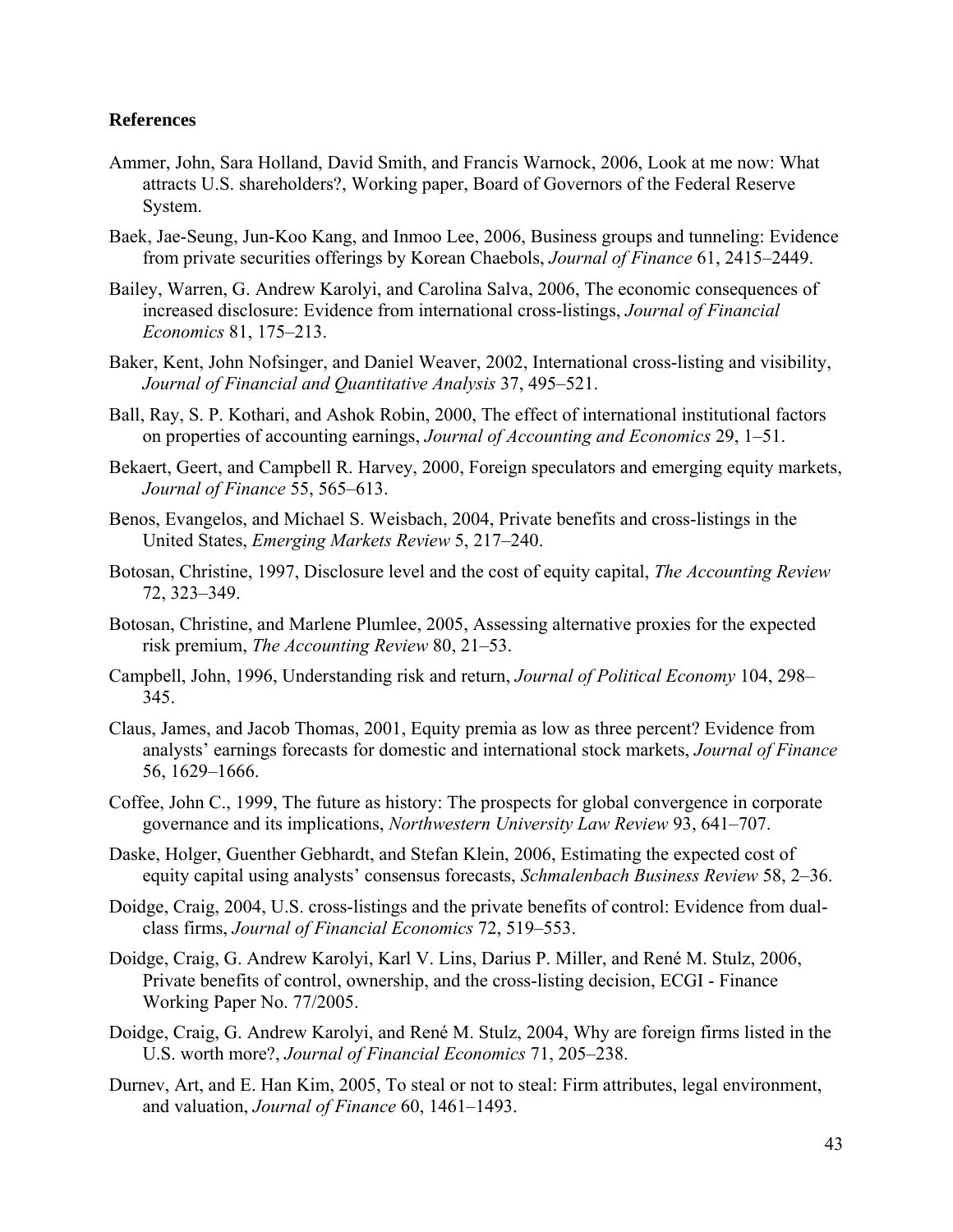## References

Ammer, John, Sara Holland, David Smith, and Francis Warnock, 2006, Look at me now: What attracts U.S. shareholders?, Working paper, Board of Governors of the Federal Reserve System.

Baek, Jae-Seung, Jun-Koo Kang, and Inmoo Lee, 2006, Business groups and tunneling: Evidence from private securities offerings by Korean Chaebols, *Journal of Finance* 61, 2415–2449.

Bailey, Warren, G. Andrew Karolyi, and Carolina Salva, 2006, The economic consequences of increased disclosure: Evidence from international cross-listings, *Journal of Financial Economics* 81, 175–213.

Baker, Kent, John Nofsinger, and Daniel Weaver, 2002, International cross-listing and visibility, *Journal of Financial and Quantitative Analysis* 37, 495–521.

Ball, Ray, S. P. Kothari, and Ashok Robin, 2000, The effect of international institutional factors on properties of accounting earnings, *Journal of Accounting and Economics* 29, 1–51.

Bekaert, Geert, and Campbell R. Harvey, 2000, Foreign speculators and emerging equity markets, *Journal of Finance* 55, 565–613.

Benos, Evangelos, and Michael S. Weisbach, 2004, Private benefits and cross-listings in the United States, *Emerging Markets Review* 5, 217–240.

Botosan, Christine, 1997, Disclosure level and the cost of equity capital, *The Accounting Review* 72, 323–349.

Botosan, Christine, and Marlene Plumlee, 2005, Assessing alternative proxies for the expected risk premium, *The Accounting Review* 80, 21–53.

Campbell, John, 1996, Understanding risk and return, *Journal of Political Economy* 104, 298–345.

Claus, James, and Jacob Thomas, 2001, Equity premia as low as three percent? Evidence from analysts' earnings forecasts for domestic and international stock markets, *Journal of Finance* 56, 1629–1666.

Coffee, John C., 1999, The future as history: The prospects for global convergence in corporate governance and its implications, *Northwestern University Law Review* 93, 641–707.

Daske, Holger, Guenther Gebhardt, and Stefan Klein, 2006, Estimating the expected cost of equity capital using analysts' consensus forecasts, *Schmalenbach Business Review* 58, 2–36.

Doidge, Craig, 2004, U.S. cross-listings and the private benefits of control: Evidence from dual-class firms, *Journal of Financial Economics* 72, 519–553.

Doidge, Craig, G. Andrew Karolyi, Karl V. Lins, Darius P. Miller, and René M. Stulz, 2006, Private benefits of control, ownership, and the cross-listing decision, ECGI - Finance Working Paper No. 77/2005.

Doidge, Craig, G. Andrew Karolyi, and René M. Stulz, 2004, Why are foreign firms listed in the U.S. worth more?, *Journal of Financial Economics* 71, 205–238.

Durnev, Art, and E. Han Kim, 2005, To steal or not to steal: Firm attributes, legal environment, and valuation, *Journal of Finance* 60, 1461–1493.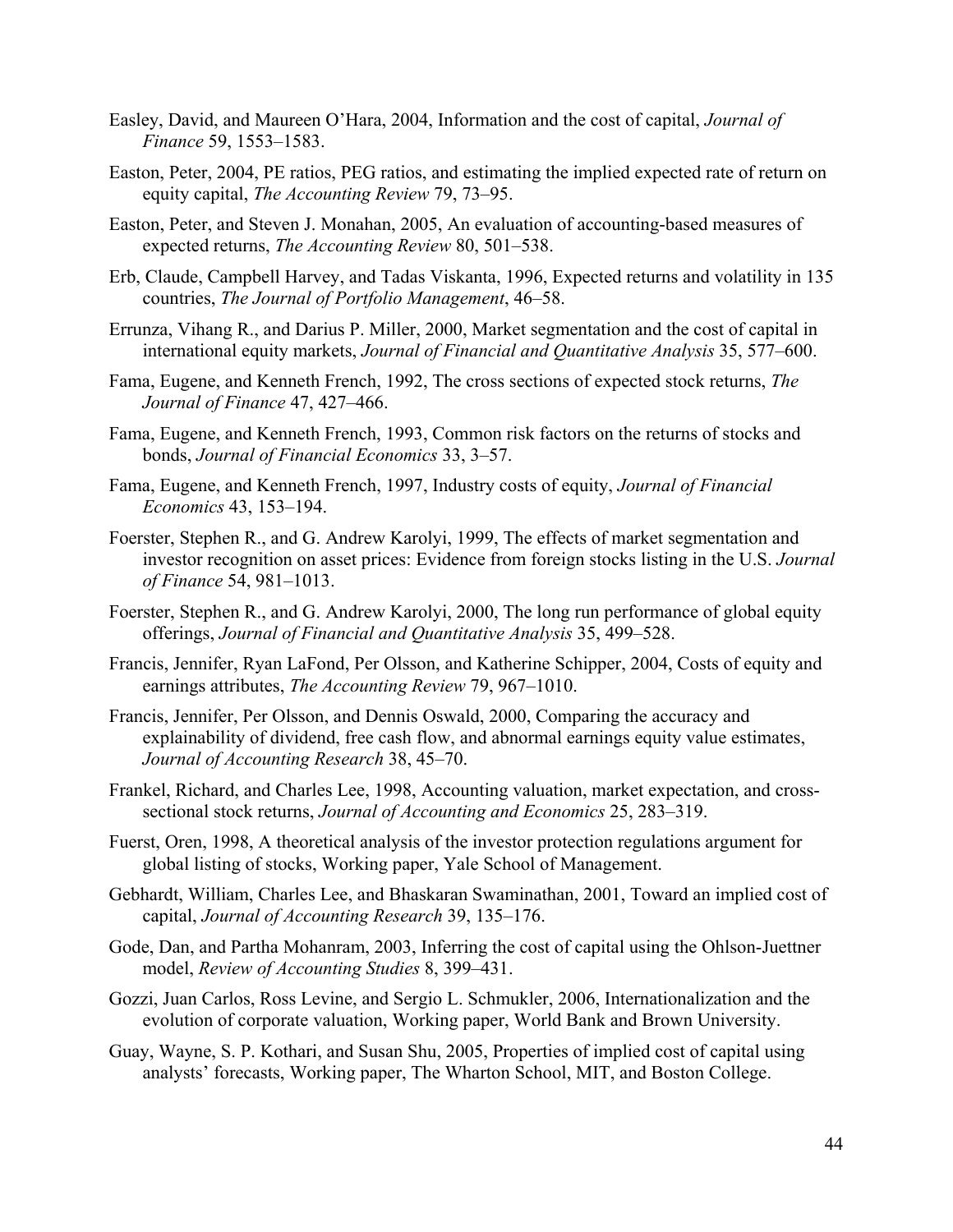Easley, David, and Maureen O'Hara, 2004, Information and the cost of capital, *Journal of Finance* 59, 1553–1583.

Easton, Peter, 2004, PE ratios, PEG ratios, and estimating the implied expected rate of return on equity capital, *The Accounting Review* 79, 73–95.

Easton, Peter, and Steven J. Monahan, 2005, An evaluation of accounting-based measures of expected returns, *The Accounting Review* 80, 501–538.

Erb, Claude, Campbell Harvey, and Tadas Viskanta, 1996, Expected returns and volatility in 135 countries, *The Journal of Portfolio Management*, 46–58.

Errunza, Vihang R., and Darius P. Miller, 2000, Market segmentation and the cost of capital in international equity markets, *Journal of Financial and Quantitative Analysis* 35, 577–600.

Fama, Eugene, and Kenneth French, 1992, The cross sections of expected stock returns, *The Journal of Finance* 47, 427–466.

Fama, Eugene, and Kenneth French, 1993, Common risk factors on the returns of stocks and bonds, *Journal of Financial Economics* 33, 3–57.

Fama, Eugene, and Kenneth French, 1997, Industry costs of equity, *Journal of Financial Economics* 43, 153–194.

Foerster, Stephen R., and G. Andrew Karolyi, 1999, The effects of market segmentation and investor recognition on asset prices: Evidence from foreign stocks listing in the U.S. *Journal of Finance* 54, 981–1013.

Foerster, Stephen R., and G. Andrew Karolyi, 2000, The long run performance of global equity offerings, *Journal of Financial and Quantitative Analysis* 35, 499–528.

Francis, Jennifer, Ryan LaFond, Per Olsson, and Katherine Schipper, 2004, Costs of equity and earnings attributes, *The Accounting Review* 79, 967–1010.

Francis, Jennifer, Per Olsson, and Dennis Oswald, 2000, Comparing the accuracy and explainability of dividend, free cash flow, and abnormal earnings equity value estimates, *Journal of Accounting Research* 38, 45–70.

Frankel, Richard, and Charles Lee, 1998, Accounting valuation, market expectation, and cross-sectional stock returns, *Journal of Accounting and Economics* 25, 283–319.

Fuerst, Oren, 1998, A theoretical analysis of the investor protection regulations argument for global listing of stocks, Working paper, Yale School of Management.

Gebhardt, William, Charles Lee, and Bhaskaran Swaminathan, 2001, Toward an implied cost of capital, *Journal of Accounting Research* 39, 135–176.

Gode, Dan, and Partha Mohanram, 2003, Inferring the cost of capital using the Ohlson-Juettner model, *Review of Accounting Studies* 8, 399–431.

Gozzi, Juan Carlos, Ross Levine, and Sergio L. Schmukler, 2006, Internationalization and the evolution of corporate valuation, Working paper, World Bank and Brown University.

Guay, Wayne, S. P. Kothari, and Susan Shu, 2005, Properties of implied cost of capital using analysts' forecasts, Working paper, The Wharton School, MIT, and Boston College.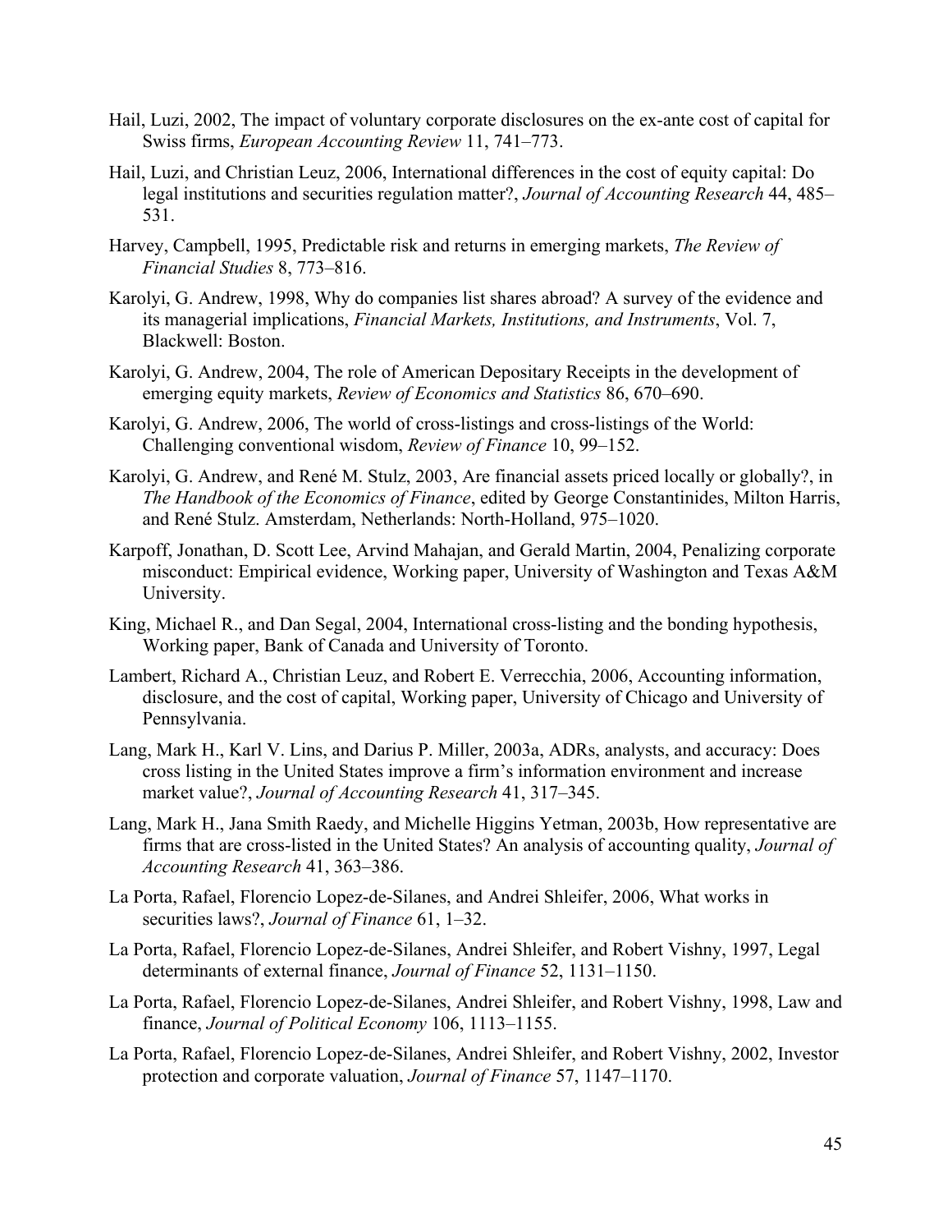Hail, Luzi, 2002, The impact of voluntary corporate disclosures on the ex-ante cost of capital for Swiss firms, *European Accounting Review* 11, 741–773.

Hail, Luzi, and Christian Leuz, 2006, International differences in the cost of equity capital: Do legal institutions and securities regulation matter?, *Journal of Accounting Research* 44, 485–531.

Harvey, Campbell, 1995, Predictable risk and returns in emerging markets, *The Review of Financial Studies* 8, 773–816.

Karolyi, G. Andrew, 1998, Why do companies list shares abroad? A survey of the evidence and its managerial implications, *Financial Markets, Institutions, and Instruments*, Vol. 7, Blackwell: Boston.

Karolyi, G. Andrew, 2004, The role of American Depositary Receipts in the development of emerging equity markets, *Review of Economics and Statistics* 86, 670–690.

Karolyi, G. Andrew, 2006, The world of cross-listings and cross-listings of the World: Challenging conventional wisdom, *Review of Finance* 10, 99–152.

Karolyi, G. Andrew, and René M. Stulz, 2003, Are financial assets priced locally or globally?, in *The Handbook of the Economics of Finance*, edited by George Constantinides, Milton Harris, and René Stulz. Amsterdam, Netherlands: North-Holland, 975–1020.

Karpoff, Jonathan, D. Scott Lee, Arvind Mahajan, and Gerald Martin, 2004, Penalizing corporate misconduct: Empirical evidence, Working paper, University of Washington and Texas A&M University.

King, Michael R., and Dan Segal, 2004, International cross-listing and the bonding hypothesis, Working paper, Bank of Canada and University of Toronto.

Lambert, Richard A., Christian Leuz, and Robert E. Verrecchia, 2006, Accounting information, disclosure, and the cost of capital, Working paper, University of Chicago and University of Pennsylvania.

Lang, Mark H., Karl V. Lins, and Darius P. Miller, 2003a, ADRs, analysts, and accuracy: Does cross listing in the United States improve a firm's information environment and increase market value?, *Journal of Accounting Research* 41, 317–345.

Lang, Mark H., Jana Smith Raedy, and Michelle Higgins Yetman, 2003b, How representative are firms that are cross-listed in the United States? An analysis of accounting quality, *Journal of Accounting Research* 41, 363–386.

La Porta, Rafael, Florencio Lopez-de-Silanes, and Andrei Shleifer, 2006, What works in securities laws?, *Journal of Finance* 61, 1–32.

La Porta, Rafael, Florencio Lopez-de-Silanes, Andrei Shleifer, and Robert Vishny, 1997, Legal determinants of external finance, *Journal of Finance* 52, 1131–1150.

La Porta, Rafael, Florencio Lopez-de-Silanes, Andrei Shleifer, and Robert Vishny, 1998, Law and finance, *Journal of Political Economy* 106, 1113–1155.

La Porta, Rafael, Florencio Lopez-de-Silanes, Andrei Shleifer, and Robert Vishny, 2002, Investor protection and corporate valuation, *Journal of Finance* 57, 1147–1170.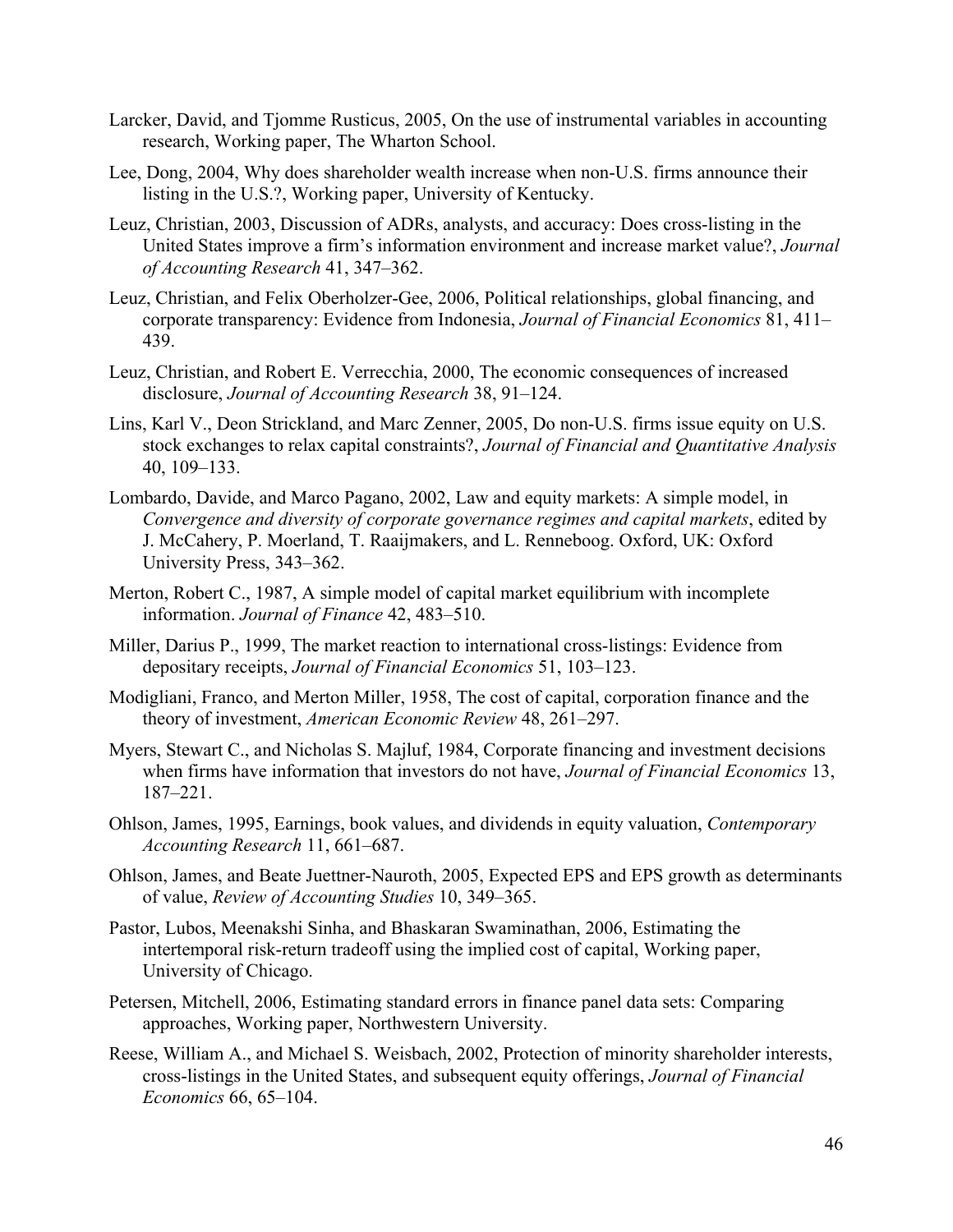Larcker, David, and Tjomme Rusticus, 2005, On the use of instrumental variables in accounting research, Working paper, The Wharton School.

Lee, Dong, 2004, Why does shareholder wealth increase when non-U.S. firms announce their listing in the U.S.?, Working paper, University of Kentucky.

Leuz, Christian, 2003, Discussion of ADRs, analysts, and accuracy: Does cross-listing in the United States improve a firm's information environment and increase market value?, *Journal of Accounting Research* 41, 347–362.

Leuz, Christian, and Felix Oberholzer-Gee, 2006, Political relationships, global financing, and corporate transparency: Evidence from Indonesia, *Journal of Financial Economics* 81, 411–439.

Leuz, Christian, and Robert E. Verrecchia, 2000, The economic consequences of increased disclosure, *Journal of Accounting Research* 38, 91–124.

Lins, Karl V., Deon Strickland, and Marc Zenner, 2005, Do non-U.S. firms issue equity on U.S. stock exchanges to relax capital constraints?, *Journal of Financial and Quantitative Analysis* 40, 109–133.

Lombardo, Davide, and Marco Pagano, 2002, Law and equity markets: A simple model, in *Convergence and diversity of corporate governance regimes and capital markets*, edited by J. McCahery, P. Moerland, T. Raaijmakers, and L. Renneboog. Oxford, UK: Oxford University Press, 343–362.

Merton, Robert C., 1987, A simple model of capital market equilibrium with incomplete information. *Journal of Finance* 42, 483–510.

Miller, Darius P., 1999, The market reaction to international cross-listings: Evidence from depositary receipts, *Journal of Financial Economics* 51, 103–123.

Modigliani, Franco, and Merton Miller, 1958, The cost of capital, corporation finance and the theory of investment, *American Economic Review* 48, 261–297.

Myers, Stewart C., and Nicholas S. Majluf, 1984, Corporate financing and investment decisions when firms have information that investors do not have, *Journal of Financial Economics* 13, 187–221.

Ohlson, James, 1995, Earnings, book values, and dividends in equity valuation, *Contemporary Accounting Research* 11, 661–687.

Ohlson, James, and Beate Juettner-Nauroth, 2005, Expected EPS and EPS growth as determinants of value, *Review of Accounting Studies* 10, 349–365.

Pastor, Lubos, Meenakshi Sinha, and Bhaskaran Swaminathan, 2006, Estimating the intertemporal risk-return tradeoff using the implied cost of capital, Working paper, University of Chicago.

Petersen, Mitchell, 2006, Estimating standard errors in finance panel data sets: Comparing approaches, Working paper, Northwestern University.

Reese, William A., and Michael S. Weisbach, 2002, Protection of minority shareholder interests, cross-listings in the United States, and subsequent equity offerings, *Journal of Financial Economics* 66, 65–104.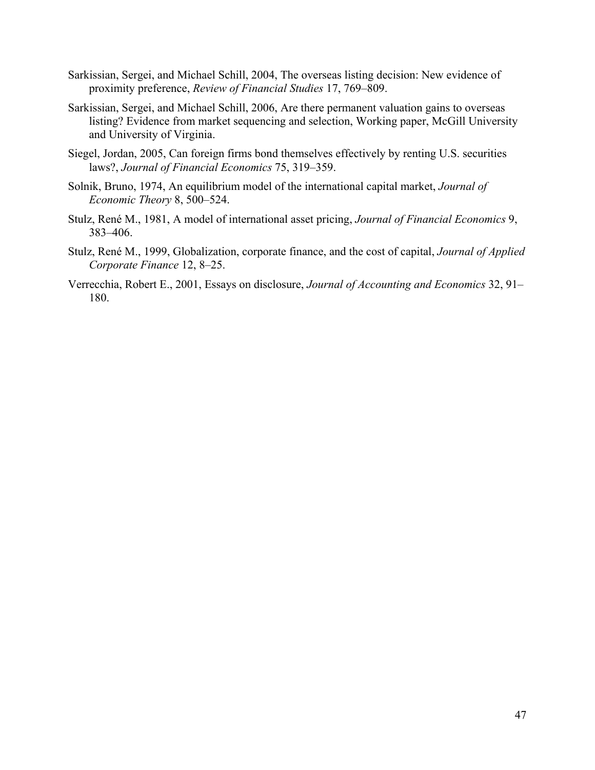Sarkissian, Sergei, and Michael Schill, 2004, The overseas listing decision: New evidence of proximity preference, *Review of Financial Studies* 17, 769–809.

Sarkissian, Sergei, and Michael Schill, 2006, Are there permanent valuation gains to overseas listing? Evidence from market sequencing and selection, Working paper, McGill University and University of Virginia.

Siegel, Jordan, 2005, Can foreign firms bond themselves effectively by renting U.S. securities laws?, *Journal of Financial Economics* 75, 319–359.

Solnik, Bruno, 1974, An equilibrium model of the international capital market, *Journal of Economic Theory* 8, 500–524.

Stulz, René M., 1981, A model of international asset pricing, *Journal of Financial Economics* 9, 383–406.

Stulz, René M., 1999, Globalization, corporate finance, and the cost of capital, *Journal of Applied Corporate Finance* 12, 8–25.

Verrecchia, Robert E., 2001, Essays on disclosure, *Journal of Accounting and Economics* 32, 91–180.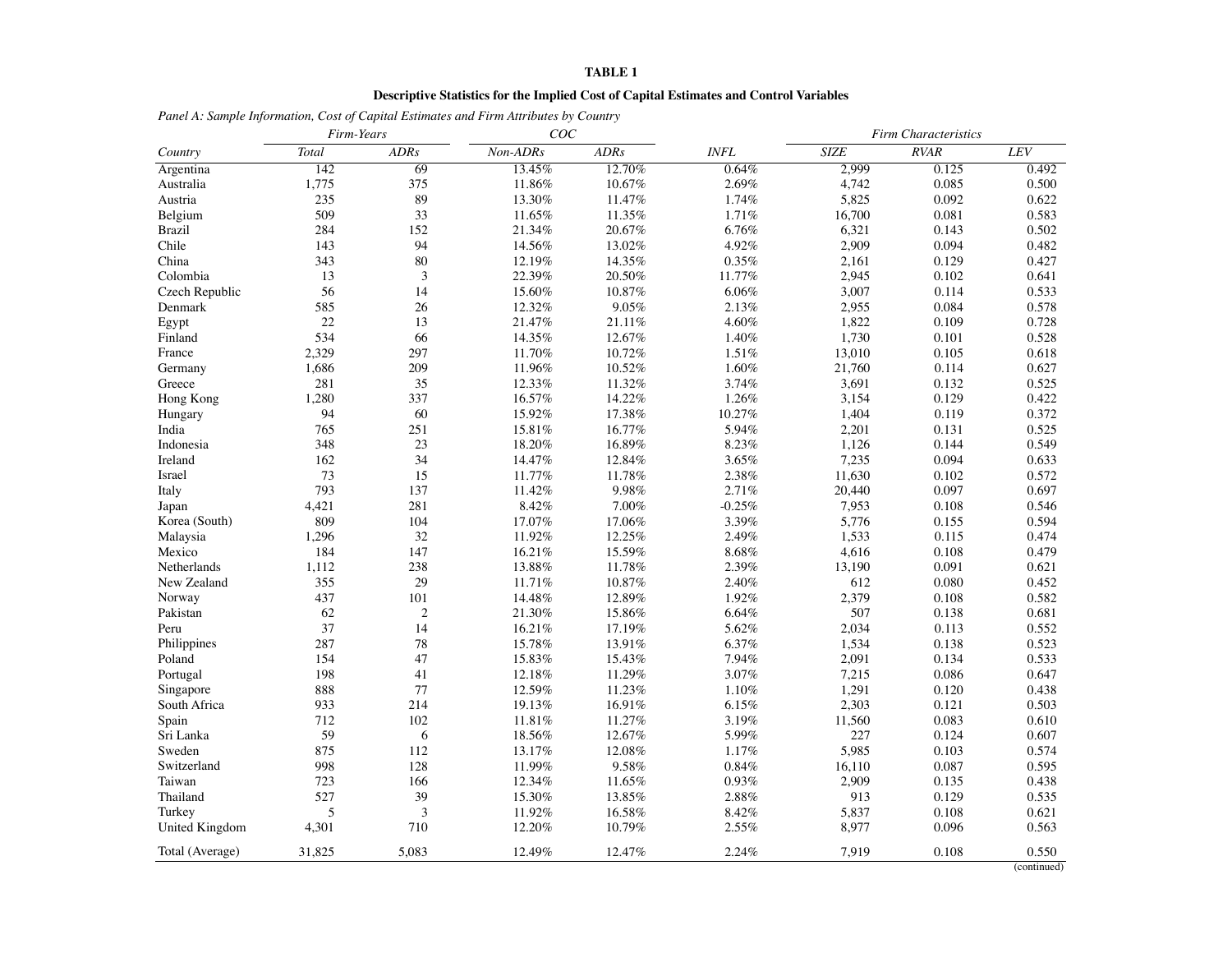**TABLE 1**

**Descriptive Statistics for the Implied Cost of Capital Estimates and Control Variables**

*Panel A: Sample Information, Cost of Capital Estimates and Firm Attributes by Country*

| | *Firm-Years* | | *COC* | | | *Firm Characteristics* | | |
|---|---|---|---|---|---|---|---|---|
| *Country* | *Total* | *ADRs* | *Non-ADRs* | *ADRs* | *INFL* | *SIZE* | *RVAR* | *LEV* |
| Argentina | 142 | 69 | 13.45% | 12.70% | 0.64% | 2,999 | 0.125 | 0.492 |
| Australia | 1,775 | 375 | 11.86% | 10.67% | 2.69% | 4,742 | 0.085 | 0.500 |
| Austria | 235 | 89 | 13.30% | 11.47% | 1.74% | 5,825 | 0.092 | 0.622 |
| Belgium | 509 | 33 | 11.65% | 11.35% | 1.71% | 16,700 | 0.081 | 0.583 |
| Brazil | 284 | 152 | 21.34% | 20.67% | 6.76% | 6,321 | 0.143 | 0.502 |
| Chile | 143 | 94 | 14.56% | 13.02% | 4.92% | 2,909 | 0.094 | 0.482 |
| China | 343 | 80 | 12.19% | 14.35% | 0.35% | 2,161 | 0.129 | 0.427 |
| Colombia | 13 | 3 | 22.39% | 20.50% | 11.77% | 2,945 | 0.102 | 0.641 |
| Czech Republic | 56 | 14 | 15.60% | 10.87% | 6.06% | 3,007 | 0.114 | 0.533 |
| Denmark | 585 | 26 | 12.32% | 9.05% | 2.13% | 2,955 | 0.084 | 0.578 |
| Egypt | 22 | 13 | 21.47% | 21.11% | 4.60% | 1,822 | 0.109 | 0.728 |
| Finland | 534 | 66 | 14.35% | 12.67% | 1.40% | 1,730 | 0.101 | 0.528 |
| France | 2,329 | 297 | 11.70% | 10.72% | 1.51% | 13,010 | 0.105 | 0.618 |
| Germany | 1,686 | 209 | 11.96% | 10.52% | 1.60% | 21,760 | 0.114 | 0.627 |
| Greece | 281 | 35 | 12.33% | 11.32% | 3.74% | 3,691 | 0.132 | 0.525 |
| Hong Kong | 1,280 | 337 | 16.57% | 14.22% | 1.26% | 3,154 | 0.129 | 0.422 |
| Hungary | 94 | 60 | 15.92% | 17.38% | 10.27% | 1,404 | 0.119 | 0.372 |
| India | 765 | 251 | 15.81% | 16.77% | 5.94% | 2,201 | 0.131 | 0.525 |
| Indonesia | 348 | 23 | 18.20% | 16.89% | 8.23% | 1,126 | 0.144 | 0.549 |
| Ireland | 162 | 34 | 14.47% | 12.84% | 3.65% | 7,235 | 0.094 | 0.633 |
| Israel | 73 | 15 | 11.77% | 11.78% | 2.38% | 11,630 | 0.102 | 0.572 |
| Italy | 793 | 137 | 11.42% | 9.98% | 2.71% | 20,440 | 0.097 | 0.697 |
| Japan | 4,421 | 281 | 8.42% | 7.00% | -0.25% | 7,953 | 0.108 | 0.546 |
| Korea (South) | 809 | 104 | 17.07% | 17.06% | 3.39% | 5,776 | 0.155 | 0.594 |
| Malaysia | 1,296 | 32 | 11.92% | 12.25% | 2.49% | 1,533 | 0.115 | 0.474 |
| Mexico | 184 | 147 | 16.21% | 15.59% | 8.68% | 4,616 | 0.108 | 0.479 |
| Netherlands | 1,112 | 238 | 13.88% | 11.78% | 2.39% | 13,190 | 0.091 | 0.621 |
| New Zealand | 355 | 29 | 11.71% | 10.87% | 2.40% | 612 | 0.080 | 0.452 |
| Norway | 437 | 101 | 14.48% | 12.89% | 1.92% | 2,379 | 0.108 | 0.582 |
| Pakistan | 62 | 2 | 21.30% | 15.86% | 6.64% | 507 | 0.138 | 0.681 |
| Peru | 37 | 14 | 16.21% | 17.19% | 5.62% | 2,034 | 0.113 | 0.552 |
| Philippines | 287 | 78 | 15.78% | 13.91% | 6.37% | 1,534 | 0.138 | 0.523 |
| Poland | 154 | 47 | 15.83% | 15.43% | 7.94% | 2,091 | 0.134 | 0.533 |
| Portugal | 198 | 41 | 12.18% | 11.29% | 3.07% | 7,215 | 0.086 | 0.647 |
| Singapore | 888 | 77 | 12.59% | 11.23% | 1.10% | 1,291 | 0.120 | 0.438 |
| South Africa | 933 | 214 | 19.13% | 16.91% | 6.15% | 2,303 | 0.121 | 0.503 |
| Spain | 712 | 102 | 11.81% | 11.27% | 3.19% | 11,560 | 0.083 | 0.610 |
| Sri Lanka | 59 | 6 | 18.56% | 12.67% | 5.99% | 227 | 0.124 | 0.607 |
| Sweden | 875 | 112 | 13.17% | 12.08% | 1.17% | 5,985 | 0.103 | 0.574 |
| Switzerland | 998 | 128 | 11.99% | 9.58% | 0.84% | 16,110 | 0.087 | 0.595 |
| Taiwan | 723 | 166 | 12.34% | 11.65% | 0.93% | 2,909 | 0.135 | 0.438 |
| Thailand | 527 | 39 | 15.30% | 13.85% | 2.88% | 913 | 0.129 | 0.535 |
| Turkey | 5 | 3 | 11.92% | 16.58% | 8.42% | 5,837 | 0.108 | 0.621 |
| United Kingdom | 4,301 | 710 | 12.20% | 10.79% | 2.55% | 8,977 | 0.096 | 0.563 |
| Total (Average) | 31,825 | 5,083 | 12.49% | 12.47% | 2.24% | 7,919 | 0.108 | 0.550 |

(continued)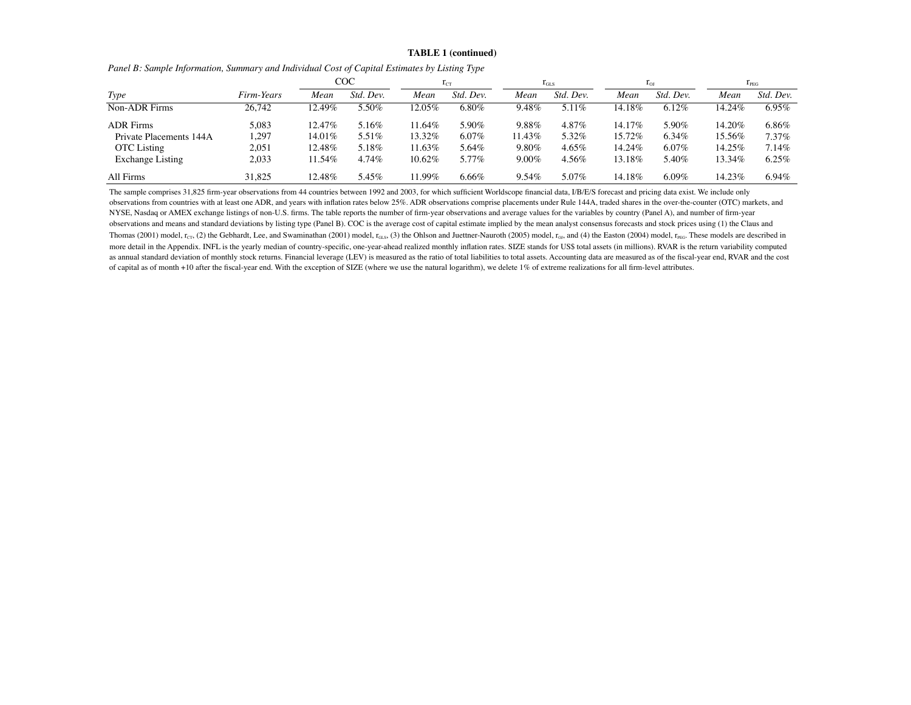**TABLE 1 (continued)**

*Panel B: Sample Information, Summary and Individual Cost of Capital Estimates by Listing Type*

| | | COC | | $r_{CT}$ | | $r_{GLS}$ | | $r_{OJ}$ | | $r_{PEG}$ | |
|---|---|---|---|---|---|---|---|---|---|---|---|
| *Type* | *Firm-Years* | *Mean* | *Std. Dev.* | *Mean* | *Std. Dev.* | *Mean* | *Std. Dev.* | *Mean* | *Std. Dev.* | *Mean* | *Std. Dev.* |
| Non-ADR Firms | 26,742 | 12.49% | 5.50% | 12.05% | 6.80% | 9.48% | 5.11% | 14.18% | 6.12% | 14.24% | 6.95% |
| ADR Firms | 5,083 | 12.47% | 5.16% | 11.64% | 5.90% | 9.88% | 4.87% | 14.17% | 5.90% | 14.20% | 6.86% |
| Private Placements 144A | 1,297 | 14.01% | 5.51% | 13.32% | 6.07% | 11.43% | 5.32% | 15.72% | 6.34% | 15.56% | 7.37% |
| OTC Listing | 2,051 | 12.48% | 5.18% | 11.63% | 5.64% | 9.80% | 4.65% | 14.24% | 6.07% | 14.25% | 7.14% |
| Exchange Listing | 2,033 | 11.54% | 4.74% | 10.62% | 5.77% | 9.00% | 4.56% | 13.18% | 5.40% | 13.34% | 6.25% |
| All Firms | 31,825 | 12.48% | 5.45% | 11.99% | 6.66% | 9.54% | 5.07% | 14.18% | 6.09% | 14.23% | 6.94% |

The sample comprises 31,825 firm-year observations from 44 countries between 1992 and 2003, for which sufficient Worldscope financial data, I/B/E/S forecast and pricing data exist. We include only observations from countries with at least one ADR, and years with inflation rates below 25%. ADR observations comprise placements under Rule 144A, traded shares in the over-the-counter (OTC) markets, and NYSE, Nasdaq or AMEX exchange listings of non-U.S. firms. The table reports the number of firm-year observations and average values for the variables by country (Panel A), and number of firm-year observations and means and standard deviations by listing type (Panel B). COC is the average cost of capital estimate implied by the mean analyst consensus forecasts and stock prices using (1) the Claus and Thomas (2001) model, $r_{CT}$, (2) the Gebhardt, Lee, and Swaminathan (2001) model, $r_{GLS}$, (3) the Ohlson and Juettner-Nauroth (2005) model, $r_{OJ}$, and (4) the Easton (2004) model, $r_{PEG}$. These models are described in more detail in the Appendix. INFL is the yearly median of country-specific, one-year-ahead realized monthly inflation rates. SIZE stands for US$ total assets (in millions). RVAR is the return variability computed as annual standard deviation of monthly stock returns. Financial leverage (LEV) is measured as the ratio of total liabilities to total assets. Accounting data are measured as of the fiscal-year end, RVAR and the cost of capital as of month +10 after the fiscal-year end. With the exception of SIZE (where we use the natural logarithm), we delete 1% of extreme realizations for all firm-level attributes.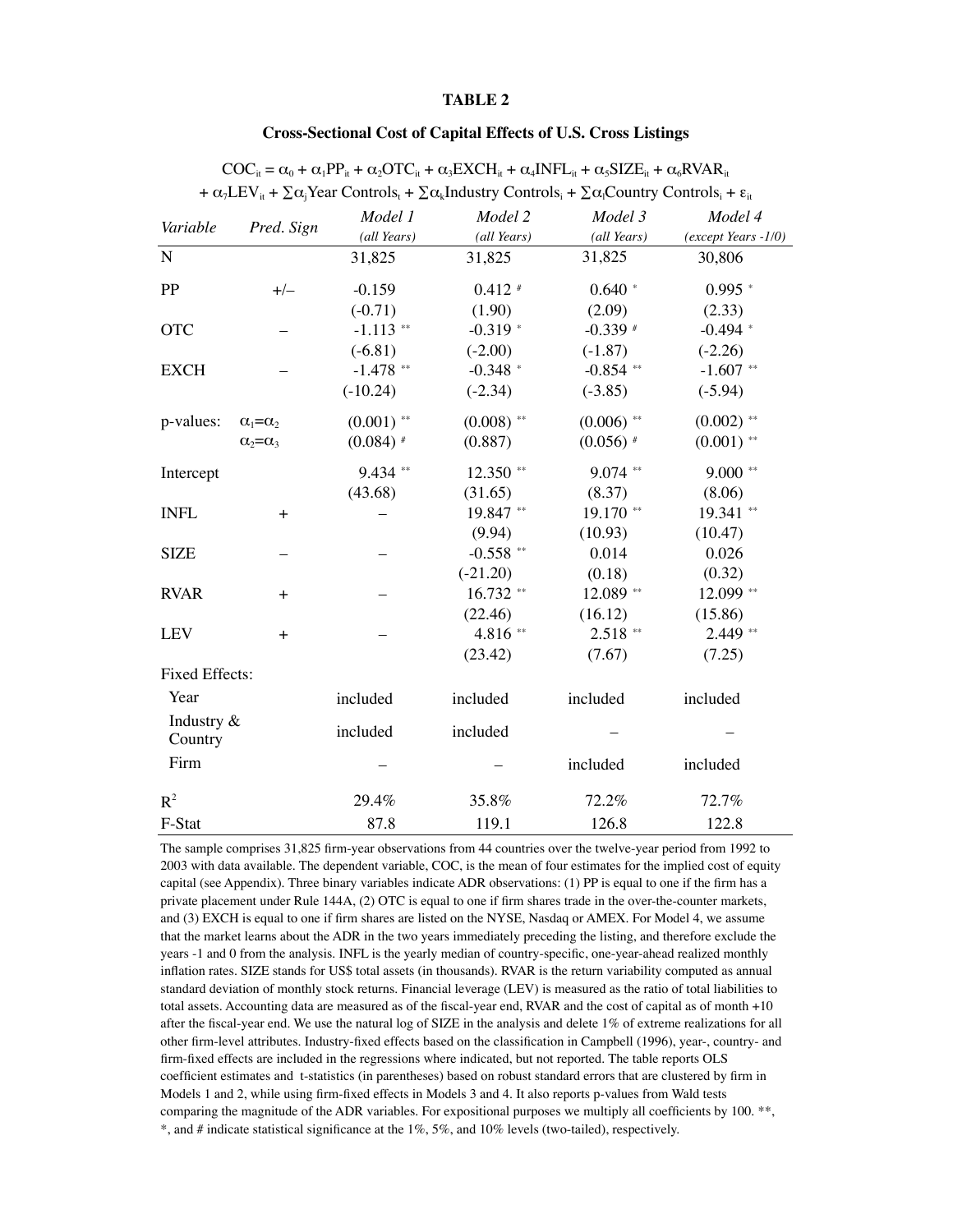# TABLE 2

## Cross-Sectional Cost of Capital Effects of U.S. Cross Listings

$$COC_{it} = \alpha_0 + \alpha_1 PP_{it} + \alpha_2 OTC_{it} + \alpha_3 EXCH_{it} + \alpha_4 INFL_{it} + \alpha_5 SIZE_{it} + \alpha_6 RVAR_{it} + \alpha_7 LEV_{it} + \sum \alpha_j \text{Year Controls}_t + \sum \alpha_k \text{Industry Controls}_i + \sum \alpha_l \text{Country Controls}_i + \varepsilon_{it}$$

| *Variable* | *Pred. Sign* | *Model 1* *(all Years)* | *Model 2* *(all Years)* | *Model 3* *(all Years)* | *Model 4* *(except Years -1/0)* |
|---|---|---|---|---|---|
| N | | 31,825 | 31,825 | 31,825 | 30,806 |
| PP | +/– | -0.159 | 0.412 # | 0.640 * | 0.995 * |
| | | (-0.71) | (1.90) | (2.09) | (2.33) |
| OTC | – | -1.113 ** | -0.319 * | -0.339 # | -0.494 * |
| | | (-6.81) | (-2.00) | (-1.87) | (-2.26) |
| EXCH | – | -1.478 ** | -0.348 * | -0.854 ** | -1.607 ** |
| | | (-10.24) | (-2.34) | (-3.85) | (-5.94) |
| p-values: | $\alpha_1=\alpha_2$ | (0.001) ** | (0.008) ** | (0.006) ** | (0.002) ** |
| | $\alpha_2=\alpha_3$ | (0.084) # | (0.887) | (0.056) # | (0.001) ** |
| Intercept | | 9.434 ** | 12.350 ** | 9.074 ** | 9.000 ** |
| | | (43.68) | (31.65) | (8.37) | (8.06) |
| INFL | + | – | 19.847 ** | 19.170 ** | 19.341 ** |
| | | | (9.94) | (10.93) | (10.47) |
| SIZE | – | – | -0.558 ** | 0.014 | 0.026 |
| | | | (-21.20) | (0.18) | (0.32) |
| RVAR | + | – | 16.732 ** | 12.089 ** | 12.099 ** |
| | | | (22.46) | (16.12) | (15.86) |
| LEV | + | – | 4.816 ** | 2.518 ** | 2.449 ** |
| | | | (23.42) | (7.67) | (7.25) |
| Fixed Effects: | | | | | |
| Year | | included | included | included | included |
| Industry & Country | | included | included | – | – |
| Firm | | – | – | included | included |
| $R^2$ | | 29.4% | 35.8% | 72.2% | 72.7% |
| F-Stat | | 87.8 | 119.1 | 126.8 | 122.8 |

The sample comprises 31,825 firm-year observations from 44 countries over the twelve-year period from 1992 to 2003 with data available. The dependent variable, COC, is the mean of four estimates for the implied cost of equity capital (see Appendix). Three binary variables indicate ADR observations: (1) PP is equal to one if the firm has a private placement under Rule 144A, (2) OTC is equal to one if firm shares trade in the over-the-counter markets, and (3) EXCH is equal to one if firm shares are listed on the NYSE, Nasdaq or AMEX. For Model 4, we assume that the market learns about the ADR in the two years immediately preceding the listing, and therefore exclude the years -1 and 0 from the analysis. INFL is the yearly median of country-specific, one-year-ahead realized monthly inflation rates. SIZE stands for US$ total assets (in thousands). RVAR is the return variability computed as annual standard deviation of monthly stock returns. Financial leverage (LEV) is measured as the ratio of total liabilities to total assets. Accounting data are measured as of the fiscal-year end, RVAR and the cost of capital as of month +10 after the fiscal-year end. We use the natural log of SIZE in the analysis and delete 1% of extreme realizations for all other firm-level attributes. Industry-fixed effects based on the classification in Campbell (1996), year-, country- and firm-fixed effects are included in the regressions where indicated, but not reported. The table reports OLS coefficient estimates and t-statistics (in parentheses) based on robust standard errors that are clustered by firm in Models 1 and 2, while using firm-fixed effects in Models 3 and 4. It also reports p-values from Wald tests comparing the magnitude of the ADR variables. For expositional purposes we multiply all coefficients by 100. **, *, and # indicate statistical significance at the 1%, 5%, and 10% levels (two-tailed), respectively.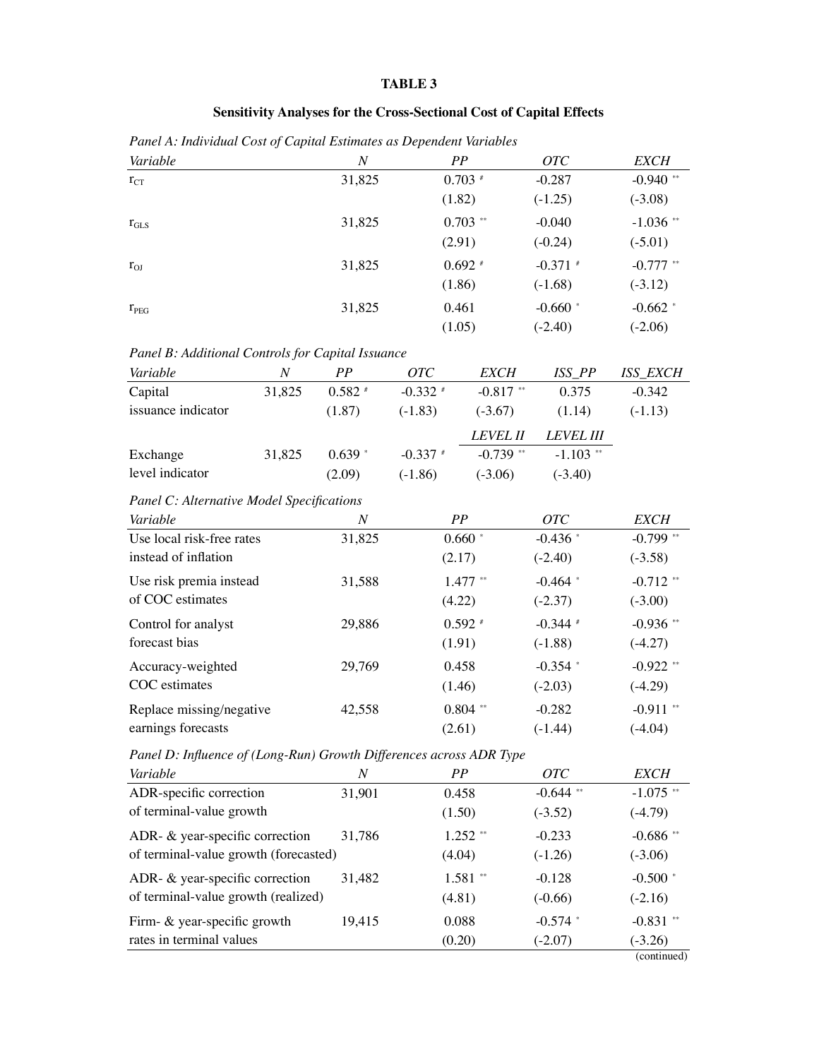**TABLE 3**

**Sensitivity Analyses for the Cross-Sectional Cost of Capital Effects**

*Panel A: Individual Cost of Capital Estimates as Dependent Variables*

| *Variable* | *N* | *PP* | *OTC* | *EXCH* |
|---|---|---|---|---|
| $r_{CT}$ | 31,825 | 0.703 # | -0.287 | -0.940 ** |
| | | (1.82) | (-1.25) | (-3.08) |
| $r_{GLS}$ | 31,825 | 0.703 ** | -0.040 | -1.036 ** |
| | | (2.91) | (-0.24) | (-5.01) |
| $r_{OJ}$ | 31,825 | 0.692 # | -0.371 # | -0.777 ** |
| | | (1.86) | (-1.68) | (-3.12) |
| $r_{PEG}$ | 31,825 | 0.461 | -0.660 * | -0.662 * |
| | | (1.05) | (-2.40) | (-2.06) |

*Panel B: Additional Controls for Capital Issuance*

| *Variable* | *N* | *PP* | *OTC* | *EXCH* | *ISS_PP* | *ISS_EXCH* |
|---|---|---|---|---|---|---|
| Capital issuance indicator | 31,825 | 0.582 # | -0.332 # | -0.817 ** | 0.375 | -0.342 |
| | | (1.87) | (-1.83) | (-3.67) | (1.14) | (-1.13) |
| | | | | *LEVEL II* | *LEVEL III* | |
| Exchange level indicator | 31,825 | 0.639 * | -0.337 # | -0.739 ** | -1.103 ** | |
| | | (2.09) | (-1.86) | (-3.06) | (-3.40) | |

*Panel C: Alternative Model Specifications*

| *Variable* | *N* | *PP* | *OTC* | *EXCH* |
|---|---|---|---|---|
| Use local risk-free rates instead of inflation | 31,825 | 0.660 * | -0.436 * | -0.799 ** |
| | | (2.17) | (-2.40) | (-3.58) |
| Use risk premia instead of COC estimates | 31,588 | 1.477 ** | -0.464 * | -0.712 ** |
| | | (4.22) | (-2.37) | (-3.00) |
| Control for analyst forecast bias | 29,886 | 0.592 # | -0.344 # | -0.936 ** |
| | | (1.91) | (-1.88) | (-4.27) |
| Accuracy-weighted COC estimates | 29,769 | 0.458 | -0.354 * | -0.922 ** |
| | | (1.46) | (-2.03) | (-4.29) |
| Replace missing/negative earnings forecasts | 42,558 | 0.804 ** | -0.282 | -0.911 ** |
| | | (2.61) | (-1.44) | (-4.04) |

*Panel D: Influence of (Long-Run) Growth Differences across ADR Type*

| *Variable* | *N* | *PP* | *OTC* | *EXCH* |
|---|---|---|---|---|
| ADR-specific correction of terminal-value growth | 31,901 | 0.458 | -0.644 ** | -1.075 ** |
| | | (1.50) | (-3.52) | (-4.79) |
| ADR- & year-specific correction of terminal-value growth (forecasted) | 31,786 | 1.252 ** | -0.233 | -0.686 ** |
| | | (4.04) | (-1.26) | (-3.06) |
| ADR- & year-specific correction of terminal-value growth (realized) | 31,482 | 1.581 ** | -0.128 | -0.500 * |
| | | (4.81) | (-0.66) | (-2.16) |
| Firm- & year-specific growth rates in terminal values | 19,415 | 0.088 | -0.574 * | -0.831 ** |
| | | (0.20) | (-2.07) | (-3.26) |

(continued)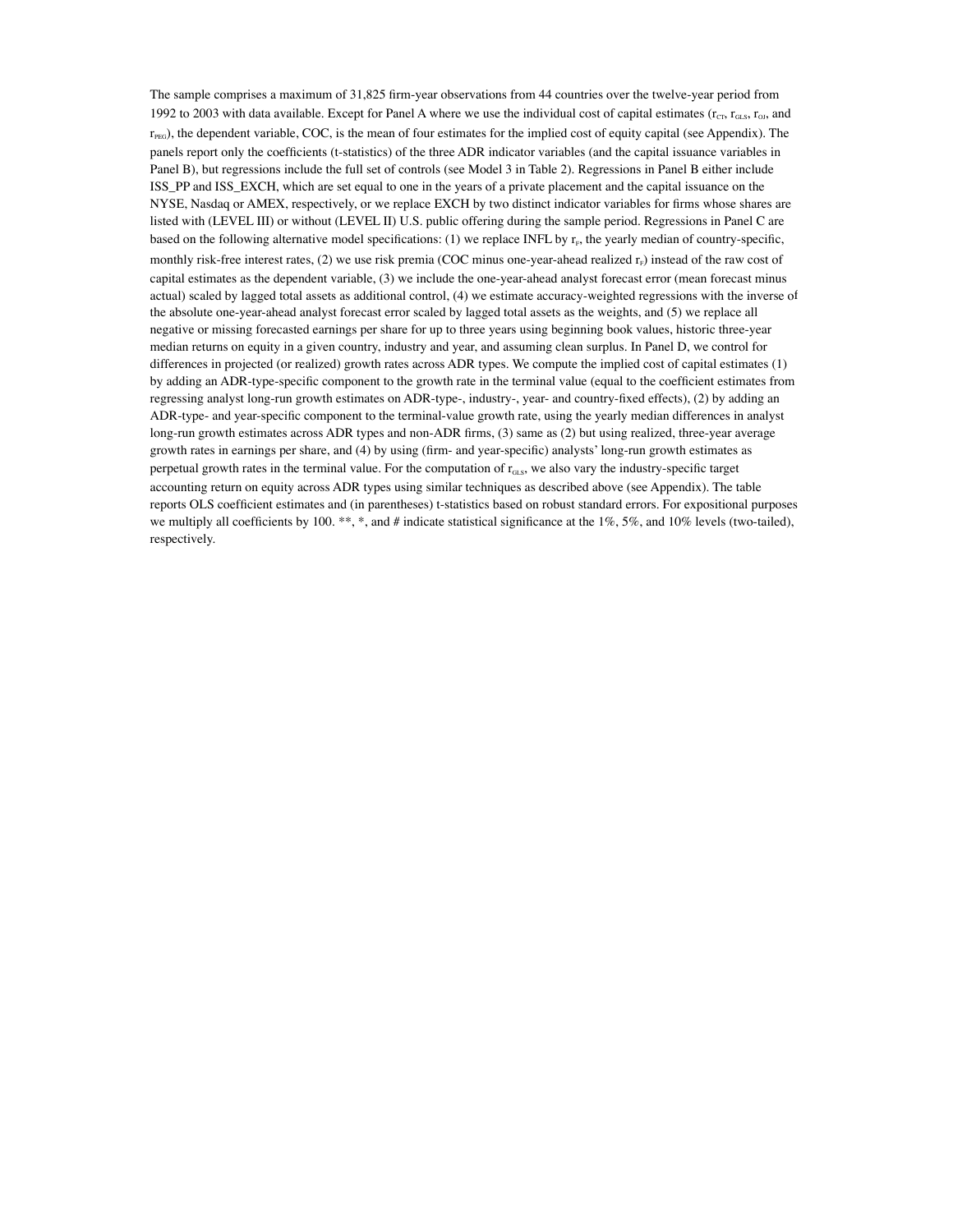The sample comprises a maximum of 31,825 firm-year observations from 44 countries over the twelve-year period from 1992 to 2003 with data available. Except for Panel A where we use the individual cost of capital estimates ($r_{CT}$, $r_{GLS}$, $r_{OJ}$, and $r_{PEG}$), the dependent variable, COC, is the mean of four estimates for the implied cost of equity capital (see Appendix). The panels report only the coefficients (t-statistics) of the three ADR indicator variables (and the capital issuance variables in Panel B), but regressions include the full set of controls (see Model 3 in Table 2). Regressions in Panel B either include ISS_PP and ISS_EXCH, which are set equal to one in the years of a private placement and the capital issuance on the NYSE, Nasdaq or AMEX, respectively, or we replace EXCH by two distinct indicator variables for firms whose shares are listed with (LEVEL III) or without (LEVEL II) U.S. public offering during the sample period. Regressions in Panel C are based on the following alternative model specifications: (1) we replace INFL by $r_F$, the yearly median of country-specific, monthly risk-free interest rates, (2) we use risk premia (COC minus one-year-ahead realized $r_F$) instead of the raw cost of capital estimates as the dependent variable, (3) we include the one-year-ahead analyst forecast error (mean forecast minus actual) scaled by lagged total assets as additional control, (4) we estimate accuracy-weighted regressions with the inverse of the absolute one-year-ahead analyst forecast error scaled by lagged total assets as the weights, and (5) we replace all negative or missing forecasted earnings per share for up to three years using beginning book values, historic three-year median returns on equity in a given country, industry and year, and assuming clean surplus. In Panel D, we control for differences in projected (or realized) growth rates across ADR types. We compute the implied cost of capital estimates (1) by adding an ADR-type-specific component to the growth rate in the terminal value (equal to the coefficient estimates from regressing analyst long-run growth estimates on ADR-type-, industry-, year- and country-fixed effects), (2) by adding an ADR-type- and year-specific component to the terminal-value growth rate, using the yearly median differences in analyst long-run growth estimates across ADR types and non-ADR firms, (3) same as (2) but using realized, three-year average growth rates in earnings per share, and (4) by using (firm- and year-specific) analysts' long-run growth estimates as perpetual growth rates in the terminal value. For the computation of $r_{GLS}$, we also vary the industry-specific target accounting return on equity across ADR types using similar techniques as described above (see Appendix). The table reports OLS coefficient estimates and (in parentheses) t-statistics based on robust standard errors. For expositional purposes we multiply all coefficients by 100. **, *, and # indicate statistical significance at the 1%, 5%, and 10% levels (two-tailed), respectively.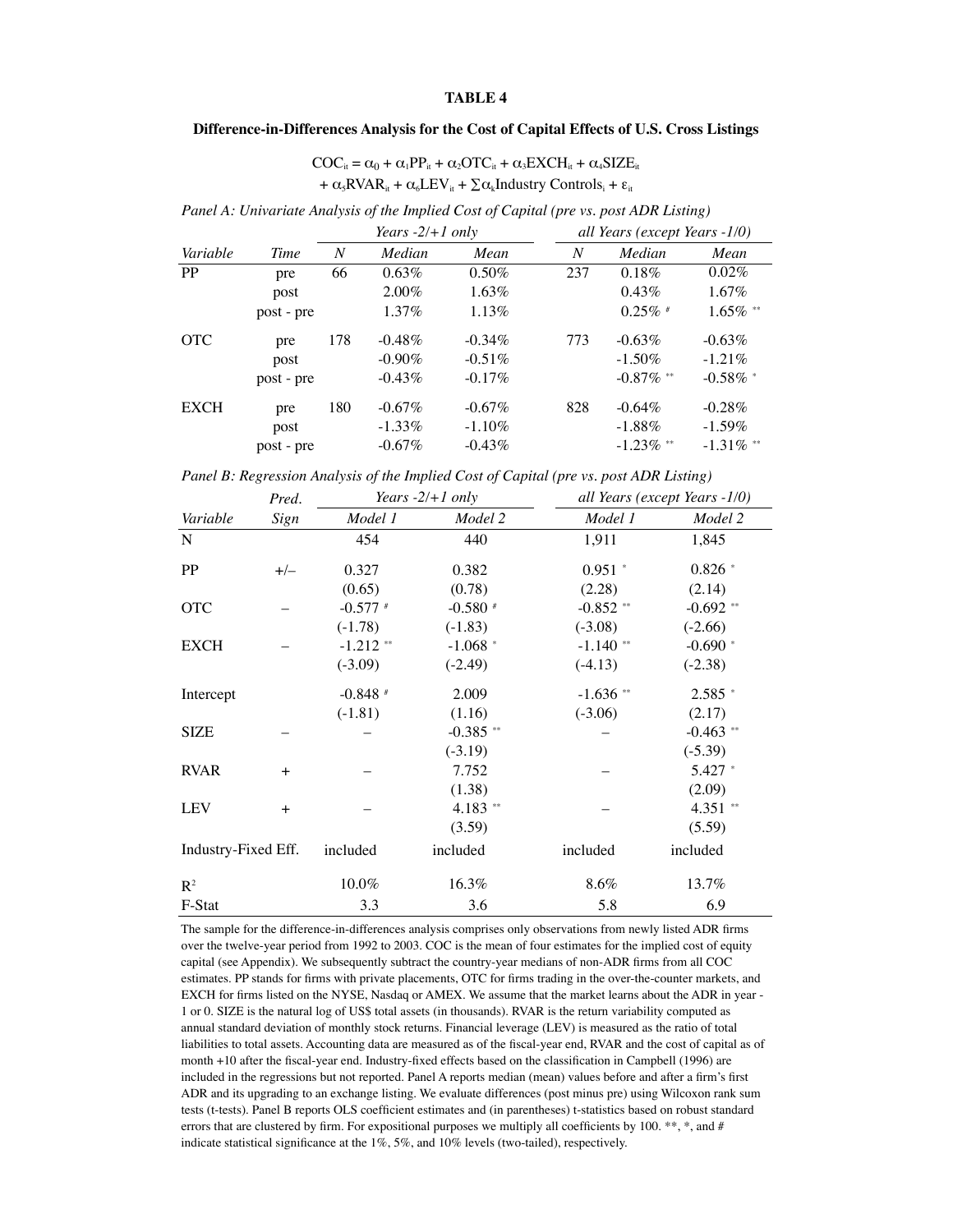**TABLE 4**

**Difference-in-Differences Analysis for the Cost of Capital Effects of U.S. Cross Listings**

$$COC_{it} = \alpha_0 + \alpha_1 PP_{it} + \alpha_2 OTC_{it} + \alpha_3 EXCH_{it} + \alpha_4 SIZE_{it} + \alpha_5 RVAR_{it} + \alpha_6 LEV_{it} + \sum \alpha_k \text{Industry Controls}_i + \varepsilon_{it}$$

*Panel A: Univariate Analysis of the Implied Cost of Capital (pre vs. post ADR Listing)*

| | | *Years -2/+1 only* | | | *all Years (except Years -1/0)* | | |
|---|---|---|---|---|---|---|---|
| *Variable* | *Time* | *N* | *Median* | *Mean* | *N* | *Median* | *Mean* |
| PP | pre | 66 | 0.63% | 0.50% | 237 | 0.18% | 0.02% |
| | post | | 2.00% | 1.63% | | 0.43% | 1.67% |
| | post - pre | | 1.37% | 1.13% | | 0.25% # | 1.65% ** |
| OTC | pre | 178 | -0.48% | -0.34% | 773 | -0.63% | -0.63% |
| | post | | -0.90% | -0.51% | | -1.50% | -1.21% |
| | post - pre | | -0.43% | -0.17% | | -0.87% ** | -0.58% * |
| EXCH | pre | 180 | -0.67% | -0.67% | 828 | -0.64% | -0.28% |
| | post | | -1.33% | -1.10% | | -1.88% | -1.59% |
| | post - pre | | -0.67% | -0.43% | | -1.23% ** | -1.31% ** |

*Panel B: Regression Analysis of the Implied Cost of Capital (pre vs. post ADR Listing)*

| | *Pred.* | *Years -2/+1 only* | | *all Years (except Years -1/0)* | |
|---|---|---|---|---|---|
| *Variable* | *Sign* | *Model 1* | *Model 2* | *Model 1* | *Model 2* |
| N | | 454 | 440 | 1,911 | 1,845 |
| PP | +/– | 0.327 | 0.382 | 0.951 * | 0.826 * |
| | | (0.65) | (0.78) | (2.28) | (2.14) |
| OTC | – | -0.577 # | -0.580 # | -0.852 ** | -0.692 ** |
| | | (-1.78) | (-1.83) | (-3.08) | (-2.66) |
| EXCH | – | -1.212 ** | -1.068 * | -1.140 ** | -0.690 * |
| | | (-3.09) | (-2.49) | (-4.13) | (-2.38) |
| Intercept | | -0.848 # | 2.009 | -1.636 ** | 2.585 * |
| | | (-1.81) | (1.16) | (-3.06) | (2.17) |
| SIZE | – | – | -0.385 ** | – | -0.463 ** |
| | | | (-3.19) | | (-5.39) |
| RVAR | + | – | 7.752 | – | 5.427 * |
| | | | (1.38) | | (2.09) |
| LEV | + | – | 4.183 ** | – | 4.351 ** |
| | | | (3.59) | | (5.59) |
| Industry-Fixed Eff. | | included | included | included | included |
| $R^2$ | | 10.0% | 16.3% | 8.6% | 13.7% |
| F-Stat | | 3.3 | 3.6 | 5.8 | 6.9 |

The sample for the difference-in-differences analysis comprises only observations from newly listed ADR firms over the twelve-year period from 1992 to 2003. COC is the mean of four estimates for the implied cost of equity capital (see Appendix). We subsequently subtract the country-year medians of non-ADR firms from all COC estimates. PP stands for firms with private placements, OTC for firms trading in the over-the-counter markets, and EXCH for firms listed on the NYSE, Nasdaq or AMEX. We assume that the market learns about the ADR in year -1 or 0. SIZE is the natural log of US$ total assets (in thousands). RVAR is the return variability computed as annual standard deviation of monthly stock returns. Financial leverage (LEV) is measured as the ratio of total liabilities to total assets. Accounting data are measured as of the fiscal-year end, RVAR and the cost of capital as of month +10 after the fiscal-year end. Industry-fixed effects based on the classification in Campbell (1996) are included in the regressions but not reported. Panel A reports median (mean) values before and after a firm's first ADR and its upgrading to an exchange listing. We evaluate differences (post minus pre) using Wilcoxon rank sum tests (t-tests). Panel B reports OLS coefficient estimates and (in parentheses) t-statistics based on robust standard errors that are clustered by firm. For expositional purposes we multiply all coefficients by 100. **, *, and # indicate statistical significance at the 1%, 5%, and 10% levels (two-tailed), respectively.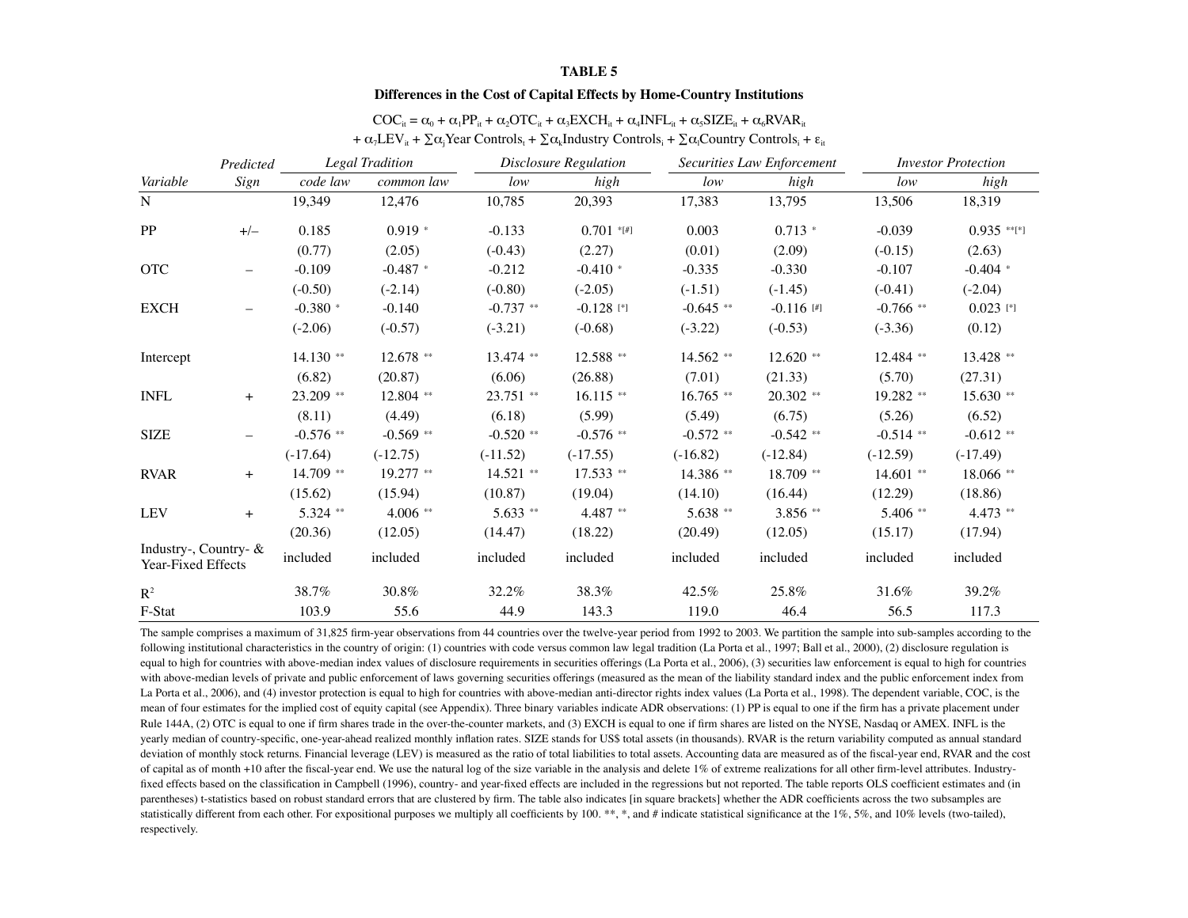**TABLE 5**

**Differences in the Cost of Capital Effects by Home-Country Institutions**

$$COC_{it} = \alpha_0 + \alpha_1 PP_{it} + \alpha_2 OTC_{it} + \alpha_3 EXCH_{it} + \alpha_4 INFL_{it} + \alpha_5 SIZE_{it} + \alpha_6 RVAR_{it}$$
$$+ \alpha_7 LEV_{it} + \sum \alpha_j \text{Year Controls}_t + \sum \alpha_k \text{Industry Controls}_i + \sum \alpha_l \text{Country Controls}_i + \varepsilon_{it}$$

| | *Predicted* | *Legal Tradition* | | *Disclosure Regulation* | | *Securities Law Enforcement* | | *Investor Protection* | |
|---|---|---|---|---|---|---|---|---|---|
| *Variable* | *Sign* | *code law* | *common law* | *low* | *high* | *low* | *high* | *low* | *high* |
| N | | 19,349 | 12,476 | 10,785 | 20,393 | 17,383 | 13,795 | 13,506 | 18,319 |
| PP | +/– | 0.185 | 0.919 * | -0.133 | 0.701 *[#] | 0.003 | 0.713 * | -0.039 | 0.935 **[*] |
| | | (0.77) | (2.05) | (-0.43) | (2.27) | (0.01) | (2.09) | (-0.15) | (2.63) |
| OTC | – | -0.109 | -0.487 * | -0.212 | -0.410 * | -0.335 | -0.330 | -0.107 | -0.404 * |
| | | (-0.50) | (-2.14) | (-0.80) | (-2.05) | (-1.51) | (-1.45) | (-0.41) | (-2.04) |
| EXCH | – | -0.380 * | -0.140 | -0.737 ** | -0.128 [*] | -0.645 ** | -0.116 [#] | -0.766 ** | 0.023 [*] |
| | | (-2.06) | (-0.57) | (-3.21) | (-0.68) | (-3.22) | (-0.53) | (-3.36) | (0.12) |
| Intercept | | 14.130 ** | 12.678 ** | 13.474 ** | 12.588 ** | 14.562 ** | 12.620 ** | 12.484 ** | 13.428 ** |
| | | (6.82) | (20.87) | (6.06) | (26.88) | (7.01) | (21.33) | (5.70) | (27.31) |
| INFL | + | 23.209 ** | 12.804 ** | 23.751 ** | 16.115 ** | 16.765 ** | 20.302 ** | 19.282 ** | 15.630 ** |
| | | (8.11) | (4.49) | (6.18) | (5.99) | (5.49) | (6.75) | (5.26) | (6.52) |
| SIZE | – | -0.576 ** | -0.569 ** | -0.520 ** | -0.576 ** | -0.572 ** | -0.542 ** | -0.514 ** | -0.612 ** |
| | | (-17.64) | (-12.75) | (-11.52) | (-17.55) | (-16.82) | (-12.84) | (-12.59) | (-17.49) |
| RVAR | + | 14.709 ** | 19.277 ** | 14.521 ** | 17.533 ** | 14.386 ** | 18.709 ** | 14.601 ** | 18.066 ** |
| | | (15.62) | (15.94) | (10.87) | (19.04) | (14.10) | (16.44) | (12.29) | (18.86) |
| LEV | + | 5.324 ** | 4.006 ** | 5.633 ** | 4.487 ** | 5.638 ** | 3.856 ** | 5.406 ** | 4.473 ** |
| | | (20.36) | (12.05) | (14.47) | (18.22) | (20.49) | (12.05) | (15.17) | (17.94) |
| Industry-, Country- & Year-Fixed Effects | | included | included | included | included | included | included | included | included |
| $R^2$ | | 38.7% | 30.8% | 32.2% | 38.3% | 42.5% | 25.8% | 31.6% | 39.2% |
| F-Stat | | 103.9 | 55.6 | 44.9 | 143.3 | 119.0 | 46.4 | 56.5 | 117.3 |

The sample comprises a maximum of 31,825 firm-year observations from 44 countries over the twelve-year period from 1992 to 2003. We partition the sample into sub-samples according to the following institutional characteristics in the country of origin: (1) countries with code versus common law legal tradition (La Porta et al., 1997; Ball et al., 2000), (2) disclosure regulation is equal to high for countries with above-median index values of disclosure requirements in securities offerings (La Porta et al., 2006), (3) securities law enforcement is equal to high for countries with above-median levels of private and public enforcement of laws governing securities offerings (measured as the mean of the liability standard index and the public enforcement index from La Porta et al., 2006), and (4) investor protection is equal to high for countries with above-median anti-director rights index values (La Porta et al., 1998). The dependent variable, COC, is the mean of four estimates for the implied cost of equity capital (see Appendix). Three binary variables indicate ADR observations: (1) PP is equal to one if the firm has a private placement under Rule 144A, (2) OTC is equal to one if firm shares trade in the over-the-counter markets, and (3) EXCH is equal to one if firm shares are listed on the NYSE, Nasdaq or AMEX. INFL is the yearly median of country-specific, one-year-ahead realized monthly inflation rates. SIZE stands for US$ total assets (in thousands). RVAR is the return variability computed as annual standard deviation of monthly stock returns. Financial leverage (LEV) is measured as the ratio of total liabilities to total assets. Accounting data are measured as of the fiscal-year end, RVAR and the cost of capital as of month +10 after the fiscal-year end. We use the natural log of the size variable in the analysis and delete 1% of extreme realizations for all other firm-level attributes. Industry-fixed effects based on the classification in Campbell (1996), country- and year-fixed effects are included in the regressions but not reported. The table reports OLS coefficient estimates and (in parentheses) t-statistics based on robust standard errors that are clustered by firm. The table also indicates [in square brackets] whether the ADR coefficients across the two subsamples are statistically different from each other. For expositional purposes we multiply all coefficients by 100. **, *, and # indicate statistical significance at the 1%, 5%, and 10% levels (two-tailed), respectively.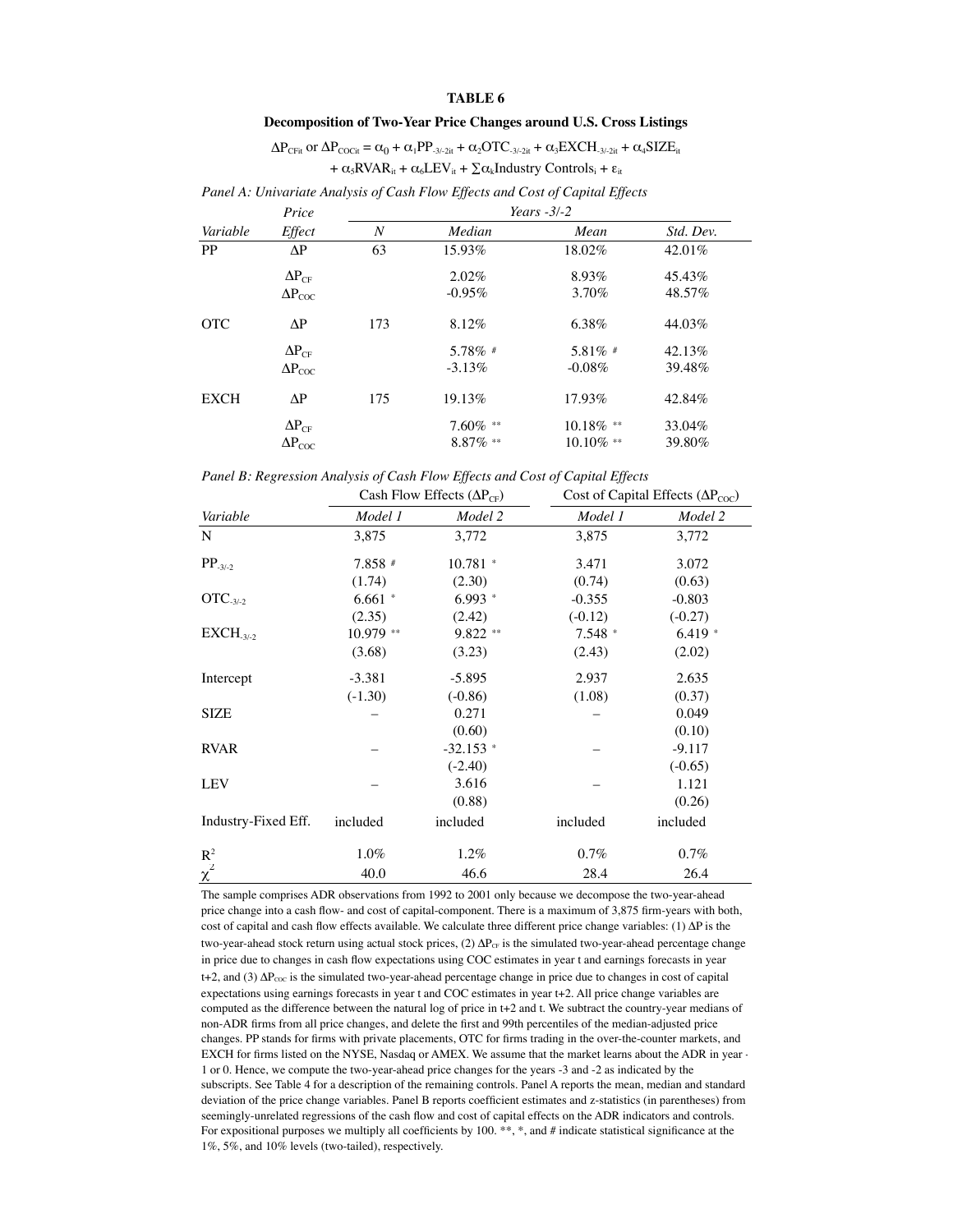**TABLE 6**

**Decomposition of Two-Year Price Changes around U.S. Cross Listings**

$$\Delta P_{CFit} \text{ or } \Delta P_{COCit} = \alpha_0 + \alpha_1 PP_{-3/-2it} + \alpha_2 OTC_{-3/-2it} + \alpha_3 EXCH_{-3/-2it} + \alpha_4 SIZE_{it} + \alpha_5 RVAR_{it} + \alpha_6 LEV_{it} + \sum \alpha_k \text{Industry Controls}_i + \varepsilon_{it}$$

*Panel A: Univariate Analysis of Cash Flow Effects and Cost of Capital Effects*

| *Variable* | *Price Effect* | *N* | *Median* (Years -3/-2) | *Mean* (Years -3/-2) | *Std. Dev.* (Years -3/-2) |
|---|---|---|---|---|---|
| PP | $\Delta P$ | 63 | 15.93% | 18.02% | 42.01% |
| | $\Delta P_{CF}$ | | 2.02% | 8.93% | 45.43% |
| | $\Delta P_{COC}$ | | -0.95% | 3.70% | 48.57% |
| OTC | $\Delta P$ | 173 | 8.12% | 6.38% | 44.03% |
| | $\Delta P_{CF}$ | | 5.78% # | 5.81% # | 42.13% |
| | $\Delta P_{COC}$ | | -3.13% | -0.08% | 39.48% |
| EXCH | $\Delta P$ | 175 | 19.13% | 17.93% | 42.84% |
| | $\Delta P_{CF}$ | | 7.60% ** | 10.18% ** | 33.04% |
| | $\Delta P_{COC}$ | | 8.87% ** | 10.10% ** | 39.80% |

*Panel B: Regression Analysis of Cash Flow Effects and Cost of Capital Effects*

| | Cash Flow Effects ($\Delta P_{CF}$) | | Cost of Capital Effects ($\Delta P_{COC}$) | |
|---|---|---|---|---|
| *Variable* | *Model 1* | *Model 2* | *Model 1* | *Model 2* |
| N | 3,875 | 3,772 | 3,875 | 3,772 |
| $PP_{-3/-2}$ | 7.858 # | 10.781 * | 3.471 | 3.072 |
| | (1.74) | (2.30) | (0.74) | (0.63) |
| $OTC_{-3/-2}$ | 6.661 * | 6.993 * | -0.355 | -0.803 |
| | (2.35) | (2.42) | (-0.12) | (-0.27) |
| $EXCH_{-3/-2}$ | 10.979 ** | 9.822 ** | 7.548 * | 6.419 * |
| | (3.68) | (3.23) | (2.43) | (2.02) |
| Intercept | -3.381 | -5.895 | 2.937 | 2.635 |
| | (-1.30) | (-0.86) | (1.08) | (0.37) |
| SIZE | – | 0.271 | – | 0.049 |
| | | (0.60) | | (0.10) |
| RVAR | – | -32.153 * | – | -9.117 |
| | | (-2.40) | | (-0.65) |
| LEV | – | 3.616 | – | 1.121 |
| | | (0.88) | | (0.26) |
| Industry-Fixed Eff. | included | included | included | included |
| $R^2$ | 1.0% | 1.2% | 0.7% | 0.7% |
| $\chi^2$ | 40.0 | 46.6 | 28.4 | 26.4 |

The sample comprises ADR observations from 1992 to 2001 only because we decompose the two-year-ahead price change into a cash flow- and cost of capital-component. There is a maximum of 3,875 firm-years with both, cost of capital and cash flow effects available. We calculate three different price change variables: (1) $\Delta P$ is the two-year-ahead stock return using actual stock prices, (2) $\Delta P_{CF}$ is the simulated two-year-ahead percentage change in price due to changes in cash flow expectations using COC estimates in year t and earnings forecasts in year t+2, and (3) $\Delta P_{COC}$ is the simulated two-year-ahead percentage change in price due to changes in cost of capital expectations using earnings forecasts in year t and COC estimates in year t+2. All price change variables are computed as the difference between the natural log of price in t+2 and t. We subtract the country-year medians of non-ADR firms from all price changes, and delete the first and 99th percentiles of the median-adjusted price changes. PP stands for firms with private placements, OTC for firms trading in the over-the-counter markets, and EXCH for firms listed on the NYSE, Nasdaq or AMEX. We assume that the market learns about the ADR in year -1 or 0. Hence, we compute the two-year-ahead price changes for the years -3 and -2 as indicated by the subscripts. See Table 4 for a description of the remaining controls. Panel A reports the mean, median and standard deviation of the price change variables. Panel B reports coefficient estimates and z-statistics (in parentheses) from seemingly-unrelated regressions of the cash flow and cost of capital effects on the ADR indicators and controls. For expositional purposes we multiply all coefficients by 100. **, *, and # indicate statistical significance at the 1%, 5%, and 10% levels (two-tailed), respectively.